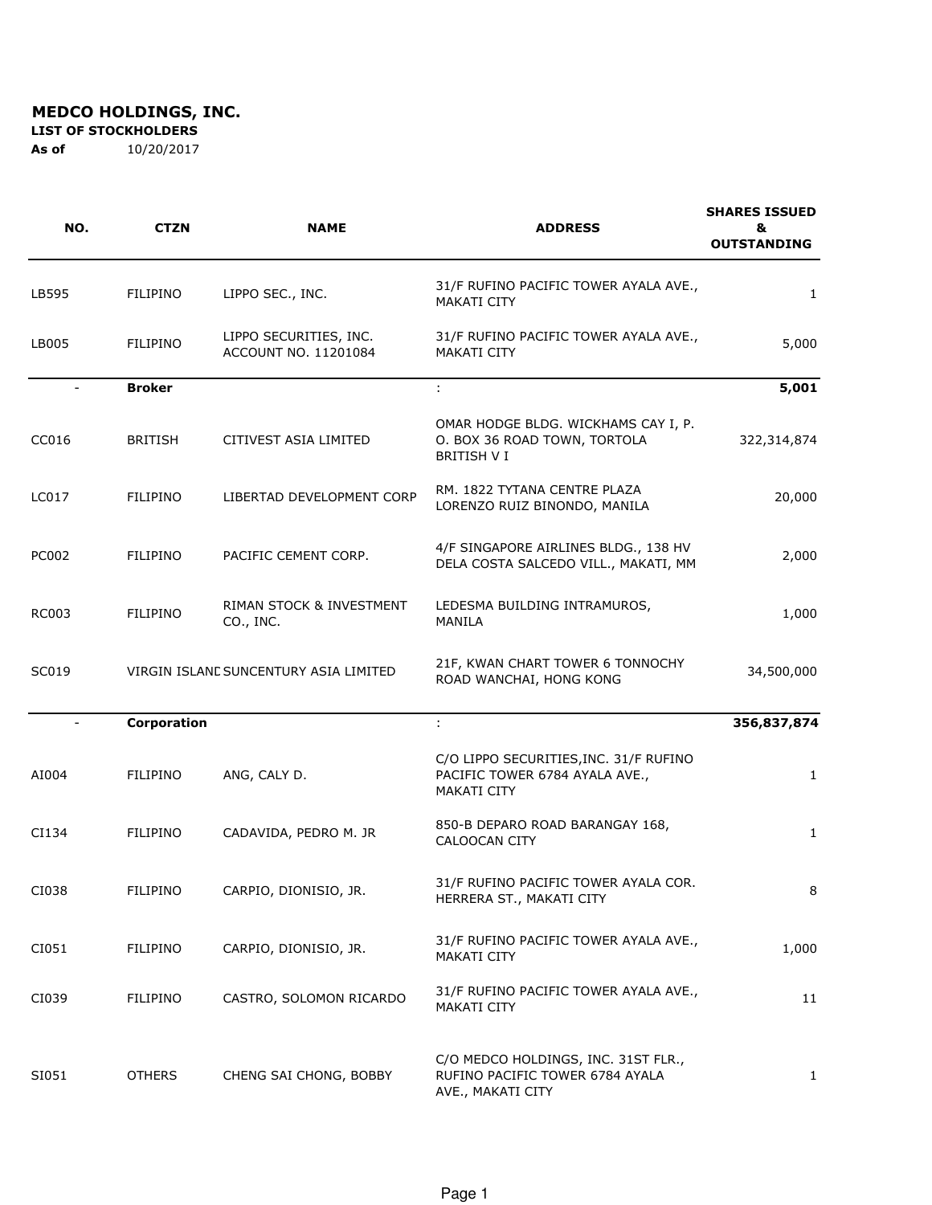# MEDCO HOLDINGS, INC.

**LIST OF STOCKHOLDERS**

**As of** 10/20/2017

| NO. | CTZN | NAME | ADDRESS | SHARES ISSUED & OUTSTANDING |
|---|---|---|---|---|
| LB595 | FILIPINO | LIPPO SEC., INC. | 31/F RUFINO PACIFIC TOWER AYALA AVE., MAKATI CITY | 1 |
| LB005 | FILIPINO | LIPPO SECURITIES, INC. ACCOUNT NO. 11201084 | 31/F RUFINO PACIFIC TOWER AYALA AVE., MAKATI CITY | 5,000 |
| - | **Broker** | | : | **5,001** |
| CC016 | BRITISH | CITIVEST ASIA LIMITED | OMAR HODGE BLDG. WICKHAMS CAY I, P. O. BOX 36 ROAD TOWN, TORTOLA BRITISH V I | 322,314,874 |
| LC017 | FILIPINO | LIBERTAD DEVELOPMENT CORP | RM. 1822 TYTANA CENTRE PLAZA LORENZO RUIZ BINONDO, MANILA | 20,000 |
| PC002 | FILIPINO | PACIFIC CEMENT CORP. | 4/F SINGAPORE AIRLINES BLDG., 138 HV DELA COSTA SALCEDO VILL., MAKATI, MM | 2,000 |
| RC003 | FILIPINO | RIMAN STOCK & INVESTMENT CO., INC. | LEDESMA BUILDING INTRAMUROS, MANILA | 1,000 |
| SC019 | VIRGIN ISLAND | SUNCENTURY ASIA LIMITED | 21F, KWAN CHART TOWER 6 TONNOCHY ROAD WANCHAI, HONG KONG | 34,500,000 |
| - | **Corporation** | | : | **356,837,874** |
| AI004 | FILIPINO | ANG, CALY D. | C/O LIPPO SECURITIES,INC. 31/F RUFINO PACIFIC TOWER 6784 AYALA AVE., MAKATI CITY | 1 |
| CI134 | FILIPINO | CADAVIDA, PEDRO M. JR | 850-B DEPARO ROAD BARANGAY 168, CALOOCAN CITY | 1 |
| CI038 | FILIPINO | CARPIO, DIONISIO, JR. | 31/F RUFINO PACIFIC TOWER AYALA COR. HERRERA ST., MAKATI CITY | 8 |
| CI051 | FILIPINO | CARPIO, DIONISIO, JR. | 31/F RUFINO PACIFIC TOWER AYALA AVE., MAKATI CITY | 1,000 |
| CI039 | FILIPINO | CASTRO, SOLOMON RICARDO | 31/F RUFINO PACIFIC TOWER AYALA AVE., MAKATI CITY | 11 |
| SI051 | OTHERS | CHENG SAI CHONG, BOBBY | C/O MEDCO HOLDINGS, INC. 31ST FLR., RUFINO PACIFIC TOWER 6784 AYALA AVE., MAKATI CITY | 1 |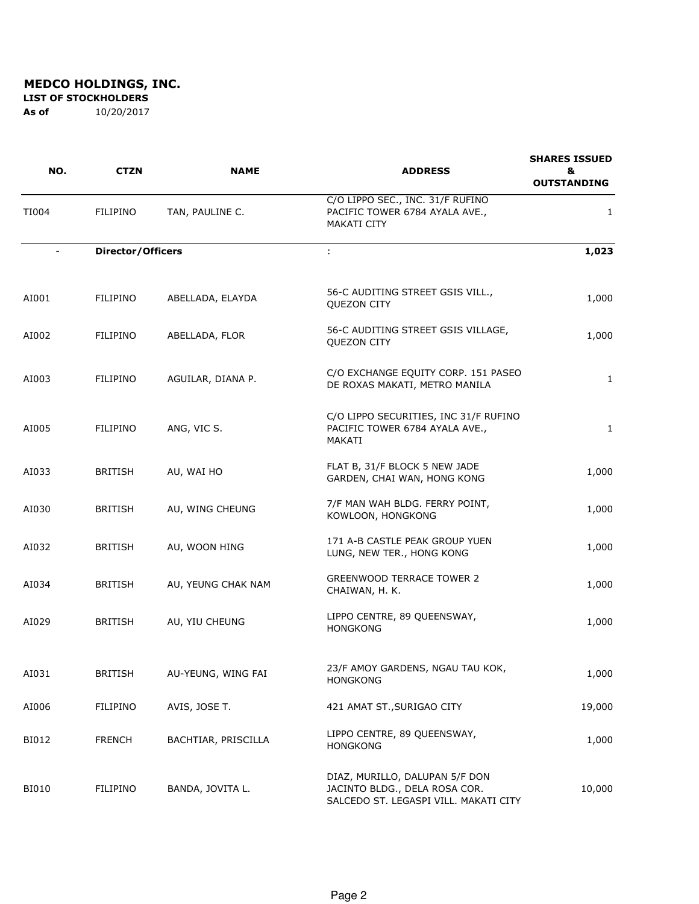**MEDCO HOLDINGS, INC.**

**LIST OF STOCKHOLDERS**

**As of** 10/20/2017

| NO. | CTZN | NAME | ADDRESS | SHARES ISSUED & OUTSTANDING |
|---|---|---|---|---|
| TI004 | FILIPINO | TAN, PAULINE C. | C/O LIPPO SEC., INC. 31/F RUFINO PACIFIC TOWER 6784 AYALA AVE., MAKATI CITY | 1 |
| - | **Director/Officers** | | : | **1,023** |
| AI001 | FILIPINO | ABELLADA, ELAYDA | 56-C AUDITING STREET GSIS VILL., QUEZON CITY | 1,000 |
| AI002 | FILIPINO | ABELLADA, FLOR | 56-C AUDITING STREET GSIS VILLAGE, QUEZON CITY | 1,000 |
| AI003 | FILIPINO | AGUILAR, DIANA P. | C/O EXCHANGE EQUITY CORP. 151 PASEO DE ROXAS MAKATI, METRO MANILA | 1 |
| AI005 | FILIPINO | ANG, VIC S. | C/O LIPPO SECURITIES, INC 31/F RUFINO PACIFIC TOWER 6784 AYALA AVE., MAKATI | 1 |
| AI033 | BRITISH | AU, WAI HO | FLAT B, 31/F BLOCK 5 NEW JADE GARDEN, CHAI WAN, HONG KONG | 1,000 |
| AI030 | BRITISH | AU, WING CHEUNG | 7/F MAN WAH BLDG. FERRY POINT, KOWLOON, HONGKONG | 1,000 |
| AI032 | BRITISH | AU, WOON HING | 171 A-B CASTLE PEAK GROUP YUEN LUNG, NEW TER., HONG KONG | 1,000 |
| AI034 | BRITISH | AU, YEUNG CHAK NAM | GREENWOOD TERRACE TOWER 2 CHAIWAN, H. K. | 1,000 |
| AI029 | BRITISH | AU, YIU CHEUNG | LIPPO CENTRE, 89 QUEENSWAY, HONGKONG | 1,000 |
| AI031 | BRITISH | AU-YEUNG, WING FAI | 23/F AMOY GARDENS, NGAU TAU KOK, HONGKONG | 1,000 |
| AI006 | FILIPINO | AVIS, JOSE T. | 421 AMAT ST.,SURIGAO CITY | 19,000 |
| BI012 | FRENCH | BACHTIAR, PRISCILLA | LIPPO CENTRE, 89 QUEENSWAY, HONGKONG | 1,000 |
| BI010 | FILIPINO | BANDA, JOVITA L. | DIAZ, MURILLO, DALUPAN 5/F DON JACINTO BLDG., DELA ROSA COR. SALCEDO ST. LEGASPI VILL. MAKATI CITY | 10,000 |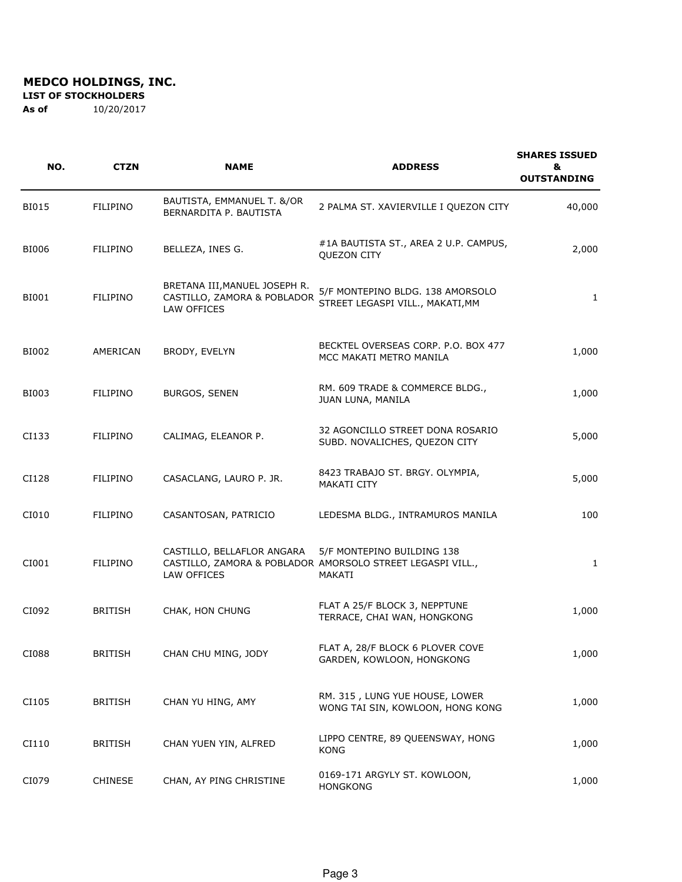**MEDCO HOLDINGS, INC.**

**LIST OF STOCKHOLDERS**

**As of** 10/20/2017

| NO. | CTZN | NAME | ADDRESS | SHARES ISSUED & OUTSTANDING |
|---|---|---|---|---|
| BI015 | FILIPINO | BAUTISTA, EMMANUEL T. &/OR BERNARDITA P. BAUTISTA | 2 PALMA ST. XAVIERVILLE I QUEZON CITY | 40,000 |
| BI006 | FILIPINO | BELLEZA, INES G. | #1A BAUTISTA ST., AREA 2 U.P. CAMPUS, QUEZON CITY | 2,000 |
| BI001 | FILIPINO | BRETANA III,MANUEL JOSEPH R. CASTILLO, ZAMORA & POBLADOR LAW OFFICES | 5/F MONTEPINO BLDG. 138 AMORSOLO STREET LEGASPI VILL., MAKATI,MM | 1 |
| BI002 | AMERICAN | BRODY, EVELYN | BECKTEL OVERSEAS CORP. P.O. BOX 477 MCC MAKATI METRO MANILA | 1,000 |
| BI003 | FILIPINO | BURGOS, SENEN | RM. 609 TRADE & COMMERCE BLDG., JUAN LUNA, MANILA | 1,000 |
| CI133 | FILIPINO | CALIMAG, ELEANOR P. | 32 AGONCILLO STREET DONA ROSARIO SUBD. NOVALICHES, QUEZON CITY | 5,000 |
| CI128 | FILIPINO | CASACLANG, LAURO P. JR. | 8423 TRABAJO ST. BRGY. OLYMPIA, MAKATI CITY | 5,000 |
| CI010 | FILIPINO | CASANTOSAN, PATRICIO | LEDESMA BLDG., INTRAMUROS MANILA | 100 |
| CI001 | FILIPINO | CASTILLO, BELLAFLOR ANGARA CASTILLO, ZAMORA & POBLADOR LAW OFFICES | 5/F MONTEPINO BUILDING 138 AMORSOLO STREET LEGASPI VILL., MAKATI | 1 |
| CI092 | BRITISH | CHAK, HON CHUNG | FLAT A 25/F BLOCK 3, NEPPTUNE TERRACE, CHAI WAN, HONGKONG | 1,000 |
| CI088 | BRITISH | CHAN CHU MING, JODY | FLAT A, 28/F BLOCK 6 PLOVER COVE GARDEN, KOWLOON, HONGKONG | 1,000 |
| CI105 | BRITISH | CHAN YU HING, AMY | RM. 315 , LUNG YUE HOUSE, LOWER WONG TAI SIN, KOWLOON, HONG KONG | 1,000 |
| CI110 | BRITISH | CHAN YUEN YIN, ALFRED | LIPPO CENTRE, 89 QUEENSWAY, HONG KONG | 1,000 |
| CI079 | CHINESE | CHAN, AY PING CHRISTINE | 0169-171 ARGYLY ST. KOWLOON, HONGKONG | 1,000 |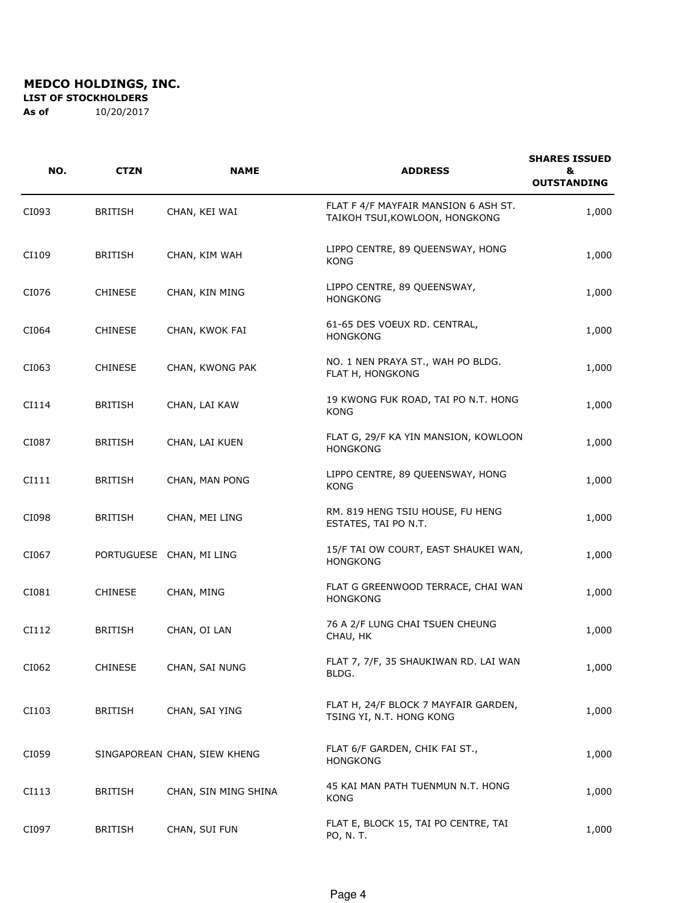**MEDCO HOLDINGS, INC.**

**LIST OF STOCKHOLDERS**

**As of** 10/20/2017

| NO. | CTZN | NAME | ADDRESS | SHARES ISSUED & OUTSTANDING |
|---|---|---|---|---|
| CI093 | BRITISH | CHAN, KEI WAI | FLAT F 4/F MAYFAIR MANSION 6 ASH ST. TAIKOH TSUI,KOWLOON, HONGKONG | 1,000 |
| CI109 | BRITISH | CHAN, KIM WAH | LIPPO CENTRE, 89 QUEENSWAY, HONG KONG | 1,000 |
| CI076 | CHINESE | CHAN, KIN MING | LIPPO CENTRE, 89 QUEENSWAY, HONGKONG | 1,000 |
| CI064 | CHINESE | CHAN, KWOK FAI | 61-65 DES VOEUX RD. CENTRAL, HONGKONG | 1,000 |
| CI063 | CHINESE | CHAN, KWONG PAK | NO. 1 NEN PRAYA ST., WAH PO BLDG. FLAT H, HONGKONG | 1,000 |
| CI114 | BRITISH | CHAN, LAI KAW | 19 KWONG FUK ROAD, TAI PO N.T. HONG KONG | 1,000 |
| CI087 | BRITISH | CHAN, LAI KUEN | FLAT G, 29/F KA YIN MANSION, KOWLOON HONGKONG | 1,000 |
| CI111 | BRITISH | CHAN, MAN PONG | LIPPO CENTRE, 89 QUEENSWAY, HONG KONG | 1,000 |
| CI098 | BRITISH | CHAN, MEI LING | RM. 819 HENG TSIU HOUSE, FU HENG ESTATES, TAI PO N.T. | 1,000 |
| CI067 | PORTUGUESE | CHAN, MI LING | 15/F TAI OW COURT, EAST SHAUKEI WAN, HONGKONG | 1,000 |
| CI081 | CHINESE | CHAN, MING | FLAT G GREENWOOD TERRACE, CHAI WAN HONGKONG | 1,000 |
| CI112 | BRITISH | CHAN, OI LAN | 76 A 2/F LUNG CHAI TSUEN CHEUNG CHAU, HK | 1,000 |
| CI062 | CHINESE | CHAN, SAI NUNG | FLAT 7, 7/F, 35 SHAUKIWAN RD. LAI WAN BLDG. | 1,000 |
| CI103 | BRITISH | CHAN, SAI YING | FLAT H, 24/F BLOCK 7 MAYFAIR GARDEN, TSING YI, N.T. HONG KONG | 1,000 |
| CI059 | SINGAPOREAN | CHAN, SIEW KHENG | FLAT 6/F GARDEN, CHIK FAI ST., HONGKONG | 1,000 |
| CI113 | BRITISH | CHAN, SIN MING SHINA | 45 KAI MAN PATH TUENMUN N.T. HONG KONG | 1,000 |
| CI097 | BRITISH | CHAN, SUI FUN | FLAT E, BLOCK 15, TAI PO CENTRE, TAI PO, N. T. | 1,000 |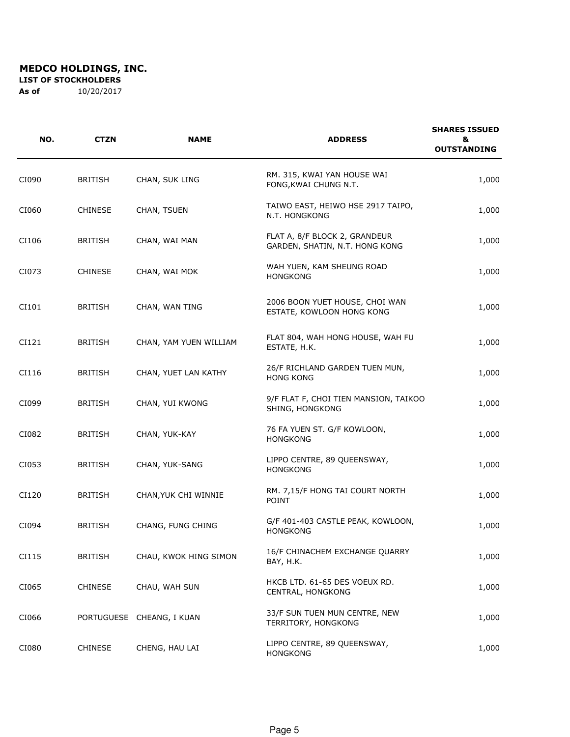**MEDCO HOLDINGS, INC.**
**LIST OF STOCKHOLDERS**
**As of** 10/20/2017

| NO. | CTZN | NAME | ADDRESS | SHARES ISSUED & OUTSTANDING |
|---|---|---|---|---|
| CI090 | BRITISH | CHAN, SUK LING | RM. 315, KWAI YAN HOUSE WAI FONG,KWAI CHUNG N.T. | 1,000 |
| CI060 | CHINESE | CHAN, TSUEN | TAIWO EAST, HEIWO HSE 2917 TAIPO, N.T. HONGKONG | 1,000 |
| CI106 | BRITISH | CHAN, WAI MAN | FLAT A, 8/F BLOCK 2, GRANDEUR GARDEN, SHATIN, N.T. HONG KONG | 1,000 |
| CI073 | CHINESE | CHAN, WAI MOK | WAH YUEN, KAM SHEUNG ROAD HONGKONG | 1,000 |
| CI101 | BRITISH | CHAN, WAN TING | 2006 BOON YUET HOUSE, CHOI WAN ESTATE, KOWLOON HONG KONG | 1,000 |
| CI121 | BRITISH | CHAN, YAM YUEN WILLIAM | FLAT 804, WAH HONG HOUSE, WAH FU ESTATE, H.K. | 1,000 |
| CI116 | BRITISH | CHAN, YUET LAN KATHY | 26/F RICHLAND GARDEN TUEN MUN, HONG KONG | 1,000 |
| CI099 | BRITISH | CHAN, YUI KWONG | 9/F FLAT F, CHOI TIEN MANSION, TAIKOO SHING, HONGKONG | 1,000 |
| CI082 | BRITISH | CHAN, YUK-KAY | 76 FA YUEN ST. G/F KOWLOON, HONGKONG | 1,000 |
| CI053 | BRITISH | CHAN, YUK-SANG | LIPPO CENTRE, 89 QUEENSWAY, HONGKONG | 1,000 |
| CI120 | BRITISH | CHAN,YUK CHI WINNIE | RM. 7,15/F HONG TAI COURT NORTH POINT | 1,000 |
| CI094 | BRITISH | CHANG, FUNG CHING | G/F 401-403 CASTLE PEAK, KOWLOON, HONGKONG | 1,000 |
| CI115 | BRITISH | CHAU, KWOK HING SIMON | 16/F CHINACHEM EXCHANGE QUARRY BAY, H.K. | 1,000 |
| CI065 | CHINESE | CHAU, WAH SUN | HKCB LTD. 61-65 DES VOEUX RD. CENTRAL, HONGKONG | 1,000 |
| CI066 | PORTUGUESE | CHEANG, I KUAN | 33/F SUN TUEN MUN CENTRE, NEW TERRITORY, HONGKONG | 1,000 |
| CI080 | CHINESE | CHENG, HAU LAI | LIPPO CENTRE, 89 QUEENSWAY, HONGKONG | 1,000 |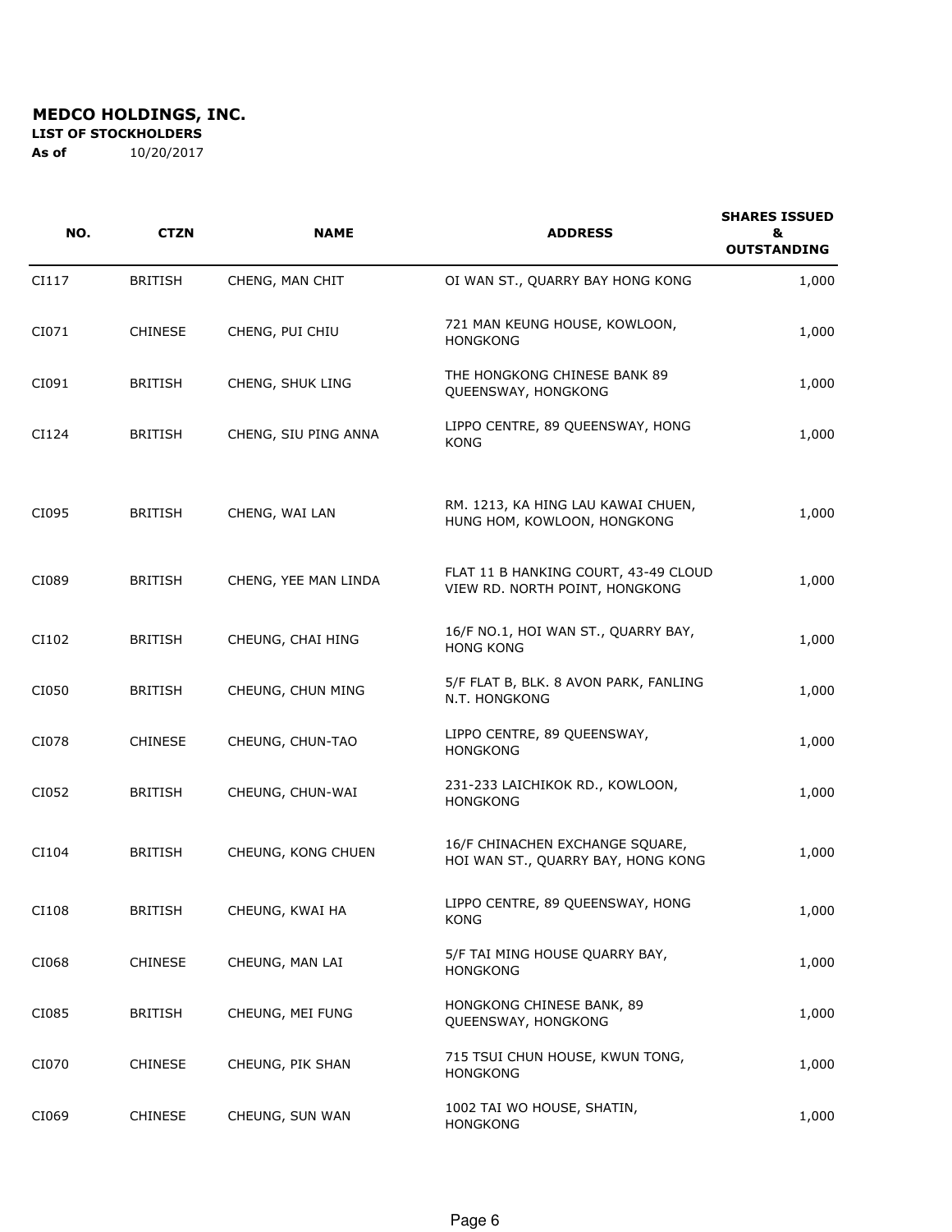**MEDCO HOLDINGS, INC.**

**LIST OF STOCKHOLDERS**

**As of** 10/20/2017

| NO. | CTZN | NAME | ADDRESS | SHARES ISSUED & OUTSTANDING |
|---|---|---|---|---|
| CI117 | BRITISH | CHENG, MAN CHIT | OI WAN ST., QUARRY BAY HONG KONG | 1,000 |
| CI071 | CHINESE | CHENG, PUI CHIU | 721 MAN KEUNG HOUSE, KOWLOON, HONGKONG | 1,000 |
| CI091 | BRITISH | CHENG, SHUK LING | THE HONGKONG CHINESE BANK 89 QUEENSWAY, HONGKONG | 1,000 |
| CI124 | BRITISH | CHENG, SIU PING ANNA | LIPPO CENTRE, 89 QUEENSWAY, HONG KONG | 1,000 |
| CI095 | BRITISH | CHENG, WAI LAN | RM. 1213, KA HING LAU KAWAI CHUEN, HUNG HOM, KOWLOON, HONGKONG | 1,000 |
| CI089 | BRITISH | CHENG, YEE MAN LINDA | FLAT 11 B HANKING COURT, 43-49 CLOUD VIEW RD. NORTH POINT, HONGKONG | 1,000 |
| CI102 | BRITISH | CHEUNG, CHAI HING | 16/F NO.1, HOI WAN ST., QUARRY BAY, HONG KONG | 1,000 |
| CI050 | BRITISH | CHEUNG, CHUN MING | 5/F FLAT B, BLK. 8 AVON PARK, FANLING N.T. HONGKONG | 1,000 |
| CI078 | CHINESE | CHEUNG, CHUN-TAO | LIPPO CENTRE, 89 QUEENSWAY, HONGKONG | 1,000 |
| CI052 | BRITISH | CHEUNG, CHUN-WAI | 231-233 LAICHIKOK RD., KOWLOON, HONGKONG | 1,000 |
| CI104 | BRITISH | CHEUNG, KONG CHUEN | 16/F CHINACHEN EXCHANGE SQUARE, HOI WAN ST., QUARRY BAY, HONG KONG | 1,000 |
| CI108 | BRITISH | CHEUNG, KWAI HA | LIPPO CENTRE, 89 QUEENSWAY, HONG KONG | 1,000 |
| CI068 | CHINESE | CHEUNG, MAN LAI | 5/F TAI MING HOUSE QUARRY BAY, HONGKONG | 1,000 |
| CI085 | BRITISH | CHEUNG, MEI FUNG | HONGKONG CHINESE BANK, 89 QUEENSWAY, HONGKONG | 1,000 |
| CI070 | CHINESE | CHEUNG, PIK SHAN | 715 TSUI CHUN HOUSE, KWUN TONG, HONGKONG | 1,000 |
| CI069 | CHINESE | CHEUNG, SUN WAN | 1002 TAI WO HOUSE, SHATIN, HONGKONG | 1,000 |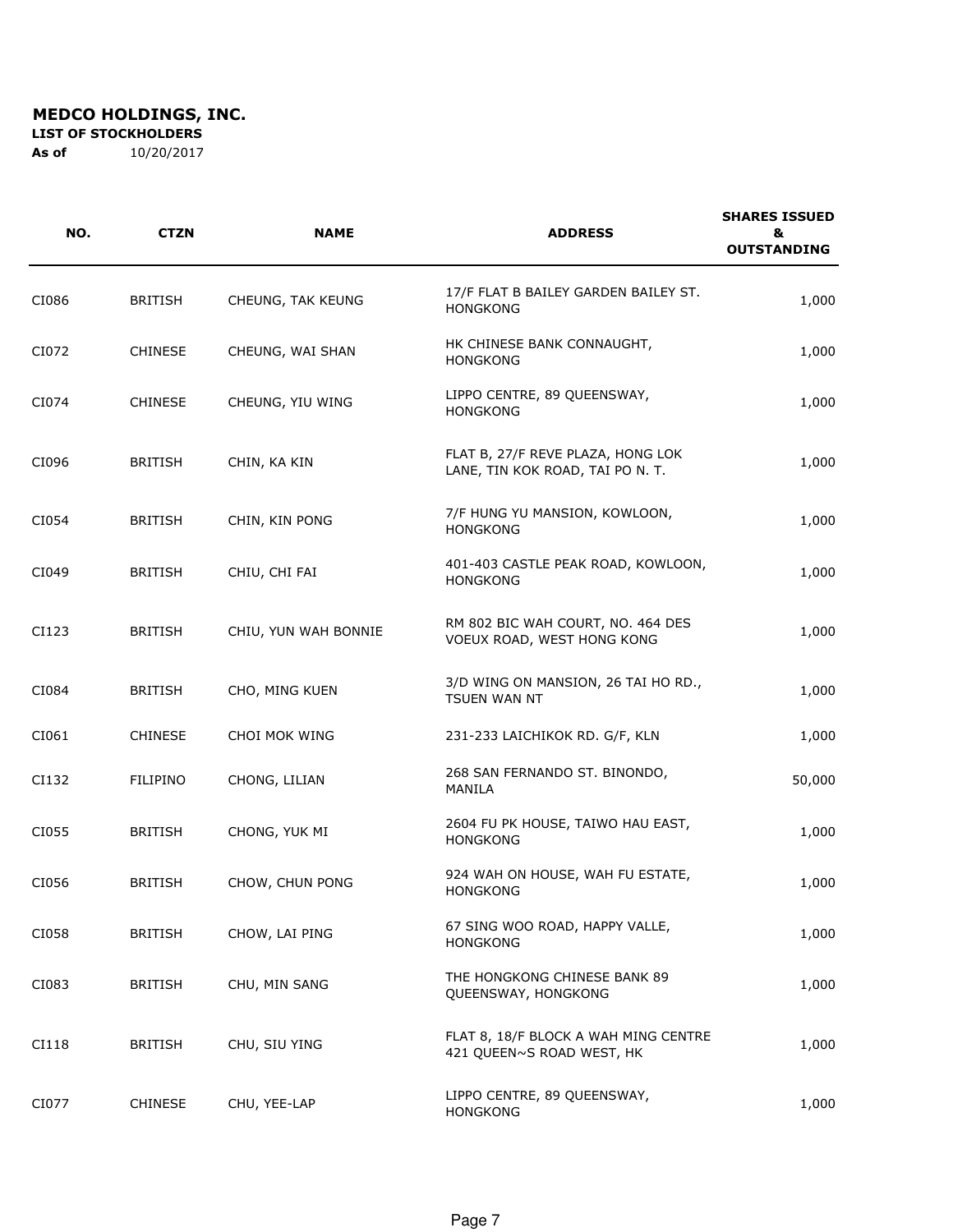**MEDCO HOLDINGS, INC.**

**LIST OF STOCKHOLDERS**

**As of** 10/20/2017

| NO. | CTZN | NAME | ADDRESS | SHARES ISSUED & OUTSTANDING |
|---|---|---|---|---|
| CI086 | BRITISH | CHEUNG, TAK KEUNG | 17/F FLAT B BAILEY GARDEN BAILEY ST. HONGKONG | 1,000 |
| CI072 | CHINESE | CHEUNG, WAI SHAN | HK CHINESE BANK CONNAUGHT, HONGKONG | 1,000 |
| CI074 | CHINESE | CHEUNG, YIU WING | LIPPO CENTRE, 89 QUEENSWAY, HONGKONG | 1,000 |
| CI096 | BRITISH | CHIN, KA KIN | FLAT B, 27/F REVE PLAZA, HONG LOK LANE, TIN KOK ROAD, TAI PO N. T. | 1,000 |
| CI054 | BRITISH | CHIN, KIN PONG | 7/F HUNG YU MANSION, KOWLOON, HONGKONG | 1,000 |
| CI049 | BRITISH | CHIU, CHI FAI | 401-403 CASTLE PEAK ROAD, KOWLOON, HONGKONG | 1,000 |
| CI123 | BRITISH | CHIU, YUN WAH BONNIE | RM 802 BIC WAH COURT, NO. 464 DES VOEUX ROAD, WEST HONG KONG | 1,000 |
| CI084 | BRITISH | CHO, MING KUEN | 3/D WING ON MANSION, 26 TAI HO RD., TSUEN WAN NT | 1,000 |
| CI061 | CHINESE | CHOI MOK WING | 231-233 LAICHIKOK RD. G/F, KLN | 1,000 |
| CI132 | FILIPINO | CHONG, LILIAN | 268 SAN FERNANDO ST. BINONDO, MANILA | 50,000 |
| CI055 | BRITISH | CHONG, YUK MI | 2604 FU PK HOUSE, TAIWO HAU EAST, HONGKONG | 1,000 |
| CI056 | BRITISH | CHOW, CHUN PONG | 924 WAH ON HOUSE, WAH FU ESTATE, HONGKONG | 1,000 |
| CI058 | BRITISH | CHOW, LAI PING | 67 SING WOO ROAD, HAPPY VALLE, HONGKONG | 1,000 |
| CI083 | BRITISH | CHU, MIN SANG | THE HONGKONG CHINESE BANK 89 QUEENSWAY, HONGKONG | 1,000 |
| CI118 | BRITISH | CHU, SIU YING | FLAT 8, 18/F BLOCK A WAH MING CENTRE 421 QUEEN~S ROAD WEST, HK | 1,000 |
| CI077 | CHINESE | CHU, YEE-LAP | LIPPO CENTRE, 89 QUEENSWAY, HONGKONG | 1,000 |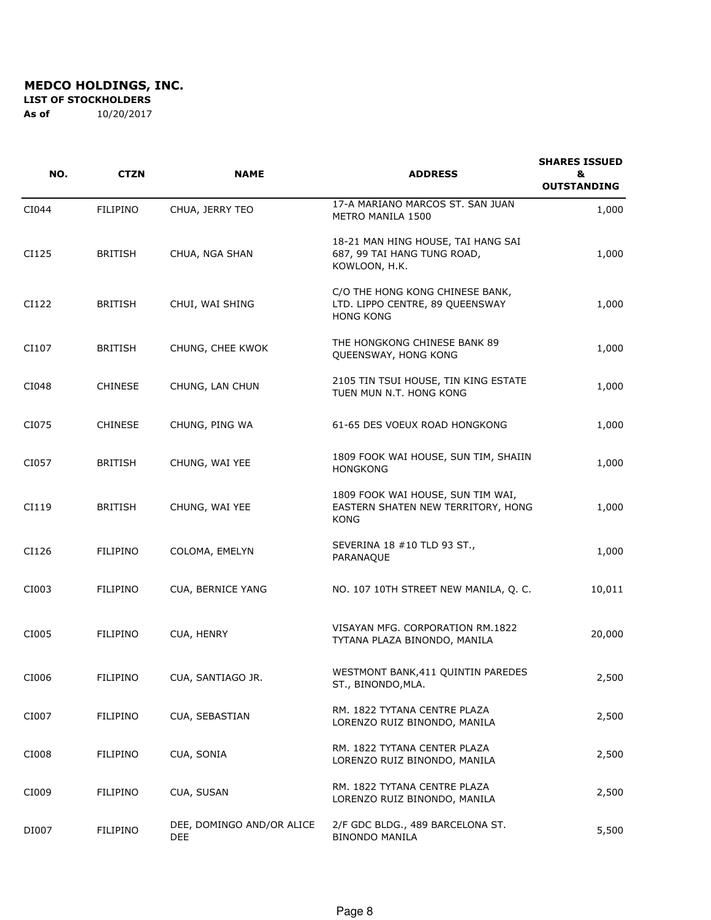**MEDCO HOLDINGS, INC.**

**LIST OF STOCKHOLDERS**

**As of** 10/20/2017

| NO. | CTZN | NAME | ADDRESS | SHARES ISSUED & OUTSTANDING |
|---|---|---|---|---|
| CI044 | FILIPINO | CHUA, JERRY TEO | 17-A MARIANO MARCOS ST. SAN JUAN METRO MANILA 1500 | 1,000 |
| CI125 | BRITISH | CHUA, NGA SHAN | 18-21 MAN HING HOUSE, TAI HANG SAI 687, 99 TAI HANG TUNG ROAD, KOWLOON, H.K. | 1,000 |
| CI122 | BRITISH | CHUI, WAI SHING | C/O THE HONG KONG CHINESE BANK, LTD. LIPPO CENTRE, 89 QUEENSWAY HONG KONG | 1,000 |
| CI107 | BRITISH | CHUNG, CHEE KWOK | THE HONGKONG CHINESE BANK 89 QUEENSWAY, HONG KONG | 1,000 |
| CI048 | CHINESE | CHUNG, LAN CHUN | 2105 TIN TSUI HOUSE, TIN KING ESTATE TUEN MUN N.T. HONG KONG | 1,000 |
| CI075 | CHINESE | CHUNG, PING WA | 61-65 DES VOEUX ROAD HONGKONG | 1,000 |
| CI057 | BRITISH | CHUNG, WAI YEE | 1809 FOOK WAI HOUSE, SUN TIM, SHAIIN HONGKONG | 1,000 |
| CI119 | BRITISH | CHUNG, WAI YEE | 1809 FOOK WAI HOUSE, SUN TIM WAI, EASTERN SHATEN NEW TERRITORY, HONG KONG | 1,000 |
| CI126 | FILIPINO | COLOMA, EMELYN | SEVERINA 18 #10 TLD 93 ST., PARANAQUE | 1,000 |
| CI003 | FILIPINO | CUA, BERNICE YANG | NO. 107 10TH STREET NEW MANILA, Q. C. | 10,011 |
| CI005 | FILIPINO | CUA, HENRY | VISAYAN MFG. CORPORATION RM.1822 TYTANA PLAZA BINONDO, MANILA | 20,000 |
| CI006 | FILIPINO | CUA, SANTIAGO JR. | WESTMONT BANK,411 QUINTIN PAREDES ST., BINONDO,MLA. | 2,500 |
| CI007 | FILIPINO | CUA, SEBASTIAN | RM. 1822 TYTANA CENTRE PLAZA LORENZO RUIZ BINONDO, MANILA | 2,500 |
| CI008 | FILIPINO | CUA, SONIA | RM. 1822 TYTANA CENTER PLAZA LORENZO RUIZ BINONDO, MANILA | 2,500 |
| CI009 | FILIPINO | CUA, SUSAN | RM. 1822 TYTANA CENTRE PLAZA LORENZO RUIZ BINONDO, MANILA | 2,500 |
| DI007 | FILIPINO | DEE, DOMINGO AND/OR ALICE DEE | 2/F GDC BLDG., 489 BARCELONA ST. BINONDO MANILA | 5,500 |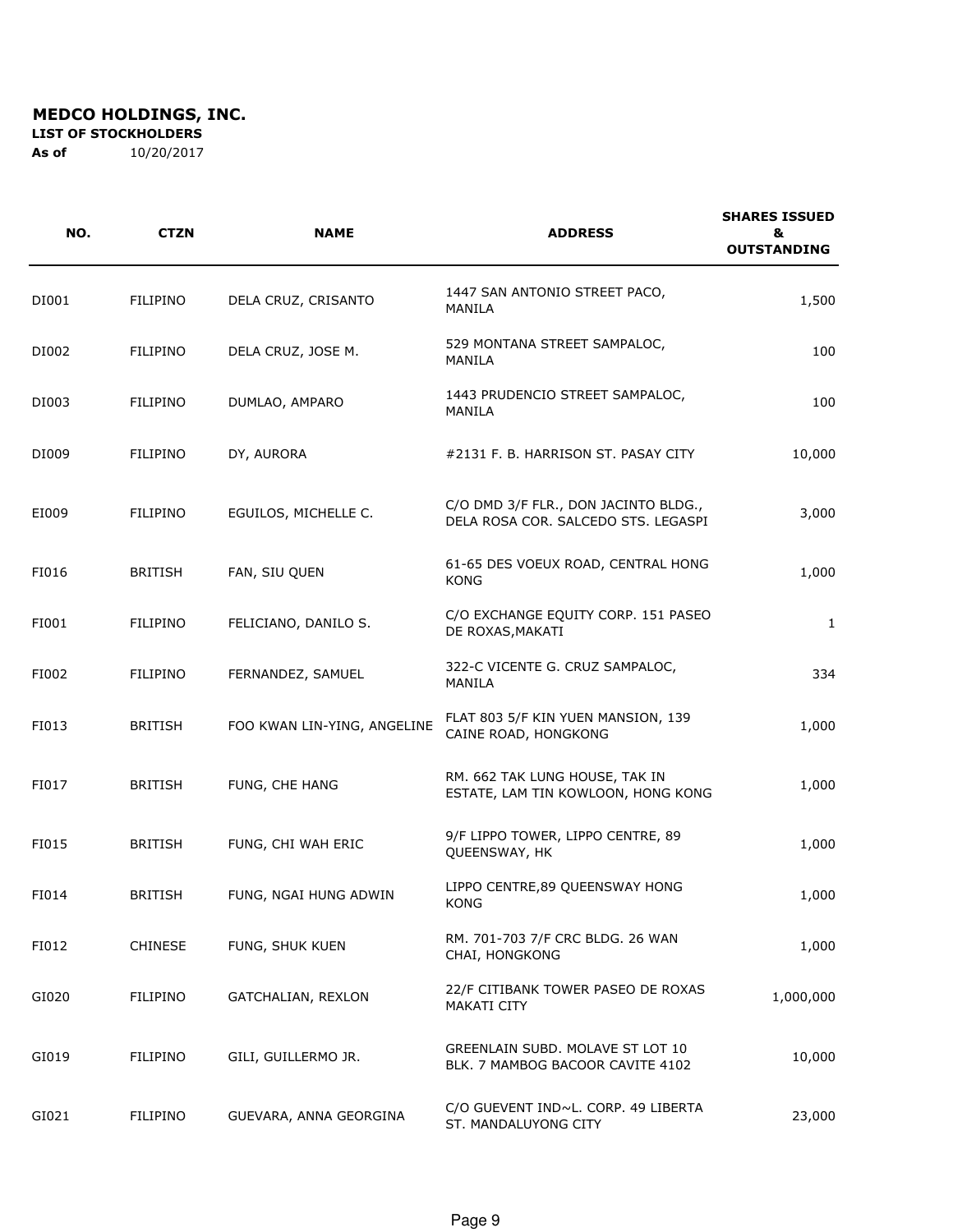**MEDCO HOLDINGS, INC.**

**LIST OF STOCKHOLDERS**

**As of** 10/20/2017

| NO. | CTZN | NAME | ADDRESS | SHARES ISSUED & OUTSTANDING |
|---|---|---|---|---|
| DI001 | FILIPINO | DELA CRUZ, CRISANTO | 1447 SAN ANTONIO STREET PACO, MANILA | 1,500 |
| DI002 | FILIPINO | DELA CRUZ, JOSE M. | 529 MONTANA STREET SAMPALOC, MANILA | 100 |
| DI003 | FILIPINO | DUMLAO, AMPARO | 1443 PRUDENCIO STREET SAMPALOC, MANILA | 100 |
| DI009 | FILIPINO | DY, AURORA | #2131 F. B. HARRISON ST. PASAY CITY | 10,000 |
| EI009 | FILIPINO | EGUILOS, MICHELLE C. | C/O DMD 3/F FLR., DON JACINTO BLDG., DELA ROSA COR. SALCEDO STS. LEGASPI | 3,000 |
| FI016 | BRITISH | FAN, SIU QUEN | 61-65 DES VOEUX ROAD, CENTRAL HONG KONG | 1,000 |
| FI001 | FILIPINO | FELICIANO, DANILO S. | C/O EXCHANGE EQUITY CORP. 151 PASEO DE ROXAS,MAKATI | 1 |
| FI002 | FILIPINO | FERNANDEZ, SAMUEL | 322-C VICENTE G. CRUZ SAMPALOC, MANILA | 334 |
| FI013 | BRITISH | FOO KWAN LIN-YING, ANGELINE | FLAT 803 5/F KIN YUEN MANSION, 139 CAINE ROAD, HONGKONG | 1,000 |
| FI017 | BRITISH | FUNG, CHE HANG | RM. 662 TAK LUNG HOUSE, TAK IN ESTATE, LAM TIN KOWLOON, HONG KONG | 1,000 |
| FI015 | BRITISH | FUNG, CHI WAH ERIC | 9/F LIPPO TOWER, LIPPO CENTRE, 89 QUEENSWAY, HK | 1,000 |
| FI014 | BRITISH | FUNG, NGAI HUNG ADWIN | LIPPO CENTRE,89 QUEENSWAY HONG KONG | 1,000 |
| FI012 | CHINESE | FUNG, SHUK KUEN | RM. 701-703 7/F CRC BLDG. 26 WAN CHAI, HONGKONG | 1,000 |
| GI020 | FILIPINO | GATCHALIAN, REXLON | 22/F CITIBANK TOWER PASEO DE ROXAS MAKATI CITY | 1,000,000 |
| GI019 | FILIPINO | GILI, GUILLERMO JR. | GREENLAIN SUBD. MOLAVE ST LOT 10 BLK. 7 MAMBOG BACOOR CAVITE 4102 | 10,000 |
| GI021 | FILIPINO | GUEVARA, ANNA GEORGINA | C/O GUEVENT IND~L. CORP. 49 LIBERTA ST. MANDALUYONG CITY | 23,000 |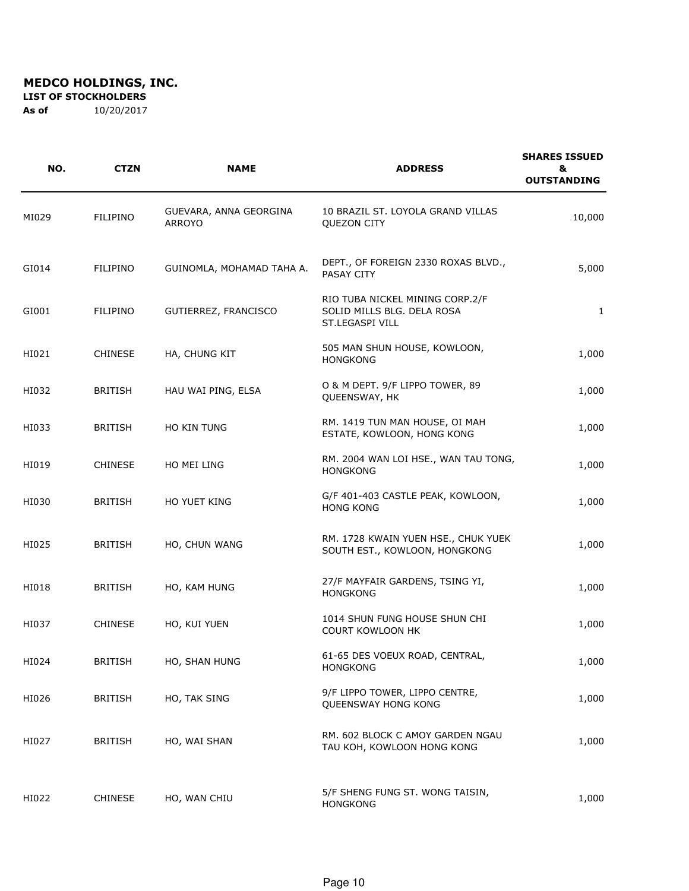**MEDCO HOLDINGS, INC.**

**LIST OF STOCKHOLDERS**

**As of** 10/20/2017

| NO. | CTZN | NAME | ADDRESS | SHARES ISSUED & OUTSTANDING |
|---|---|---|---|---|
| MI029 | FILIPINO | GUEVARA, ANNA GEORGINA ARROYO | 10 BRAZIL ST. LOYOLA GRAND VILLAS QUEZON CITY | 10,000 |
| GI014 | FILIPINO | GUINOMLA, MOHAMAD TAHA A. | DEPT., OF FOREIGN 2330 ROXAS BLVD., PASAY CITY | 5,000 |
| GI001 | FILIPINO | GUTIERREZ, FRANCISCO | RIO TUBA NICKEL MINING CORP.2/F SOLID MILLS BLG. DELA ROSA ST.LEGASPI VILL | 1 |
| HI021 | CHINESE | HA, CHUNG KIT | 505 MAN SHUN HOUSE, KOWLOON, HONGKONG | 1,000 |
| HI032 | BRITISH | HAU WAI PING, ELSA | O & M DEPT. 9/F LIPPO TOWER, 89 QUEENSWAY, HK | 1,000 |
| HI033 | BRITISH | HO KIN TUNG | RM. 1419 TUN MAN HOUSE, OI MAH ESTATE, KOWLOON, HONG KONG | 1,000 |
| HI019 | CHINESE | HO MEI LING | RM. 2004 WAN LOI HSE., WAN TAU TONG, HONGKONG | 1,000 |
| HI030 | BRITISH | HO YUET KING | G/F 401-403 CASTLE PEAK, KOWLOON, HONG KONG | 1,000 |
| HI025 | BRITISH | HO, CHUN WANG | RM. 1728 KWAIN YUEN HSE., CHUK YUEK SOUTH EST., KOWLOON, HONGKONG | 1,000 |
| HI018 | BRITISH | HO, KAM HUNG | 27/F MAYFAIR GARDENS, TSING YI, HONGKONG | 1,000 |
| HI037 | CHINESE | HO, KUI YUEN | 1014 SHUN FUNG HOUSE SHUN CHI COURT KOWLOON HK | 1,000 |
| HI024 | BRITISH | HO, SHAN HUNG | 61-65 DES VOEUX ROAD, CENTRAL, HONGKONG | 1,000 |
| HI026 | BRITISH | HO, TAK SING | 9/F LIPPO TOWER, LIPPO CENTRE, QUEENSWAY HONG KONG | 1,000 |
| HI027 | BRITISH | HO, WAI SHAN | RM. 602 BLOCK C AMOY GARDEN NGAU TAU KOH, KOWLOON HONG KONG | 1,000 |
| HI022 | CHINESE | HO, WAN CHIU | 5/F SHENG FUNG ST. WONG TAISIN, HONGKONG | 1,000 |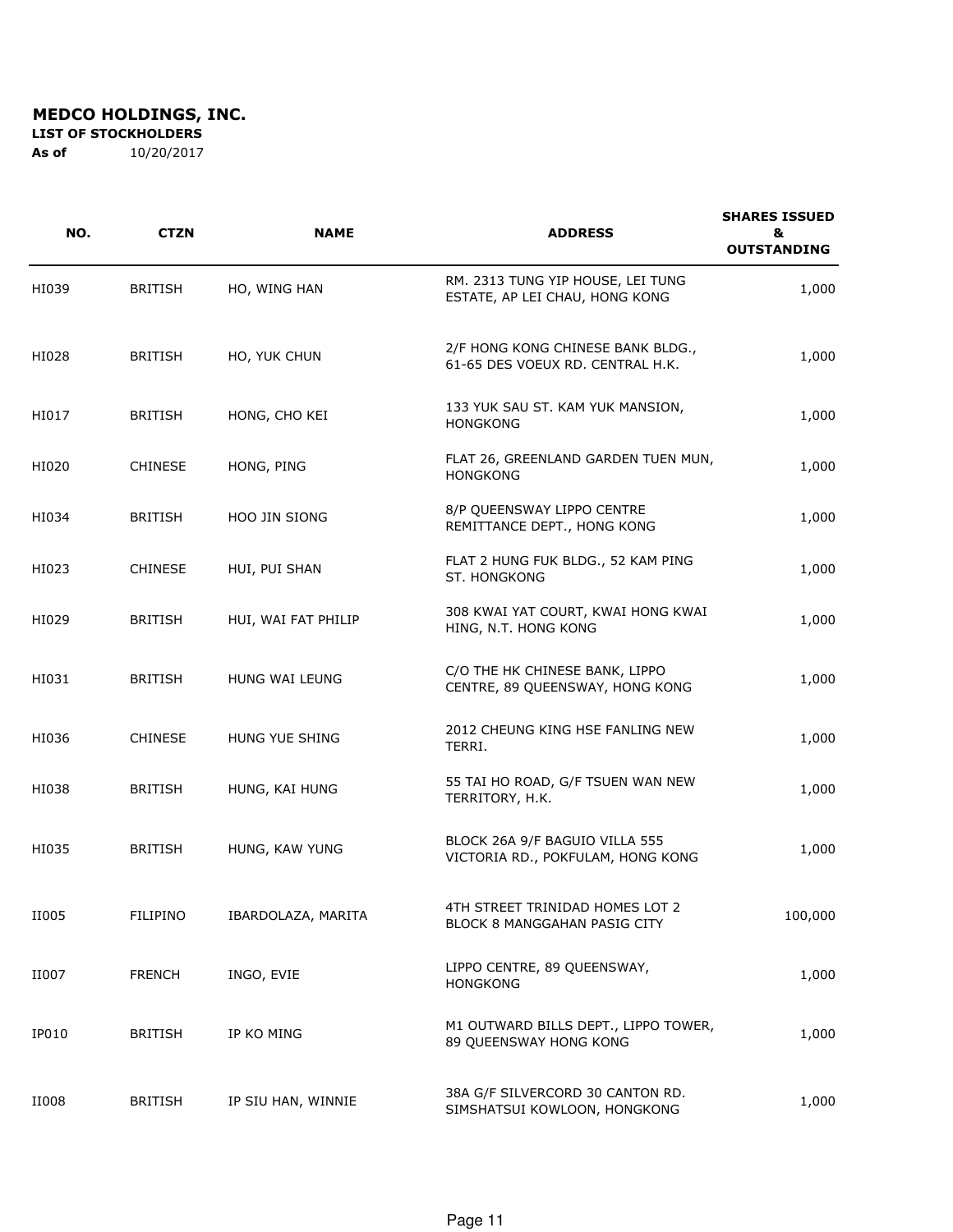# MEDCO HOLDINGS, INC.

**LIST OF STOCKHOLDERS**

**As of** 10/20/2017

| NO. | CTZN | NAME | ADDRESS | SHARES ISSUED & OUTSTANDING |
|---|---|---|---|---|
| HI039 | BRITISH | HO, WING HAN | RM. 2313 TUNG YIP HOUSE, LEI TUNG ESTATE, AP LEI CHAU, HONG KONG | 1,000 |
| HI028 | BRITISH | HO, YUK CHUN | 2/F HONG KONG CHINESE BANK BLDG., 61-65 DES VOEUX RD. CENTRAL H.K. | 1,000 |
| HI017 | BRITISH | HONG, CHO KEI | 133 YUK SAU ST. KAM YUK MANSION, HONGKONG | 1,000 |
| HI020 | CHINESE | HONG, PING | FLAT 26, GREENLAND GARDEN TUEN MUN, HONGKONG | 1,000 |
| HI034 | BRITISH | HOO JIN SIONG | 8/P QUEENSWAY LIPPO CENTRE REMITTANCE DEPT., HONG KONG | 1,000 |
| HI023 | CHINESE | HUI, PUI SHAN | FLAT 2 HUNG FUK BLDG., 52 KAM PING ST. HONGKONG | 1,000 |
| HI029 | BRITISH | HUI, WAI FAT PHILIP | 308 KWAI YAT COURT, KWAI HONG KWAI HING, N.T. HONG KONG | 1,000 |
| HI031 | BRITISH | HUNG WAI LEUNG | C/O THE HK CHINESE BANK, LIPPO CENTRE, 89 QUEENSWAY, HONG KONG | 1,000 |
| HI036 | CHINESE | HUNG YUE SHING | 2012 CHEUNG KING HSE FANLING NEW TERRI. | 1,000 |
| HI038 | BRITISH | HUNG, KAI HUNG | 55 TAI HO ROAD, G/F TSUEN WAN NEW TERRITORY, H.K. | 1,000 |
| HI035 | BRITISH | HUNG, KAW YUNG | BLOCK 26A 9/F BAGUIO VILLA 555 VICTORIA RD., POKFULAM, HONG KONG | 1,000 |
| II005 | FILIPINO | IBARDOLAZA, MARITA | 4TH STREET TRINIDAD HOMES LOT 2 BLOCK 8 MANGGAHAN PASIG CITY | 100,000 |
| II007 | FRENCH | INGO, EVIE | LIPPO CENTRE, 89 QUEENSWAY, HONGKONG | 1,000 |
| IP010 | BRITISH | IP KO MING | M1 OUTWARD BILLS DEPT., LIPPO TOWER, 89 QUEENSWAY HONG KONG | 1,000 |
| II008 | BRITISH | IP SIU HAN, WINNIE | 38A G/F SILVERCORD 30 CANTON RD. SIMSHATSUI KOWLOON, HONGKONG | 1,000 |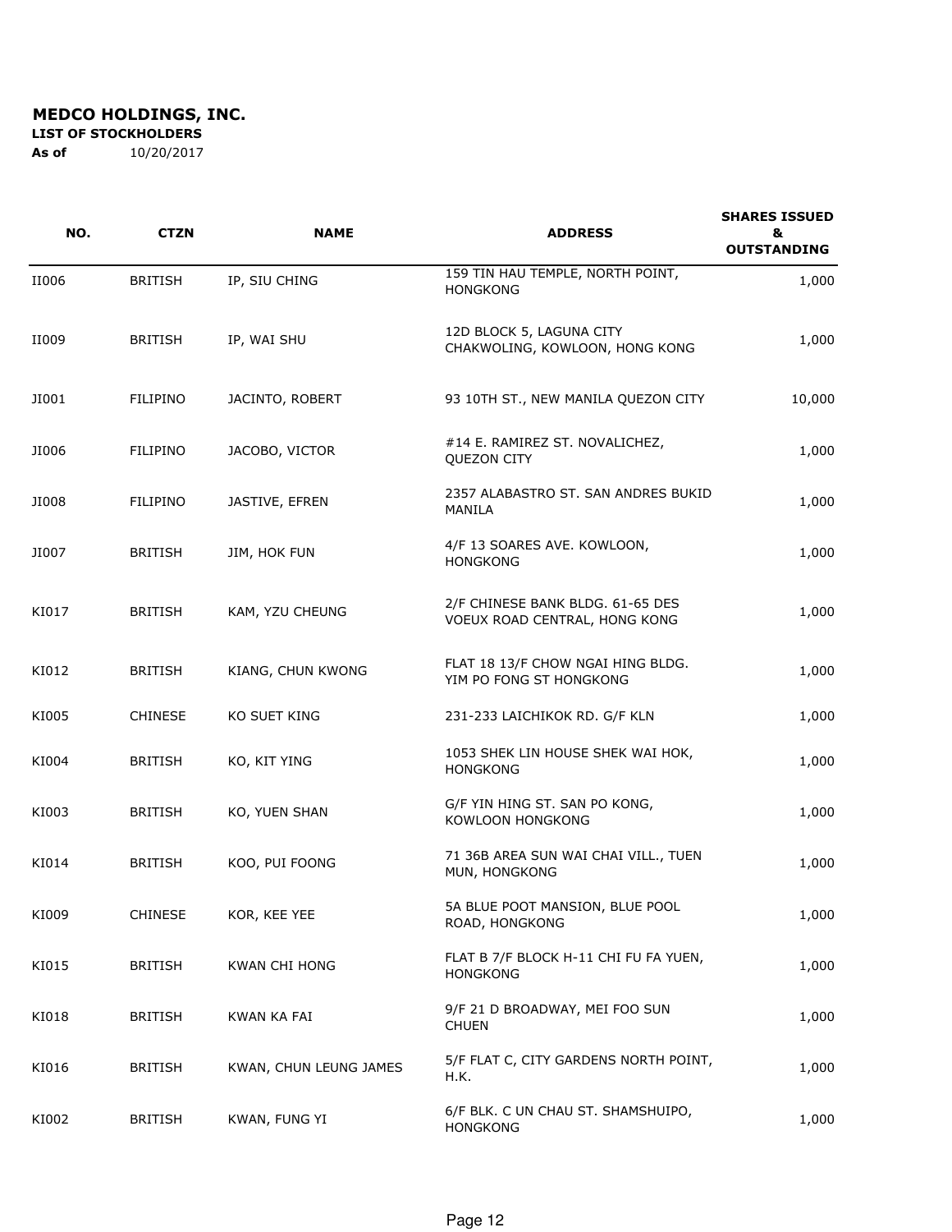# MEDCO HOLDINGS, INC.

**LIST OF STOCKHOLDERS**

**As of** 10/20/2017

| NO. | CTZN | NAME | ADDRESS | SHARES ISSUED & OUTSTANDING |
|---|---|---|---|---|
| II006 | BRITISH | IP, SIU CHING | 159 TIN HAU TEMPLE, NORTH POINT, HONGKONG | 1,000 |
| II009 | BRITISH | IP, WAI SHU | 12D BLOCK 5, LAGUNA CITY CHAKWOLING, KOWLOON, HONG KONG | 1,000 |
| JI001 | FILIPINO | JACINTO, ROBERT | 93 10TH ST., NEW MANILA QUEZON CITY | 10,000 |
| JI006 | FILIPINO | JACOBO, VICTOR | #14 E. RAMIREZ ST. NOVALICHEZ, QUEZON CITY | 1,000 |
| JI008 | FILIPINO | JASTIVE, EFREN | 2357 ALABASTRO ST. SAN ANDRES BUKID MANILA | 1,000 |
| JI007 | BRITISH | JIM, HOK FUN | 4/F 13 SOARES AVE. KOWLOON, HONGKONG | 1,000 |
| KI017 | BRITISH | KAM, YZU CHEUNG | 2/F CHINESE BANK BLDG. 61-65 DES VOEUX ROAD CENTRAL, HONG KONG | 1,000 |
| KI012 | BRITISH | KIANG, CHUN KWONG | FLAT 18 13/F CHOW NGAI HING BLDG. YIM PO FONG ST HONGKONG | 1,000 |
| KI005 | CHINESE | KO SUET KING | 231-233 LAICHIKOK RD. G/F KLN | 1,000 |
| KI004 | BRITISH | KO, KIT YING | 1053 SHEK LIN HOUSE SHEK WAI HOK, HONGKONG | 1,000 |
| KI003 | BRITISH | KO, YUEN SHAN | G/F YIN HING ST. SAN PO KONG, KOWLOON HONGKONG | 1,000 |
| KI014 | BRITISH | KOO, PUI FOONG | 71 36B AREA SUN WAI CHAI VILL., TUEN MUN, HONGKONG | 1,000 |
| KI009 | CHINESE | KOR, KEE YEE | 5A BLUE POOT MANSION, BLUE POOL ROAD, HONGKONG | 1,000 |
| KI015 | BRITISH | KWAN CHI HONG | FLAT B 7/F BLOCK H-11 CHI FU FA YUEN, HONGKONG | 1,000 |
| KI018 | BRITISH | KWAN KA FAI | 9/F 21 D BROADWAY, MEI FOO SUN CHUEN | 1,000 |
| KI016 | BRITISH | KWAN, CHUN LEUNG JAMES | 5/F FLAT C, CITY GARDENS NORTH POINT, H.K. | 1,000 |
| KI002 | BRITISH | KWAN, FUNG YI | 6/F BLK. C UN CHAU ST. SHAMSHUIPO, HONGKONG | 1,000 |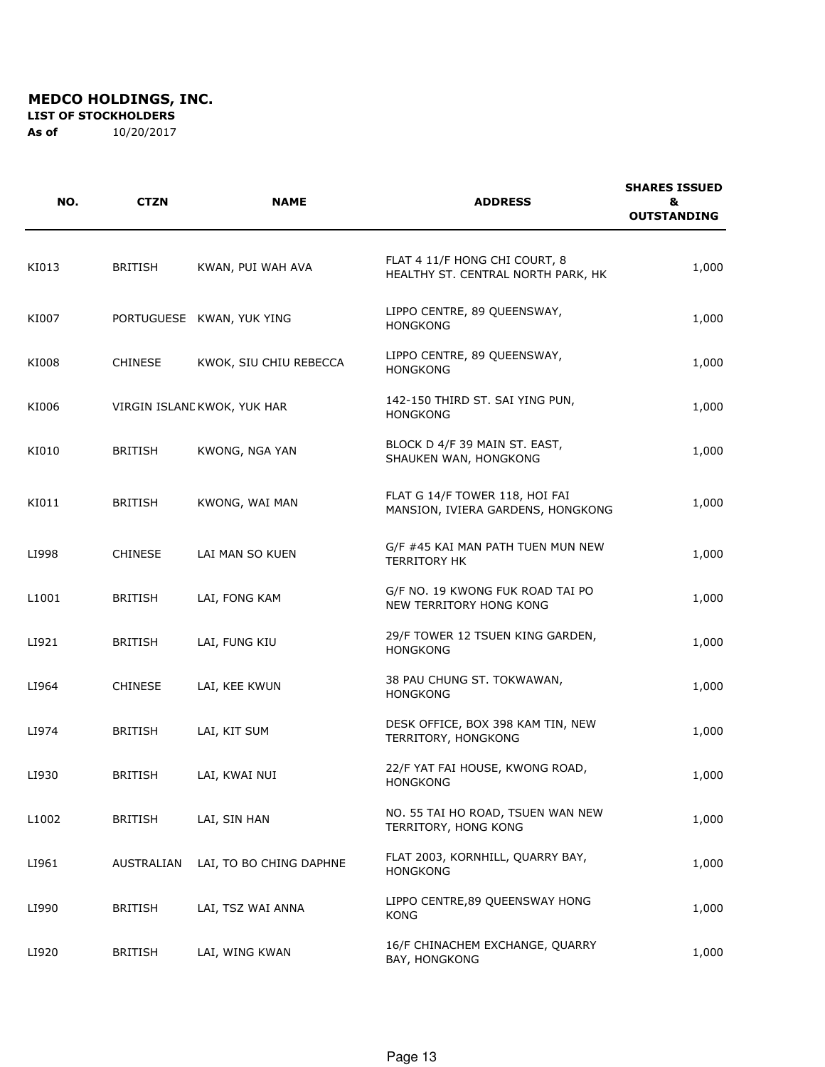**MEDCO HOLDINGS, INC.**
**LIST OF STOCKHOLDERS**
**As of** 10/20/2017

| NO. | CTZN | NAME | ADDRESS | SHARES ISSUED & OUTSTANDING |
|---|---|---|---|---|
| KI013 | BRITISH | KWAN, PUI WAH AVA | FLAT 4 11/F HONG CHI COURT, 8 HEALTHY ST. CENTRAL NORTH PARK, HK | 1,000 |
| KI007 | PORTUGUESE | KWAN, YUK YING | LIPPO CENTRE, 89 QUEENSWAY, HONGKONG | 1,000 |
| KI008 | CHINESE | KWOK, SIU CHIU REBECCA | LIPPO CENTRE, 89 QUEENSWAY, HONGKONG | 1,000 |
| KI006 | VIRGIN ISLANE | KWOK, YUK HAR | 142-150 THIRD ST. SAI YING PUN, HONGKONG | 1,000 |
| KI010 | BRITISH | KWONG, NGA YAN | BLOCK D 4/F 39 MAIN ST. EAST, SHAUKEN WAN, HONGKONG | 1,000 |
| KI011 | BRITISH | KWONG, WAI MAN | FLAT G 14/F TOWER 118, HOI FAI MANSION, IVIERA GARDENS, HONGKONG | 1,000 |
| LI998 | CHINESE | LAI MAN SO KUEN | G/F #45 KAI MAN PATH TUEN MUN NEW TERRITORY HK | 1,000 |
| L1001 | BRITISH | LAI, FONG KAM | G/F NO. 19 KWONG FUK ROAD TAI PO NEW TERRITORY HONG KONG | 1,000 |
| LI921 | BRITISH | LAI, FUNG KIU | 29/F TOWER 12 TSUEN KING GARDEN, HONGKONG | 1,000 |
| LI964 | CHINESE | LAI, KEE KWUN | 38 PAU CHUNG ST. TOKWAWAN, HONGKONG | 1,000 |
| LI974 | BRITISH | LAI, KIT SUM | DESK OFFICE, BOX 398 KAM TIN, NEW TERRITORY, HONGKONG | 1,000 |
| LI930 | BRITISH | LAI, KWAI NUI | 22/F YAT FAI HOUSE, KWONG ROAD, HONGKONG | 1,000 |
| L1002 | BRITISH | LAI, SIN HAN | NO. 55 TAI HO ROAD, TSUEN WAN NEW TERRITORY, HONG KONG | 1,000 |
| LI961 | AUSTRALIAN | LAI, TO BO CHING DAPHNE | FLAT 2003, KORNHILL, QUARRY BAY, HONGKONG | 1,000 |
| LI990 | BRITISH | LAI, TSZ WAI ANNA | LIPPO CENTRE,89 QUEENSWAY HONG KONG | 1,000 |
| LI920 | BRITISH | LAI, WING KWAN | 16/F CHINACHEM EXCHANGE, QUARRY BAY, HONGKONG | 1,000 |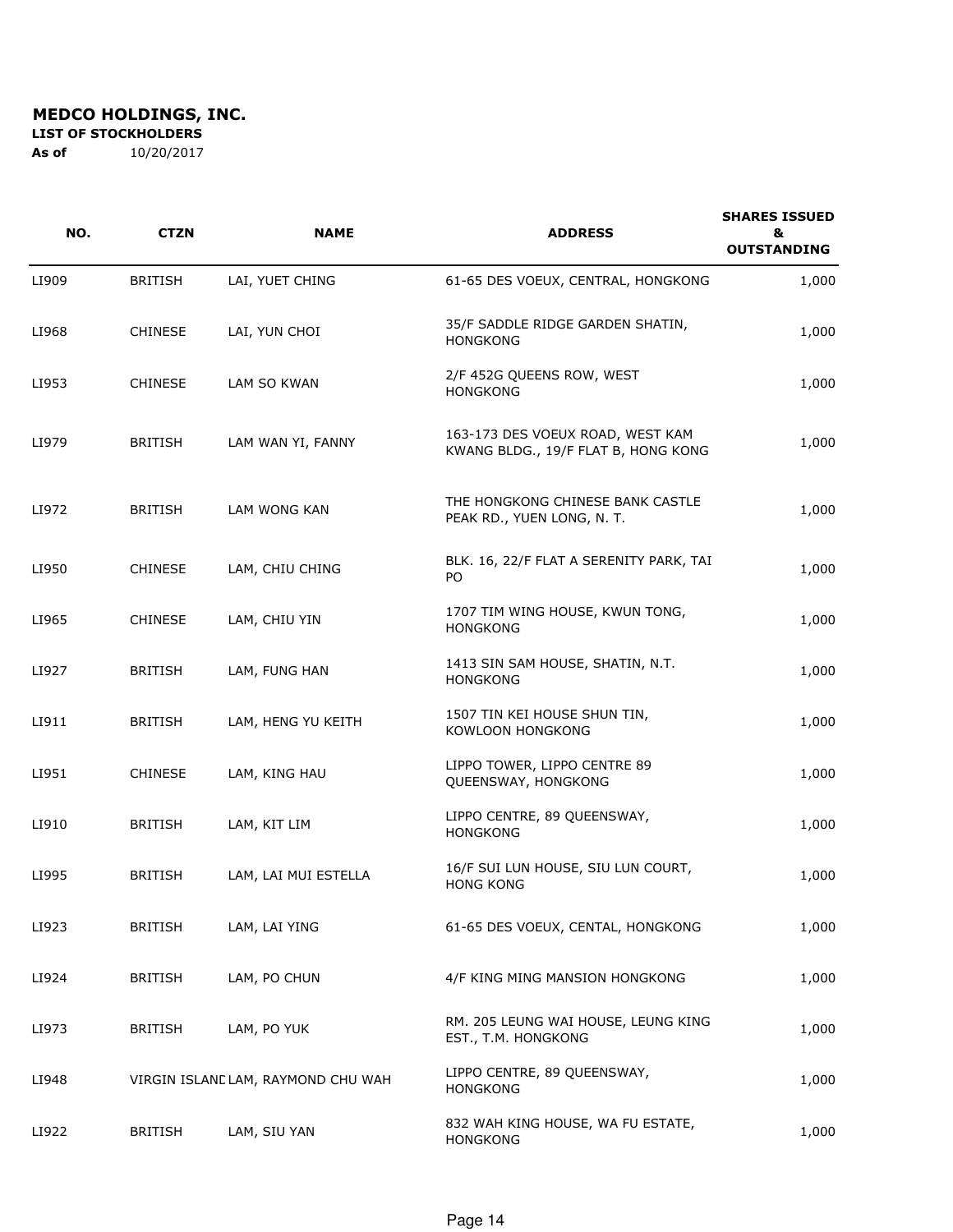**MEDCO HOLDINGS, INC.**

**LIST OF STOCKHOLDERS**

**As of** 10/20/2017

| NO. | CTZN | NAME | ADDRESS | SHARES ISSUED & OUTSTANDING |
|---|---|---|---|---|
| LI909 | BRITISH | LAI, YUET CHING | 61-65 DES VOEUX, CENTRAL, HONGKONG | 1,000 |
| LI968 | CHINESE | LAI, YUN CHOI | 35/F SADDLE RIDGE GARDEN SHATIN, HONGKONG | 1,000 |
| LI953 | CHINESE | LAM SO KWAN | 2/F 452G QUEENS ROW, WEST HONGKONG | 1,000 |
| LI979 | BRITISH | LAM WAN YI, FANNY | 163-173 DES VOEUX ROAD, WEST KAM KWANG BLDG., 19/F FLAT B, HONG KONG | 1,000 |
| LI972 | BRITISH | LAM WONG KAN | THE HONGKONG CHINESE BANK CASTLE PEAK RD., YUEN LONG, N. T. | 1,000 |
| LI950 | CHINESE | LAM, CHIU CHING | BLK. 16, 22/F FLAT A SERENITY PARK, TAI PO | 1,000 |
| LI965 | CHINESE | LAM, CHIU YIN | 1707 TIM WING HOUSE, KWUN TONG, HONGKONG | 1,000 |
| LI927 | BRITISH | LAM, FUNG HAN | 1413 SIN SAM HOUSE, SHATIN, N.T. HONGKONG | 1,000 |
| LI911 | BRITISH | LAM, HENG YU KEITH | 1507 TIN KEI HOUSE SHUN TIN, KOWLOON HONGKONG | 1,000 |
| LI951 | CHINESE | LAM, KING HAU | LIPPO TOWER, LIPPO CENTRE 89 QUEENSWAY, HONGKONG | 1,000 |
| LI910 | BRITISH | LAM, KIT LIM | LIPPO CENTRE, 89 QUEENSWAY, HONGKONG | 1,000 |
| LI995 | BRITISH | LAM, LAI MUI ESTELLA | 16/F SUI LUN HOUSE, SIU LUN COURT, HONG KONG | 1,000 |
| LI923 | BRITISH | LAM, LAI YING | 61-65 DES VOEUX, CENTAL, HONGKONG | 1,000 |
| LI924 | BRITISH | LAM, PO CHUN | 4/F KING MING MANSION HONGKONG | 1,000 |
| LI973 | BRITISH | LAM, PO YUK | RM. 205 LEUNG WAI HOUSE, LEUNG KING EST., T.M. HONGKONG | 1,000 |
| LI948 | VIRGIN ISLAND | LAM, RAYMOND CHU WAH | LIPPO CENTRE, 89 QUEENSWAY, HONGKONG | 1,000 |
| LI922 | BRITISH | LAM, SIU YAN | 832 WAH KING HOUSE, WA FU ESTATE, HONGKONG | 1,000 |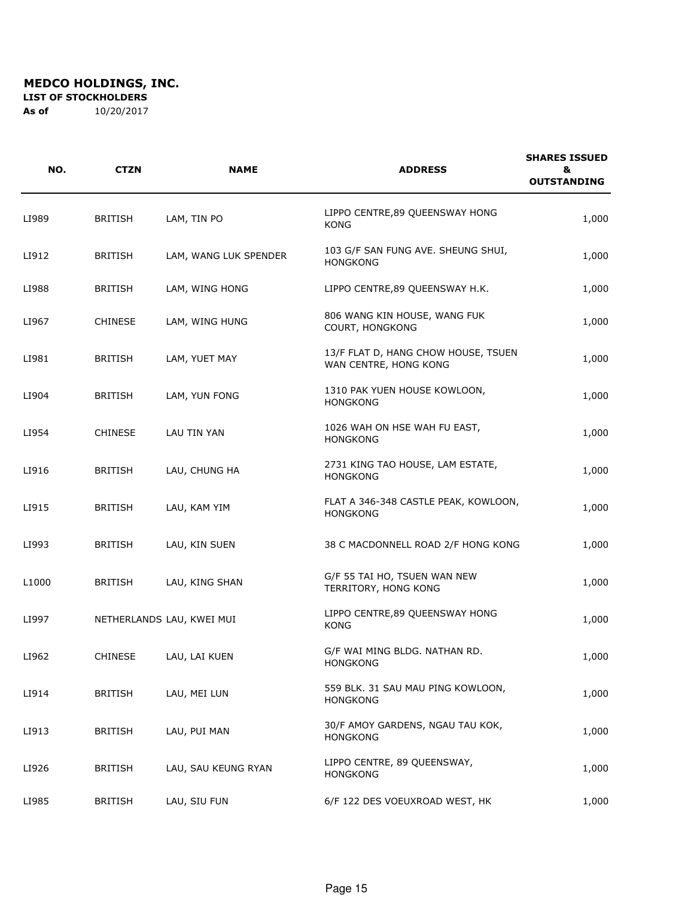**MEDCO HOLDINGS, INC.**

**LIST OF STOCKHOLDERS**

**As of** 10/20/2017

| NO. | CTZN | NAME | ADDRESS | SHARES ISSUED & OUTSTANDING |
|---|---|---|---|---|
| LI989 | BRITISH | LAM, TIN PO | LIPPO CENTRE,89 QUEENSWAY HONG KONG | 1,000 |
| LI912 | BRITISH | LAM, WANG LUK SPENDER | 103 G/F SAN FUNG AVE. SHEUNG SHUI, HONGKONG | 1,000 |
| LI988 | BRITISH | LAM, WING HONG | LIPPO CENTRE,89 QUEENSWAY H.K. | 1,000 |
| LI967 | CHINESE | LAM, WING HUNG | 806 WANG KIN HOUSE, WANG FUK COURT, HONGKONG | 1,000 |
| LI981 | BRITISH | LAM, YUET MAY | 13/F FLAT D, HANG CHOW HOUSE, TSUEN WAN CENTRE, HONG KONG | 1,000 |
| LI904 | BRITISH | LAM, YUN FONG | 1310 PAK YUEN HOUSE KOWLOON, HONGKONG | 1,000 |
| LI954 | CHINESE | LAU TIN YAN | 1026 WAH ON HSE WAH FU EAST, HONGKONG | 1,000 |
| LI916 | BRITISH | LAU, CHUNG HA | 2731 KING TAO HOUSE, LAM ESTATE, HONGKONG | 1,000 |
| LI915 | BRITISH | LAU, KAM YIM | FLAT A 346-348 CASTLE PEAK, KOWLOON, HONGKONG | 1,000 |
| LI993 | BRITISH | LAU, KIN SUEN | 38 C MACDONNELL ROAD 2/F HONG KONG | 1,000 |
| L1000 | BRITISH | LAU, KING SHAN | G/F 55 TAI HO, TSUEN WAN NEW TERRITORY, HONG KONG | 1,000 |
| LI997 | NETHERLANDS | LAU, KWEI MUI | LIPPO CENTRE,89 QUEENSWAY HONG KONG | 1,000 |
| LI962 | CHINESE | LAU, LAI KUEN | G/F WAI MING BLDG. NATHAN RD. HONGKONG | 1,000 |
| LI914 | BRITISH | LAU, MEI LUN | 559 BLK. 31 SAU MAU PING KOWLOON, HONGKONG | 1,000 |
| LI913 | BRITISH | LAU, PUI MAN | 30/F AMOY GARDENS, NGAU TAU KOK, HONGKONG | 1,000 |
| LI926 | BRITISH | LAU, SAU KEUNG RYAN | LIPPO CENTRE, 89 QUEENSWAY, HONGKONG | 1,000 |
| LI985 | BRITISH | LAU, SIU FUN | 6/F 122 DES VOEUXROAD WEST, HK | 1,000 |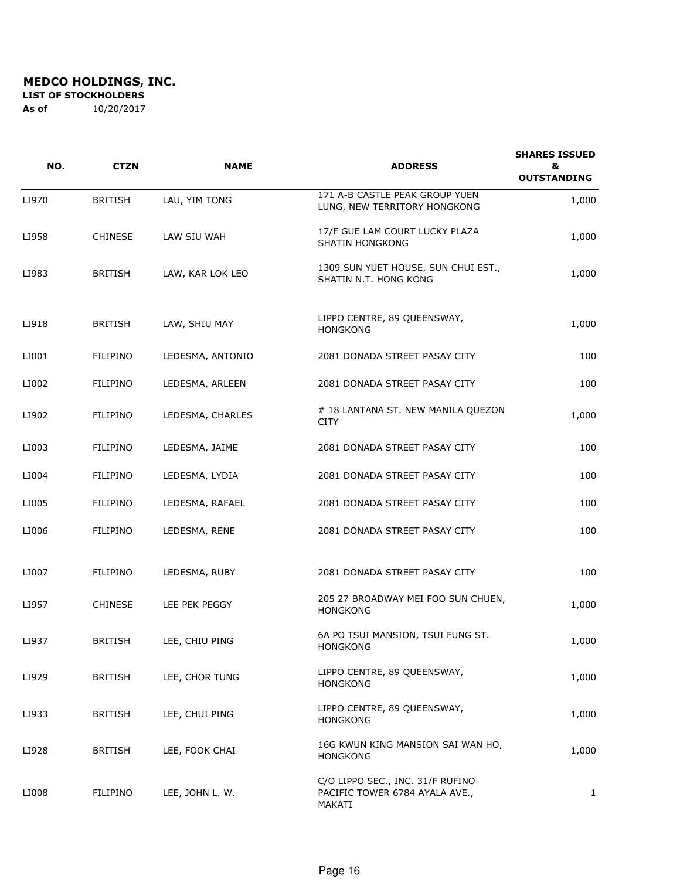**MEDCO HOLDINGS, INC.**

**LIST OF STOCKHOLDERS**

**As of** 10/20/2017

| NO. | CTZN | NAME | ADDRESS | SHARES ISSUED & OUTSTANDING |
|---|---|---|---|---|
| LI970 | BRITISH | LAU, YIM TONG | 171 A-B CASTLE PEAK GROUP YUEN LUNG, NEW TERRITORY HONGKONG | 1,000 |
| LI958 | CHINESE | LAW SIU WAH | 17/F GUE LAM COURT LUCKY PLAZA SHATIN HONGKONG | 1,000 |
| LI983 | BRITISH | LAW, KAR LOK LEO | 1309 SUN YUET HOUSE, SUN CHUI EST., SHATIN N.T. HONG KONG | 1,000 |
| LI918 | BRITISH | LAW, SHIU MAY | LIPPO CENTRE, 89 QUEENSWAY, HONGKONG | 1,000 |
| LI001 | FILIPINO | LEDESMA, ANTONIO | 2081 DONADA STREET PASAY CITY | 100 |
| LI002 | FILIPINO | LEDESMA, ARLEEN | 2081 DONADA STREET PASAY CITY | 100 |
| LI902 | FILIPINO | LEDESMA, CHARLES | # 18 LANTANA ST. NEW MANILA QUEZON CITY | 1,000 |
| LI003 | FILIPINO | LEDESMA, JAIME | 2081 DONADA STREET PASAY CITY | 100 |
| LI004 | FILIPINO | LEDESMA, LYDIA | 2081 DONADA STREET PASAY CITY | 100 |
| LI005 | FILIPINO | LEDESMA, RAFAEL | 2081 DONADA STREET PASAY CITY | 100 |
| LI006 | FILIPINO | LEDESMA, RENE | 2081 DONADA STREET PASAY CITY | 100 |
| LI007 | FILIPINO | LEDESMA, RUBY | 2081 DONADA STREET PASAY CITY | 100 |
| LI957 | CHINESE | LEE PEK PEGGY | 205 27 BROADWAY MEI FOO SUN CHUEN, HONGKONG | 1,000 |
| LI937 | BRITISH | LEE, CHIU PING | 6A PO TSUI MANSION, TSUI FUNG ST. HONGKONG | 1,000 |
| LI929 | BRITISH | LEE, CHOR TUNG | LIPPO CENTRE, 89 QUEENSWAY, HONGKONG | 1,000 |
| LI933 | BRITISH | LEE, CHUI PING | LIPPO CENTRE, 89 QUEENSWAY, HONGKONG | 1,000 |
| LI928 | BRITISH | LEE, FOOK CHAI | 16G KWUN KING MANSION SAI WAN HO, HONGKONG | 1,000 |
| LI008 | FILIPINO | LEE, JOHN L. W. | C/O LIPPO SEC., INC. 31/F RUFINO PACIFIC TOWER 6784 AYALA AVE., MAKATI | 1 |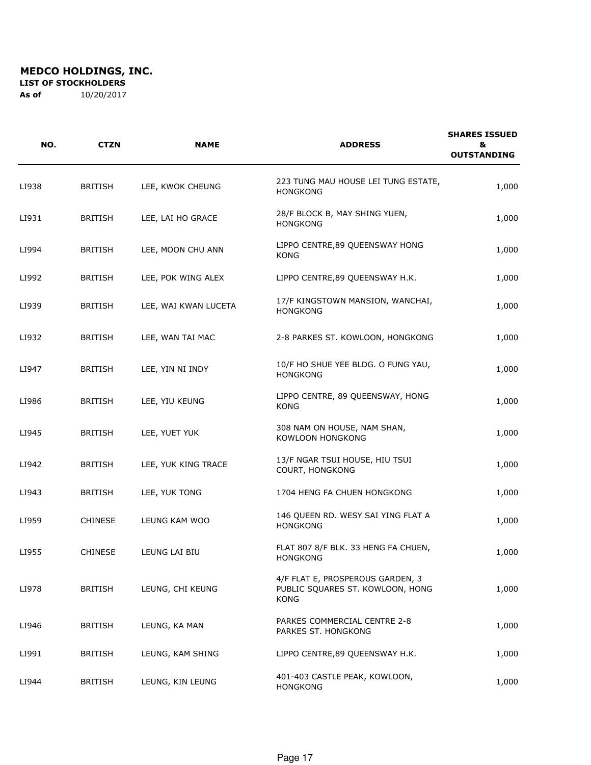**MEDCO HOLDINGS, INC.**

**LIST OF STOCKHOLDERS**

**As of** 10/20/2017

| NO. | CTZN | NAME | ADDRESS | SHARES ISSUED & OUTSTANDING |
|---|---|---|---|---|
| LI938 | BRITISH | LEE, KWOK CHEUNG | 223 TUNG MAU HOUSE LEI TUNG ESTATE, HONGKONG | 1,000 |
| LI931 | BRITISH | LEE, LAI HO GRACE | 28/F BLOCK B, MAY SHING YUEN, HONGKONG | 1,000 |
| LI994 | BRITISH | LEE, MOON CHU ANN | LIPPO CENTRE,89 QUEENSWAY HONG KONG | 1,000 |
| LI992 | BRITISH | LEE, POK WING ALEX | LIPPO CENTRE,89 QUEENSWAY H.K. | 1,000 |
| LI939 | BRITISH | LEE, WAI KWAN LUCETA | 17/F KINGSTOWN MANSION, WANCHAI, HONGKONG | 1,000 |
| LI932 | BRITISH | LEE, WAN TAI MAC | 2-8 PARKES ST. KOWLOON, HONGKONG | 1,000 |
| LI947 | BRITISH | LEE, YIN NI INDY | 10/F HO SHUE YEE BLDG. O FUNG YAU, HONGKONG | 1,000 |
| LI986 | BRITISH | LEE, YIU KEUNG | LIPPO CENTRE, 89 QUEENSWAY, HONG KONG | 1,000 |
| LI945 | BRITISH | LEE, YUET YUK | 308 NAM ON HOUSE, NAM SHAN, KOWLOON HONGKONG | 1,000 |
| LI942 | BRITISH | LEE, YUK KING TRACE | 13/F NGAR TSUI HOUSE, HIU TSUI COURT, HONGKONG | 1,000 |
| LI943 | BRITISH | LEE, YUK TONG | 1704 HENG FA CHUEN HONGKONG | 1,000 |
| LI959 | CHINESE | LEUNG KAM WOO | 146 QUEEN RD. WESY SAI YING FLAT A HONGKONG | 1,000 |
| LI955 | CHINESE | LEUNG LAI BIU | FLAT 807 8/F BLK. 33 HENG FA CHUEN, HONGKONG | 1,000 |
| LI978 | BRITISH | LEUNG, CHI KEUNG | 4/F FLAT E, PROSPEROUS GARDEN, 3 PUBLIC SQUARES ST. KOWLOON, HONG KONG | 1,000 |
| LI946 | BRITISH | LEUNG, KA MAN | PARKES COMMERCIAL CENTRE 2-8 PARKES ST. HONGKONG | 1,000 |
| LI991 | BRITISH | LEUNG, KAM SHING | LIPPO CENTRE,89 QUEENSWAY H.K. | 1,000 |
| LI944 | BRITISH | LEUNG, KIN LEUNG | 401-403 CASTLE PEAK, KOWLOON, HONGKONG | 1,000 |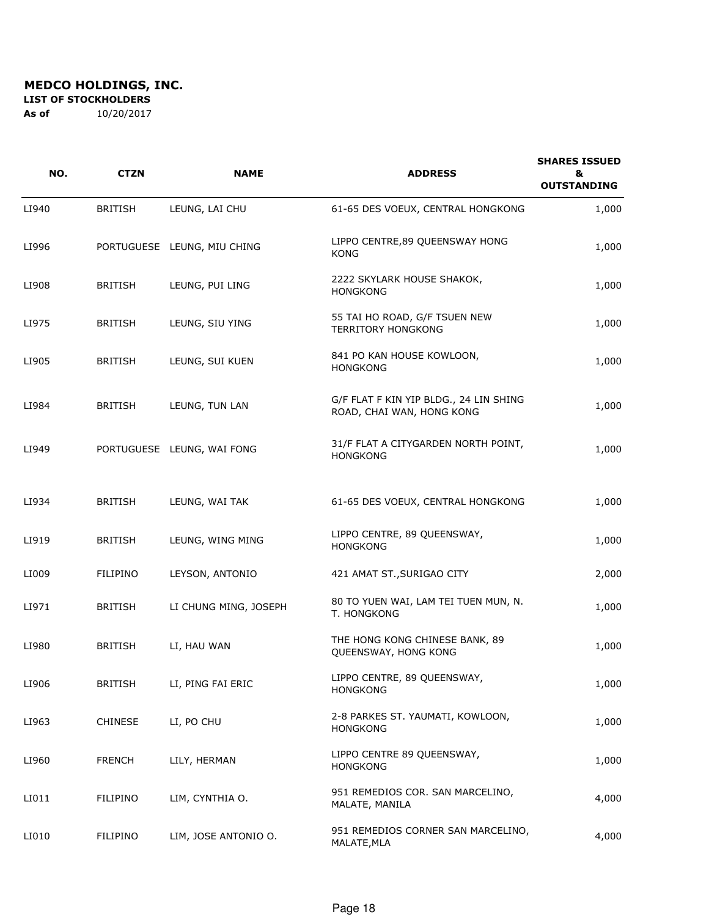**MEDCO HOLDINGS, INC.**

**LIST OF STOCKHOLDERS**

**As of** 10/20/2017

| NO. | CTZN | NAME | ADDRESS | SHARES ISSUED & OUTSTANDING |
|---|---|---|---|---|
| LI940 | BRITISH | LEUNG, LAI CHU | 61-65 DES VOEUX, CENTRAL HONGKONG | 1,000 |
| LI996 | PORTUGUESE | LEUNG, MIU CHING | LIPPO CENTRE,89 QUEENSWAY HONG KONG | 1,000 |
| LI908 | BRITISH | LEUNG, PUI LING | 2222 SKYLARK HOUSE SHAKOK, HONGKONG | 1,000 |
| LI975 | BRITISH | LEUNG, SIU YING | 55 TAI HO ROAD, G/F TSUEN NEW TERRITORY HONGKONG | 1,000 |
| LI905 | BRITISH | LEUNG, SUI KUEN | 841 PO KAN HOUSE KOWLOON, HONGKONG | 1,000 |
| LI984 | BRITISH | LEUNG, TUN LAN | G/F FLAT F KIN YIP BLDG., 24 LIN SHING ROAD, CHAI WAN, HONG KONG | 1,000 |
| LI949 | PORTUGUESE | LEUNG, WAI FONG | 31/F FLAT A CITYGARDEN NORTH POINT, HONGKONG | 1,000 |
| LI934 | BRITISH | LEUNG, WAI TAK | 61-65 DES VOEUX, CENTRAL HONGKONG | 1,000 |
| LI919 | BRITISH | LEUNG, WING MING | LIPPO CENTRE, 89 QUEENSWAY, HONGKONG | 1,000 |
| LI009 | FILIPINO | LEYSON, ANTONIO | 421 AMAT ST.,SURIGAO CITY | 2,000 |
| LI971 | BRITISH | LI CHUNG MING, JOSEPH | 80 TO YUEN WAI, LAM TEI TUEN MUN, N. T. HONGKONG | 1,000 |
| LI980 | BRITISH | LI, HAU WAN | THE HONG KONG CHINESE BANK, 89 QUEENSWAY, HONG KONG | 1,000 |
| LI906 | BRITISH | LI, PING FAI ERIC | LIPPO CENTRE, 89 QUEENSWAY, HONGKONG | 1,000 |
| LI963 | CHINESE | LI, PO CHU | 2-8 PARKES ST. YAUMATI, KOWLOON, HONGKONG | 1,000 |
| LI960 | FRENCH | LILY, HERMAN | LIPPO CENTRE 89 QUEENSWAY, HONGKONG | 1,000 |
| LI011 | FILIPINO | LIM, CYNTHIA O. | 951 REMEDIOS COR. SAN MARCELINO, MALATE, MANILA | 4,000 |
| LI010 | FILIPINO | LIM, JOSE ANTONIO O. | 951 REMEDIOS CORNER SAN MARCELINO, MALATE,MLA | 4,000 |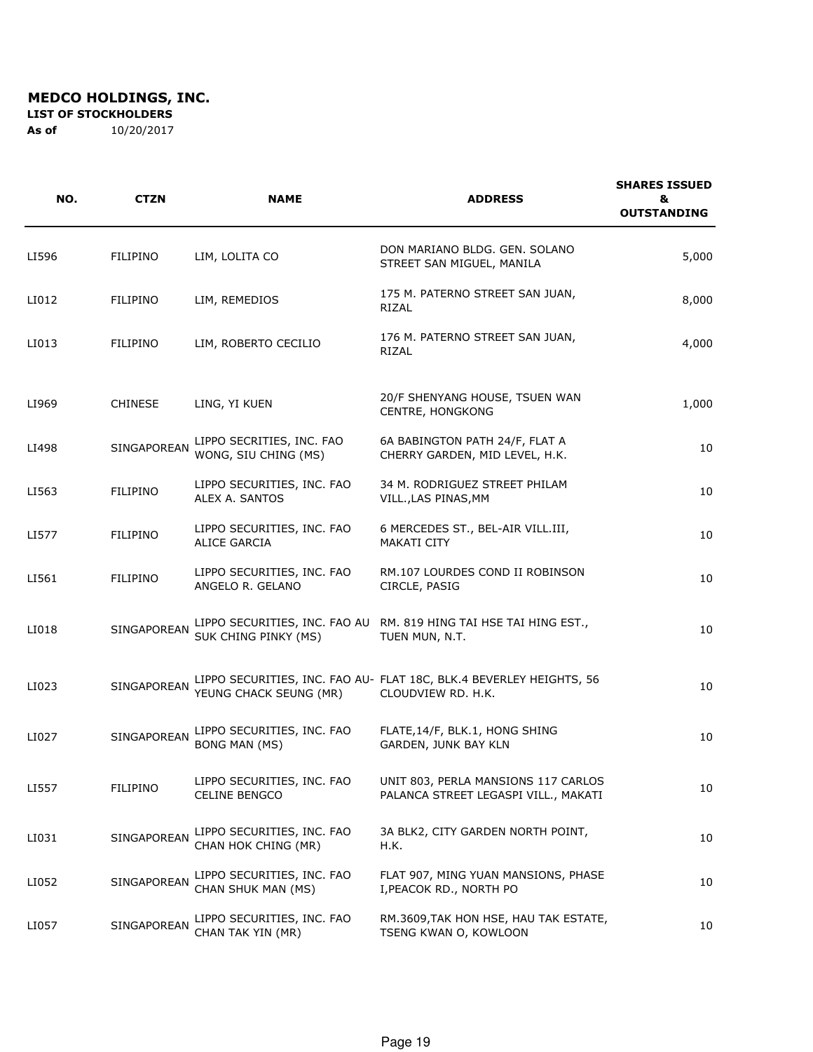**MEDCO HOLDINGS, INC.**

**LIST OF STOCKHOLDERS**

**As of** 10/20/2017

| NO. | CTZN | NAME | ADDRESS | SHARES ISSUED & OUTSTANDING |
|---|---|---|---|---|
| LI596 | FILIPINO | LIM, LOLITA CO | DON MARIANO BLDG. GEN. SOLANO STREET SAN MIGUEL, MANILA | 5,000 |
| LI012 | FILIPINO | LIM, REMEDIOS | 175 M. PATERNO STREET SAN JUAN, RIZAL | 8,000 |
| LI013 | FILIPINO | LIM, ROBERTO CECILIO | 176 M. PATERNO STREET SAN JUAN, RIZAL | 4,000 |
| LI969 | CHINESE | LING, YI KUEN | 20/F SHENYANG HOUSE, TSUEN WAN CENTRE, HONGKONG | 1,000 |
| LI498 | SINGAPOREAN | LIPPO SECRITIES, INC. FAO WONG, SIU CHING (MS) | 6A BABINGTON PATH 24/F, FLAT A CHERRY GARDEN, MID LEVEL, H.K. | 10 |
| LI563 | FILIPINO | LIPPO SECURITIES, INC. FAO ALEX A. SANTOS | 34 M. RODRIGUEZ STREET PHILAM VILL.,LAS PINAS,MM | 10 |
| LI577 | FILIPINO | LIPPO SECURITIES, INC. FAO ALICE GARCIA | 6 MERCEDES ST., BEL-AIR VILL.III, MAKATI CITY | 10 |
| LI561 | FILIPINO | LIPPO SECURITIES, INC. FAO ANGELO R. GELANO | RM.107 LOURDES COND II ROBINSON CIRCLE, PASIG | 10 |
| LI018 | SINGAPOREAN | LIPPO SECURITIES, INC. FAO AU SUK CHING PINKY (MS) | RM. 819 HING TAI HSE TAI HING EST., TUEN MUN, N.T. | 10 |
| LI023 | SINGAPOREAN | LIPPO SECURITIES, INC. FAO AU-YEUNG CHACK SEUNG (MR) | FLAT 18C, BLK.4 BEVERLEY HEIGHTS, 56 CLOUDVIEW RD. H.K. | 10 |
| LI027 | SINGAPOREAN | LIPPO SECURITIES, INC. FAO BONG MAN (MS) | FLATE,14/F, BLK.1, HONG SHING GARDEN, JUNK BAY KLN | 10 |
| LI557 | FILIPINO | LIPPO SECURITIES, INC. FAO CELINE BENGCO | UNIT 803, PERLA MANSIONS 117 CARLOS PALANCA STREET LEGASPI VILL., MAKATI | 10 |
| LI031 | SINGAPOREAN | LIPPO SECURITIES, INC. FAO CHAN HOK CHING (MR) | 3A BLK2, CITY GARDEN NORTH POINT, H.K. | 10 |
| LI052 | SINGAPOREAN | LIPPO SECURITIES, INC. FAO CHAN SHUK MAN (MS) | FLAT 907, MING YUAN MANSIONS, PHASE I,PEACOK RD., NORTH PO | 10 |
| LI057 | SINGAPOREAN | LIPPO SECURITIES, INC. FAO CHAN TAK YIN (MR) | RM.3609,TAK HON HSE, HAU TAK ESTATE, TSENG KWAN O, KOWLOON | 10 |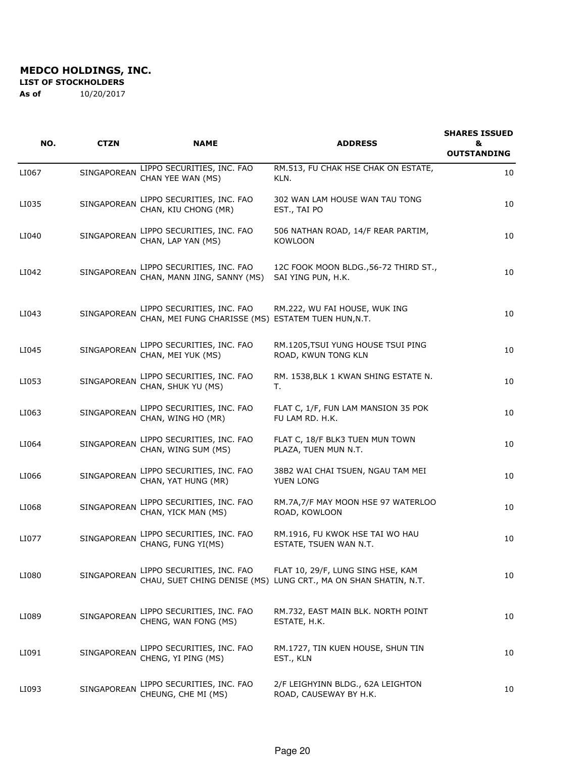**MEDCO HOLDINGS, INC.**

**LIST OF STOCKHOLDERS**

**As of** 10/20/2017

| NO. | CTZN | NAME | ADDRESS | SHARES ISSUED & OUTSTANDING |
|---|---|---|---|---|
| LI067 | SINGAPOREAN | LIPPO SECURITIES, INC. FAO CHAN YEE WAN (MS) | RM.513, FU CHAK HSE CHAK ON ESTATE, KLN. | 10 |
| LI035 | SINGAPOREAN | LIPPO SECURITIES, INC. FAO CHAN, KIU CHONG (MR) | 302 WAN LAM HOUSE WAN TAU TONG EST., TAI PO | 10 |
| LI040 | SINGAPOREAN | LIPPO SECURITIES, INC. FAO CHAN, LAP YAN (MS) | 506 NATHAN ROAD, 14/F REAR PARTIM, KOWLOON | 10 |
| LI042 | SINGAPOREAN | LIPPO SECURITIES, INC. FAO CHAN, MANN JING, SANNY (MS) | 12C FOOK MOON BLDG.,56-72 THIRD ST., SAI YING PUN, H.K. | 10 |
| LI043 | SINGAPOREAN | LIPPO SECURITIES, INC. FAO CHAN, MEI FUNG CHARISSE (MS) | RM.222, WU FAI HOUSE, WUK ING ESTATEM TUEN HUN,N.T. | 10 |
| LI045 | SINGAPOREAN | LIPPO SECURITIES, INC. FAO CHAN, MEI YUK (MS) | RM.1205,TSUI YUNG HOUSE TSUI PING ROAD, KWUN TONG KLN | 10 |
| LI053 | SINGAPOREAN | LIPPO SECURITIES, INC. FAO CHAN, SHUK YU (MS) | RM. 1538,BLK 1 KWAN SHING ESTATE N. T. | 10 |
| LI063 | SINGAPOREAN | LIPPO SECURITIES, INC. FAO CHAN, WING HO (MR) | FLAT C, 1/F, FUN LAM MANSION 35 POK FU LAM RD. H.K. | 10 |
| LI064 | SINGAPOREAN | LIPPO SECURITIES, INC. FAO CHAN, WING SUM (MS) | FLAT C, 18/F BLK3 TUEN MUN TOWN PLAZA, TUEN MUN N.T. | 10 |
| LI066 | SINGAPOREAN | LIPPO SECURITIES, INC. FAO CHAN, YAT HUNG (MR) | 38B2 WAI CHAI TSUEN, NGAU TAM MEI YUEN LONG | 10 |
| LI068 | SINGAPOREAN | LIPPO SECURITIES, INC. FAO CHAN, YICK MAN (MS) | RM.7A,7/F MAY MOON HSE 97 WATERLOO ROAD, KOWLOON | 10 |
| LI077 | SINGAPOREAN | LIPPO SECURITIES, INC. FAO CHANG, FUNG YI(MS) | RM.1916, FU KWOK HSE TAI WO HAU ESTATE, TSUEN WAN N.T. | 10 |
| LI080 | SINGAPOREAN | LIPPO SECURITIES, INC. FAO CHAU, SUET CHING DENISE (MS) | FLAT 10, 29/F, LUNG SING HSE, KAM LUNG CRT., MA ON SHAN SHATIN, N.T. | 10 |
| LI089 | SINGAPOREAN | LIPPO SECURITIES, INC. FAO CHENG, WAN FONG (MS) | RM.732, EAST MAIN BLK. NORTH POINT ESTATE, H.K. | 10 |
| LI091 | SINGAPOREAN | LIPPO SECURITIES, INC. FAO CHENG, YI PING (MS) | RM.1727, TIN KUEN HOUSE, SHUN TIN EST., KLN | 10 |
| LI093 | SINGAPOREAN | LIPPO SECURITIES, INC. FAO CHEUNG, CHE MI (MS) | 2/F LEIGHYINN BLDG., 62A LEIGHTON ROAD, CAUSEWAY BY H.K. | 10 |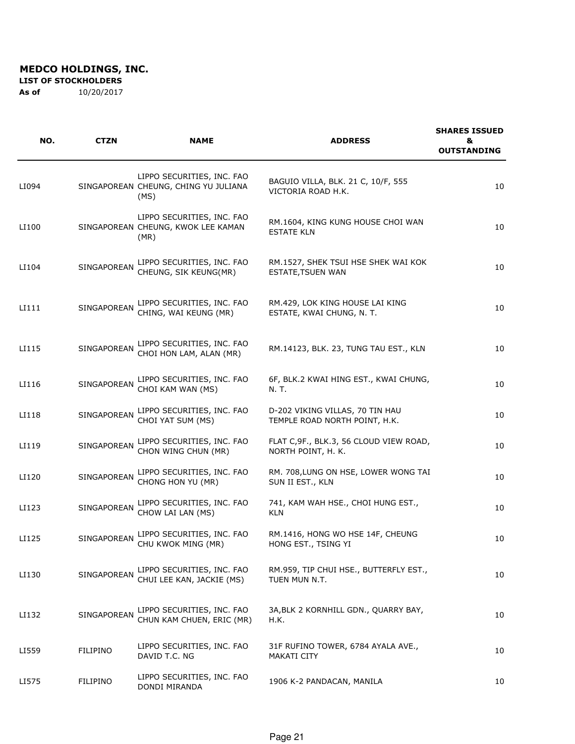**MEDCO HOLDINGS, INC.**

**LIST OF STOCKHOLDERS**

**As of** 10/20/2017

| NO. | CTZN | NAME | ADDRESS | SHARES ISSUED & OUTSTANDING |
|---|---|---|---|---|
| LI094 | SINGAPOREAN | LIPPO SECURITIES, INC. FAO CHEUNG, CHING YU JULIANA (MS) | BAGUIO VILLA, BLK. 21 C, 10/F, 555 VICTORIA ROAD H.K. | 10 |
| LI100 | SINGAPOREAN | LIPPO SECURITIES, INC. FAO CHEUNG, KWOK LEE KAMAN (MR) | RM.1604, KING KUNG HOUSE CHOI WAN ESTATE KLN | 10 |
| LI104 | SINGAPOREAN | LIPPO SECURITIES, INC. FAO CHEUNG, SIK KEUNG(MR) | RM.1527, SHEK TSUI HSE SHEK WAI KOK ESTATE,TSUEN WAN | 10 |
| LI111 | SINGAPOREAN | LIPPO SECURITIES, INC. FAO CHING, WAI KEUNG (MR) | RM.429, LOK KING HOUSE LAI KING ESTATE, KWAI CHUNG, N. T. | 10 |
| LI115 | SINGAPOREAN | LIPPO SECURITIES, INC. FAO CHOI HON LAM, ALAN (MR) | RM.14123, BLK. 23, TUNG TAU EST., KLN | 10 |
| LI116 | SINGAPOREAN | LIPPO SECURITIES, INC. FAO CHOI KAM WAN (MS) | 6F, BLK.2 KWAI HING EST., KWAI CHUNG, N. T. | 10 |
| LI118 | SINGAPOREAN | LIPPO SECURITIES, INC. FAO CHOI YAT SUM (MS) | D-202 VIKING VILLAS, 70 TIN HAU TEMPLE ROAD NORTH POINT, H.K. | 10 |
| LI119 | SINGAPOREAN | LIPPO SECURITIES, INC. FAO CHON WING CHUN (MR) | FLAT C,9F., BLK.3, 56 CLOUD VIEW ROAD, NORTH POINT, H. K. | 10 |
| LI120 | SINGAPOREAN | LIPPO SECURITIES, INC. FAO CHONG HON YU (MR) | RM. 708,LUNG ON HSE, LOWER WONG TAI SUN II EST., KLN | 10 |
| LI123 | SINGAPOREAN | LIPPO SECURITIES, INC. FAO CHOW LAI LAN (MS) | 741, KAM WAH HSE., CHOI HUNG EST., KLN | 10 |
| LI125 | SINGAPOREAN | LIPPO SECURITIES, INC. FAO CHU KWOK MING (MR) | RM.1416, HONG WO HSE 14F, CHEUNG HONG EST., TSING YI | 10 |
| LI130 | SINGAPOREAN | LIPPO SECURITIES, INC. FAO CHUI LEE KAN, JACKIE (MS) | RM.959, TIP CHUI HSE., BUTTERFLY EST., TUEN MUN N.T. | 10 |
| LI132 | SINGAPOREAN | LIPPO SECURITIES, INC. FAO CHUN KAM CHUEN, ERIC (MR) | 3A,BLK 2 KORNHILL GDN., QUARRY BAY, H.K. | 10 |
| LI559 | FILIPINO | LIPPO SECURITIES, INC. FAO DAVID T.C. NG | 31F RUFINO TOWER, 6784 AYALA AVE., MAKATI CITY | 10 |
| LI575 | FILIPINO | LIPPO SECURITIES, INC. FAO DONDI MIRANDA | 1906 K-2 PANDACAN, MANILA | 10 |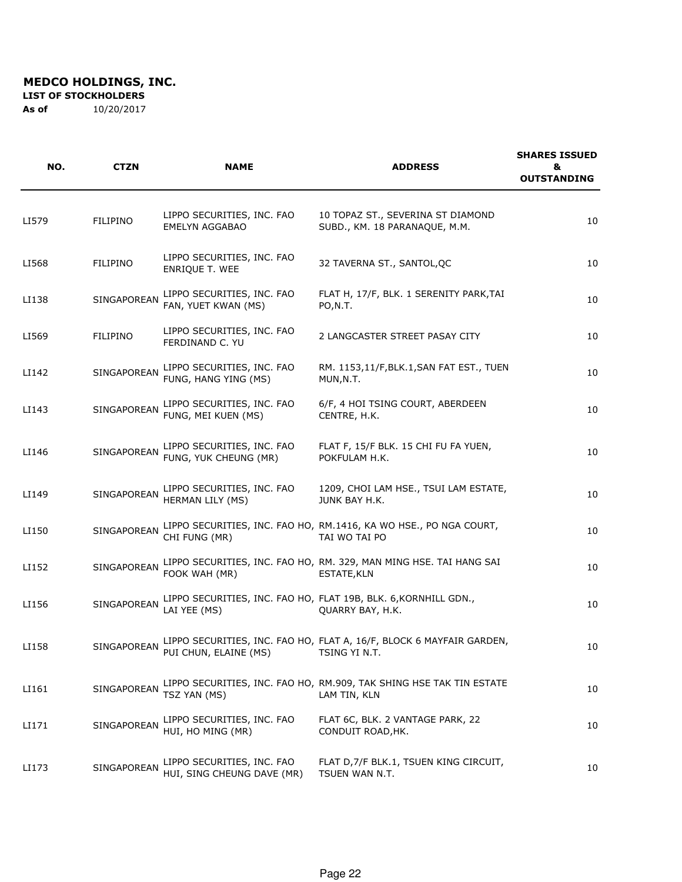**MEDCO HOLDINGS, INC.**

**LIST OF STOCKHOLDERS**

**As of** 10/20/2017

| NO. | CTZN | NAME | ADDRESS | SHARES ISSUED & OUTSTANDING |
|---|---|---|---|---|
| LI579 | FILIPINO | LIPPO SECURITIES, INC. FAO EMELYN AGGABAO | 10 TOPAZ ST., SEVERINA ST DIAMOND SUBD., KM. 18 PARANAQUE, M.M. | 10 |
| LI568 | FILIPINO | LIPPO SECURITIES, INC. FAO ENRIQUE T. WEE | 32 TAVERNA ST., SANTOL,QC | 10 |
| LI138 | SINGAPOREAN | LIPPO SECURITIES, INC. FAO FAN, YUET KWAN (MS) | FLAT H, 17/F, BLK. 1 SERENITY PARK,TAI PO,N.T. | 10 |
| LI569 | FILIPINO | LIPPO SECURITIES, INC. FAO FERDINAND C. YU | 2 LANGCASTER STREET PASAY CITY | 10 |
| LI142 | SINGAPOREAN | LIPPO SECURITIES, INC. FAO FUNG, HANG YING (MS) | RM. 1153,11/F,BLK.1,SAN FAT EST., TUEN MUN,N.T. | 10 |
| LI143 | SINGAPOREAN | LIPPO SECURITIES, INC. FAO FUNG, MEI KUEN (MS) | 6/F, 4 HOI TSING COURT, ABERDEEN CENTRE, H.K. | 10 |
| LI146 | SINGAPOREAN | LIPPO SECURITIES, INC. FAO FUNG, YUK CHEUNG (MR) | FLAT F, 15/F BLK. 15 CHI FU FA YUEN, POKFULAM H.K. | 10 |
| LI149 | SINGAPOREAN | LIPPO SECURITIES, INC. FAO HERMAN LILY (MS) | 1209, CHOI LAM HSE., TSUI LAM ESTATE, JUNK BAY H.K. | 10 |
| LI150 | SINGAPOREAN | LIPPO SECURITIES, INC. FAO HO, CHI FUNG (MR) | RM.1416, KA WO HSE., PO NGA COURT, TAI WO TAI PO | 10 |
| LI152 | SINGAPOREAN | LIPPO SECURITIES, INC. FAO HO, FOOK WAH (MR) | RM. 329, MAN MING HSE. TAI HANG SAI ESTATE,KLN | 10 |
| LI156 | SINGAPOREAN | LIPPO SECURITIES, INC. FAO HO, LAI YEE (MS) | FLAT 19B, BLK. 6,KORNHILL GDN., QUARRY BAY, H.K. | 10 |
| LI158 | SINGAPOREAN | LIPPO SECURITIES, INC. FAO HO, PUI CHUN, ELAINE (MS) | FLAT A, 16/F, BLOCK 6 MAYFAIR GARDEN, TSING YI N.T. | 10 |
| LI161 | SINGAPOREAN | LIPPO SECURITIES, INC. FAO HO, TSZ YAN (MS) | RM.909, TAK SHING HSE TAK TIN ESTATE LAM TIN, KLN | 10 |
| LI171 | SINGAPOREAN | LIPPO SECURITIES, INC. FAO HUI, HO MING (MR) | FLAT 6C, BLK. 2 VANTAGE PARK, 22 CONDUIT ROAD,HK. | 10 |
| LI173 | SINGAPOREAN | LIPPO SECURITIES, INC. FAO HUI, SING CHEUNG DAVE (MR) | FLAT D,7/F BLK.1, TSUEN KING CIRCUIT, TSUEN WAN N.T. | 10 |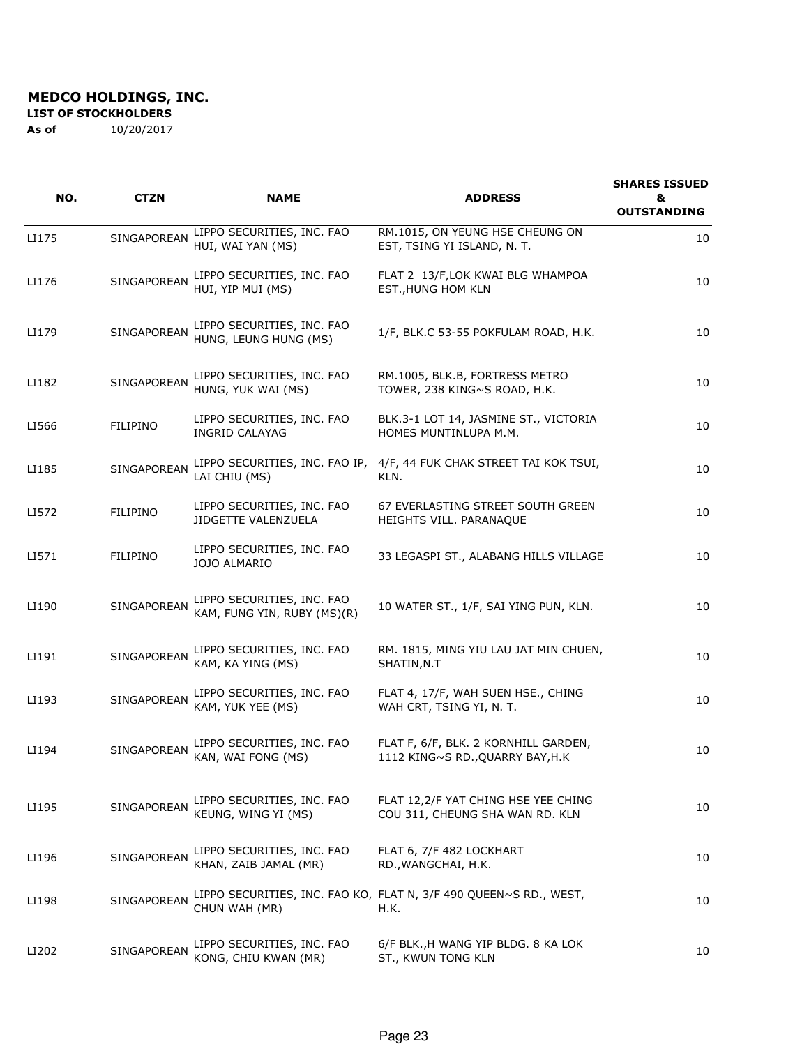**MEDCO HOLDINGS, INC.**

**LIST OF STOCKHOLDERS**

**As of** 10/20/2017

| NO. | CTZN | NAME | ADDRESS | SHARES ISSUED & OUTSTANDING |
|---|---|---|---|---|
| LI175 | SINGAPOREAN | LIPPO SECURITIES, INC. FAO HUI, WAI YAN (MS) | RM.1015, ON YEUNG HSE CHEUNG ON EST, TSING YI ISLAND, N. T. | 10 |
| LI176 | SINGAPOREAN | LIPPO SECURITIES, INC. FAO HUI, YIP MUI (MS) | FLAT 2 13/F,LOK KWAI BLG WHAMPOA EST.,HUNG HOM KLN | 10 |
| LI179 | SINGAPOREAN | LIPPO SECURITIES, INC. FAO HUNG, LEUNG HUNG (MS) | 1/F, BLK.C 53-55 POKFULAM ROAD, H.K. | 10 |
| LI182 | SINGAPOREAN | LIPPO SECURITIES, INC. FAO HUNG, YUK WAI (MS) | RM.1005, BLK.B, FORTRESS METRO TOWER, 238 KING~S ROAD, H.K. | 10 |
| LI566 | FILIPINO | LIPPO SECURITIES, INC. FAO INGRID CALAYAG | BLK.3-1 LOT 14, JASMINE ST., VICTORIA HOMES MUNTINLUPA M.M. | 10 |
| LI185 | SINGAPOREAN | LIPPO SECURITIES, INC. FAO IP, LAI CHIU (MS) | 4/F, 44 FUK CHAK STREET TAI KOK TSUI, KLN. | 10 |
| LI572 | FILIPINO | LIPPO SECURITIES, INC. FAO JIDGETTE VALENZUELA | 67 EVERLASTING STREET SOUTH GREEN HEIGHTS VILL. PARANAQUE | 10 |
| LI571 | FILIPINO | LIPPO SECURITIES, INC. FAO JOJO ALMARIO | 33 LEGASPI ST., ALABANG HILLS VILLAGE | 10 |
| LI190 | SINGAPOREAN | LIPPO SECURITIES, INC. FAO KAM, FUNG YIN, RUBY (MS)(R) | 10 WATER ST., 1/F, SAI YING PUN, KLN. | 10 |
| LI191 | SINGAPOREAN | LIPPO SECURITIES, INC. FAO KAM, KA YING (MS) | RM. 1815, MING YIU LAU JAT MIN CHUEN, SHATIN,N.T | 10 |
| LI193 | SINGAPOREAN | LIPPO SECURITIES, INC. FAO KAM, YUK YEE (MS) | FLAT 4, 17/F, WAH SUEN HSE., CHING WAH CRT, TSING YI, N. T. | 10 |
| LI194 | SINGAPOREAN | LIPPO SECURITIES, INC. FAO KAN, WAI FONG (MS) | FLAT F, 6/F, BLK. 2 KORNHILL GARDEN, 1112 KING~S RD.,QUARRY BAY,H.K | 10 |
| LI195 | SINGAPOREAN | LIPPO SECURITIES, INC. FAO KEUNG, WING YI (MS) | FLAT 12,2/F YAT CHING HSE YEE CHING COU 311, CHEUNG SHA WAN RD. KLN | 10 |
| LI196 | SINGAPOREAN | LIPPO SECURITIES, INC. FAO KHAN, ZAIB JAMAL (MR) | FLAT 6, 7/F 482 LOCKHART RD.,WANGCHAI, H.K. | 10 |
| LI198 | SINGAPOREAN | LIPPO SECURITIES, INC. FAO KO, CHUN WAH (MR) | FLAT N, 3/F 490 QUEEN~S RD., WEST, H.K. | 10 |
| LI202 | SINGAPOREAN | LIPPO SECURITIES, INC. FAO KONG, CHIU KWAN (MR) | 6/F BLK.,H WANG YIP BLDG. 8 KA LOK ST., KWUN TONG KLN | 10 |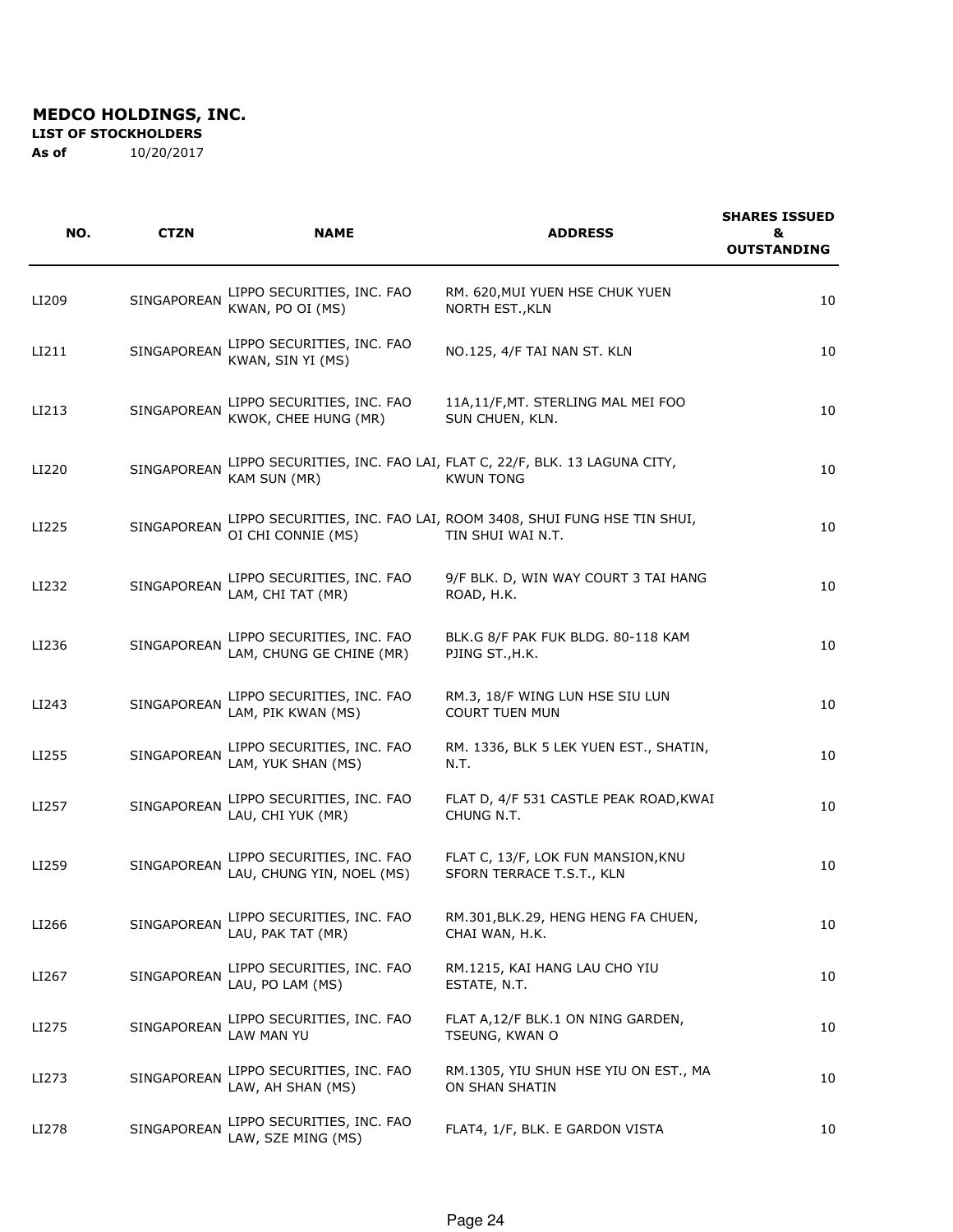**MEDCO HOLDINGS, INC.**

**LIST OF STOCKHOLDERS**

**As of** 10/20/2017

| NO. | CTZN | NAME | ADDRESS | SHARES ISSUED & OUTSTANDING |
|---|---|---|---|---|
| LI209 | SINGAPOREAN | LIPPO SECURITIES, INC. FAO KWAN, PO OI (MS) | RM. 620,MUI YUEN HSE CHUK YUEN NORTH EST.,KLN | 10 |
| LI211 | SINGAPOREAN | LIPPO SECURITIES, INC. FAO KWAN, SIN YI (MS) | NO.125, 4/F TAI NAN ST. KLN | 10 |
| LI213 | SINGAPOREAN | LIPPO SECURITIES, INC. FAO KWOK, CHEE HUNG (MR) | 11A,11/F,MT. STERLING MAL MEI FOO SUN CHUEN, KLN. | 10 |
| LI220 | SINGAPOREAN | LIPPO SECURITIES, INC. FAO LAI, KAM SUN (MR) | FLAT C, 22/F, BLK. 13 LAGUNA CITY, KWUN TONG | 10 |
| LI225 | SINGAPOREAN | LIPPO SECURITIES, INC. FAO LAI, OI CHI CONNIE (MS) | ROOM 3408, SHUI FUNG HSE TIN SHUI, TIN SHUI WAI N.T. | 10 |
| LI232 | SINGAPOREAN | LIPPO SECURITIES, INC. FAO LAM, CHI TAT (MR) | 9/F BLK. D, WIN WAY COURT 3 TAI HANG ROAD, H.K. | 10 |
| LI236 | SINGAPOREAN | LIPPO SECURITIES, INC. FAO LAM, CHUNG GE CHINE (MR) | BLK.G 8/F PAK FUK BLDG. 80-118 KAM PJING ST.,H.K. | 10 |
| LI243 | SINGAPOREAN | LIPPO SECURITIES, INC. FAO LAM, PIK KWAN (MS) | RM.3, 18/F WING LUN HSE SIU LUN COURT TUEN MUN | 10 |
| LI255 | SINGAPOREAN | LIPPO SECURITIES, INC. FAO LAM, YUK SHAN (MS) | RM. 1336, BLK 5 LEK YUEN EST., SHATIN, N.T. | 10 |
| LI257 | SINGAPOREAN | LIPPO SECURITIES, INC. FAO LAU, CHI YUK (MR) | FLAT D, 4/F 531 CASTLE PEAK ROAD,KWAI CHUNG N.T. | 10 |
| LI259 | SINGAPOREAN | LIPPO SECURITIES, INC. FAO LAU, CHUNG YIN, NOEL (MS) | FLAT C, 13/F, LOK FUN MANSION,KNU SFORN TERRACE T.S.T., KLN | 10 |
| LI266 | SINGAPOREAN | LIPPO SECURITIES, INC. FAO LAU, PAK TAT (MR) | RM.301,BLK.29, HENG HENG FA CHUEN, CHAI WAN, H.K. | 10 |
| LI267 | SINGAPOREAN | LIPPO SECURITIES, INC. FAO LAU, PO LAM (MS) | RM.1215, KAI HANG LAU CHO YIU ESTATE, N.T. | 10 |
| LI275 | SINGAPOREAN | LIPPO SECURITIES, INC. FAO LAW MAN YU | FLAT A,12/F BLK.1 ON NING GARDEN, TSEUNG, KWAN O | 10 |
| LI273 | SINGAPOREAN | LIPPO SECURITIES, INC. FAO LAW, AH SHAN (MS) | RM.1305, YIU SHUN HSE YIU ON EST., MA ON SHAN SHATIN | 10 |
| LI278 | SINGAPOREAN | LIPPO SECURITIES, INC. FAO LAW, SZE MING (MS) | FLAT4, 1/F, BLK. E GARDON VISTA | 10 |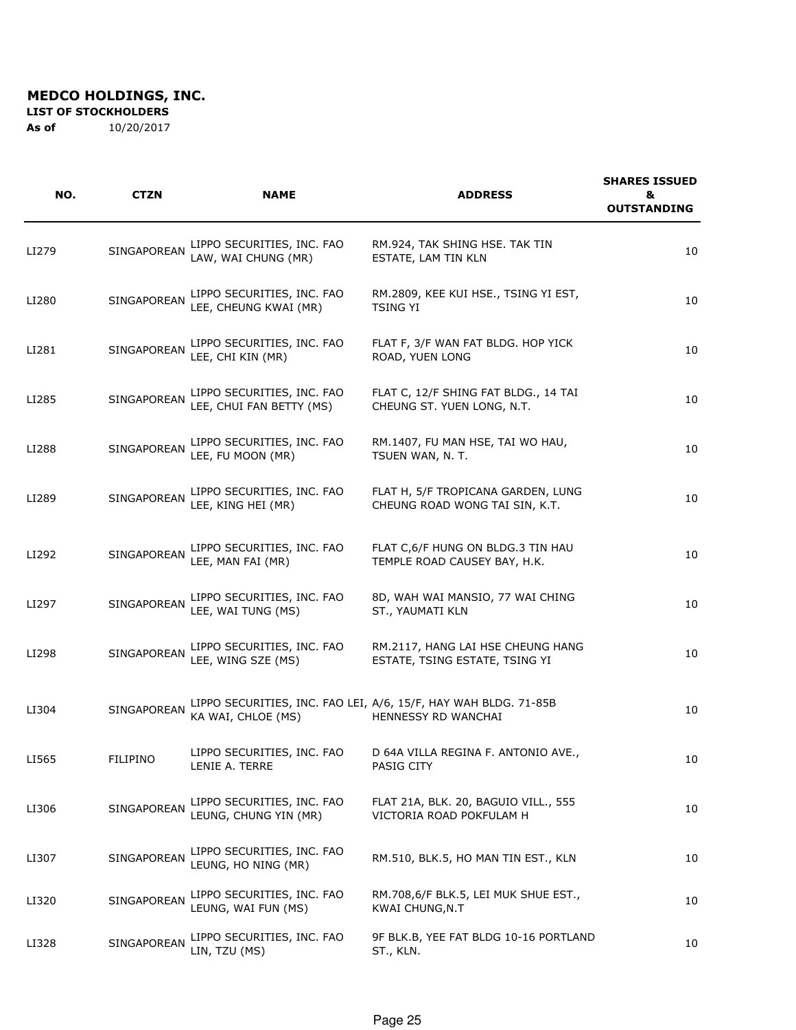**MEDCO HOLDINGS, INC.**

**LIST OF STOCKHOLDERS**

**As of** 10/20/2017

| NO. | CTZN | NAME | ADDRESS | SHARES ISSUED & OUTSTANDING |
|---|---|---|---|---|
| LI279 | SINGAPOREAN | LIPPO SECURITIES, INC. FAO LAW, WAI CHUNG (MR) | RM.924, TAK SHING HSE. TAK TIN ESTATE, LAM TIN KLN | 10 |
| LI280 | SINGAPOREAN | LIPPO SECURITIES, INC. FAO LEE, CHEUNG KWAI (MR) | RM.2809, KEE KUI HSE., TSING YI EST, TSING YI | 10 |
| LI281 | SINGAPOREAN | LIPPO SECURITIES, INC. FAO LEE, CHI KIN (MR) | FLAT F, 3/F WAN FAT BLDG. HOP YICK ROAD, YUEN LONG | 10 |
| LI285 | SINGAPOREAN | LIPPO SECURITIES, INC. FAO LEE, CHUI FAN BETTY (MS) | FLAT C, 12/F SHING FAT BLDG., 14 TAI CHEUNG ST. YUEN LONG, N.T. | 10 |
| LI288 | SINGAPOREAN | LIPPO SECURITIES, INC. FAO LEE, FU MOON (MR) | RM.1407, FU MAN HSE, TAI WO HAU, TSUEN WAN, N. T. | 10 |
| LI289 | SINGAPOREAN | LIPPO SECURITIES, INC. FAO LEE, KING HEI (MR) | FLAT H, 5/F TROPICANA GARDEN, LUNG CHEUNG ROAD WONG TAI SIN, K.T. | 10 |
| LI292 | SINGAPOREAN | LIPPO SECURITIES, INC. FAO LEE, MAN FAI (MR) | FLAT C,6/F HUNG ON BLDG.3 TIN HAU TEMPLE ROAD CAUSEY BAY, H.K. | 10 |
| LI297 | SINGAPOREAN | LIPPO SECURITIES, INC. FAO LEE, WAI TUNG (MS) | 8D, WAH WAI MANSIO, 77 WAI CHING ST., YAUMATI KLN | 10 |
| LI298 | SINGAPOREAN | LIPPO SECURITIES, INC. FAO LEE, WING SZE (MS) | RM.2117, HANG LAI HSE CHEUNG HANG ESTATE, TSING ESTATE, TSING YI | 10 |
| LI304 | SINGAPOREAN | LIPPO SECURITIES, INC. FAO LEI, KA WAI, CHLOE (MS) | A/6, 15/F, HAY WAH BLDG. 71-85B HENNESSY RD WANCHAI | 10 |
| LI565 | FILIPINO | LIPPO SECURITIES, INC. FAO LENIE A. TERRE | D 64A VILLA REGINA F. ANTONIO AVE., PASIG CITY | 10 |
| LI306 | SINGAPOREAN | LIPPO SECURITIES, INC. FAO LEUNG, CHUNG YIN (MR) | FLAT 21A, BLK. 20, BAGUIO VILL., 555 VICTORIA ROAD POKFULAM H | 10 |
| LI307 | SINGAPOREAN | LIPPO SECURITIES, INC. FAO LEUNG, HO NING (MR) | RM.510, BLK.5, HO MAN TIN EST., KLN | 10 |
| LI320 | SINGAPOREAN | LIPPO SECURITIES, INC. FAO LEUNG, WAI FUN (MS) | RM.708,6/F BLK.5, LEI MUK SHUE EST., KWAI CHUNG,N.T | 10 |
| LI328 | SINGAPOREAN | LIPPO SECURITIES, INC. FAO LIN, TZU (MS) | 9F BLK.B, YEE FAT BLDG 10-16 PORTLAND ST., KLN. | 10 |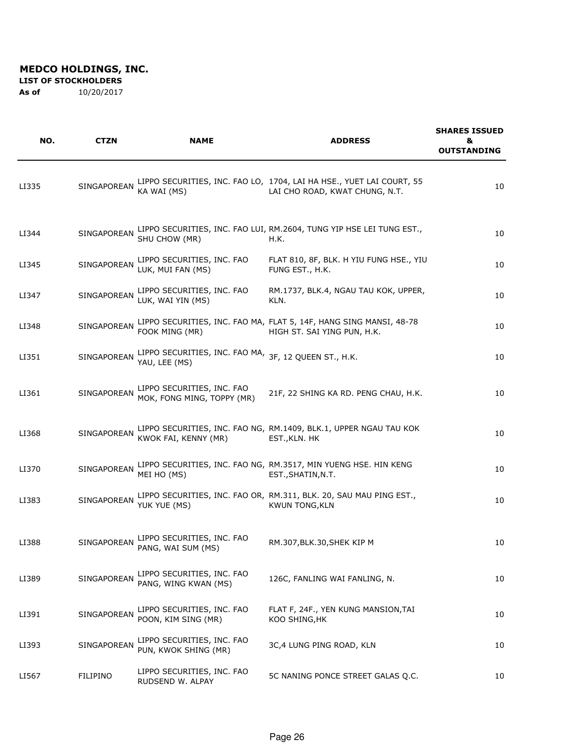**MEDCO HOLDINGS, INC.**

**LIST OF STOCKHOLDERS**

**As of** 10/20/2017

| NO. | CTZN | NAME | ADDRESS | SHARES ISSUED & OUTSTANDING |
|---|---|---|---|---|
| LI335 | SINGAPOREAN | LIPPO SECURITIES, INC. FAO LO, KA WAI (MS) | 1704, LAI HA HSE., YUET LAI COURT, 55 LAI CHO ROAD, KWAT CHUNG, N.T. | 10 |
| LI344 | SINGAPOREAN | LIPPO SECURITIES, INC. FAO LUI, SHU CHOW (MR) | RM.2604, TUNG YIP HSE LEI TUNG EST., H.K. | 10 |
| LI345 | SINGAPOREAN | LIPPO SECURITIES, INC. FAO LUK, MUI FAN (MS) | FLAT 810, 8F, BLK. H YIU FUNG HSE., YIU FUNG EST., H.K. | 10 |
| LI347 | SINGAPOREAN | LIPPO SECURITIES, INC. FAO LUK, WAI YIN (MS) | RM.1737, BLK.4, NGAU TAU KOK, UPPER, KLN. | 10 |
| LI348 | SINGAPOREAN | LIPPO SECURITIES, INC. FAO MA, FOOK MING (MR) | FLAT 5, 14F, HANG SING MANSI, 48-78 HIGH ST. SAI YING PUN, H.K. | 10 |
| LI351 | SINGAPOREAN | LIPPO SECURITIES, INC. FAO MA, YAU, LEE (MS) | 3F, 12 QUEEN ST., H.K. | 10 |
| LI361 | SINGAPOREAN | LIPPO SECURITIES, INC. FAO MOK, FONG MING, TOPPY (MR) | 21F, 22 SHING KA RD. PENG CHAU, H.K. | 10 |
| LI368 | SINGAPOREAN | LIPPO SECURITIES, INC. FAO NG, KWOK FAI, KENNY (MR) | RM.1409, BLK.1, UPPER NGAU TAU KOK EST.,KLN. HK | 10 |
| LI370 | SINGAPOREAN | LIPPO SECURITIES, INC. FAO NG, MEI HO (MS) | RM.3517, MIN YUENG HSE. HIN KENG EST.,SHATIN,N.T. | 10 |
| LI383 | SINGAPOREAN | LIPPO SECURITIES, INC. FAO OR, YUK YUE (MS) | RM.311, BLK. 20, SAU MAU PING EST., KWUN TONG,KLN | 10 |
| LI388 | SINGAPOREAN | LIPPO SECURITIES, INC. FAO PANG, WAI SUM (MS) | RM.307,BLK.30,SHEK KIP M | 10 |
| LI389 | SINGAPOREAN | LIPPO SECURITIES, INC. FAO PANG, WING KWAN (MS) | 126C, FANLING WAI FANLING, N. | 10 |
| LI391 | SINGAPOREAN | LIPPO SECURITIES, INC. FAO POON, KIM SING (MR) | FLAT F, 24F., YEN KUNG MANSION,TAI KOO SHING,HK | 10 |
| LI393 | SINGAPOREAN | LIPPO SECURITIES, INC. FAO PUN, KWOK SHING (MR) | 3C,4 LUNG PING ROAD, KLN | 10 |
| LI567 | FILIPINO | LIPPO SECURITIES, INC. FAO RUDSEND W. ALPAY | 5C NANING PONCE STREET GALAS Q.C. | 10 |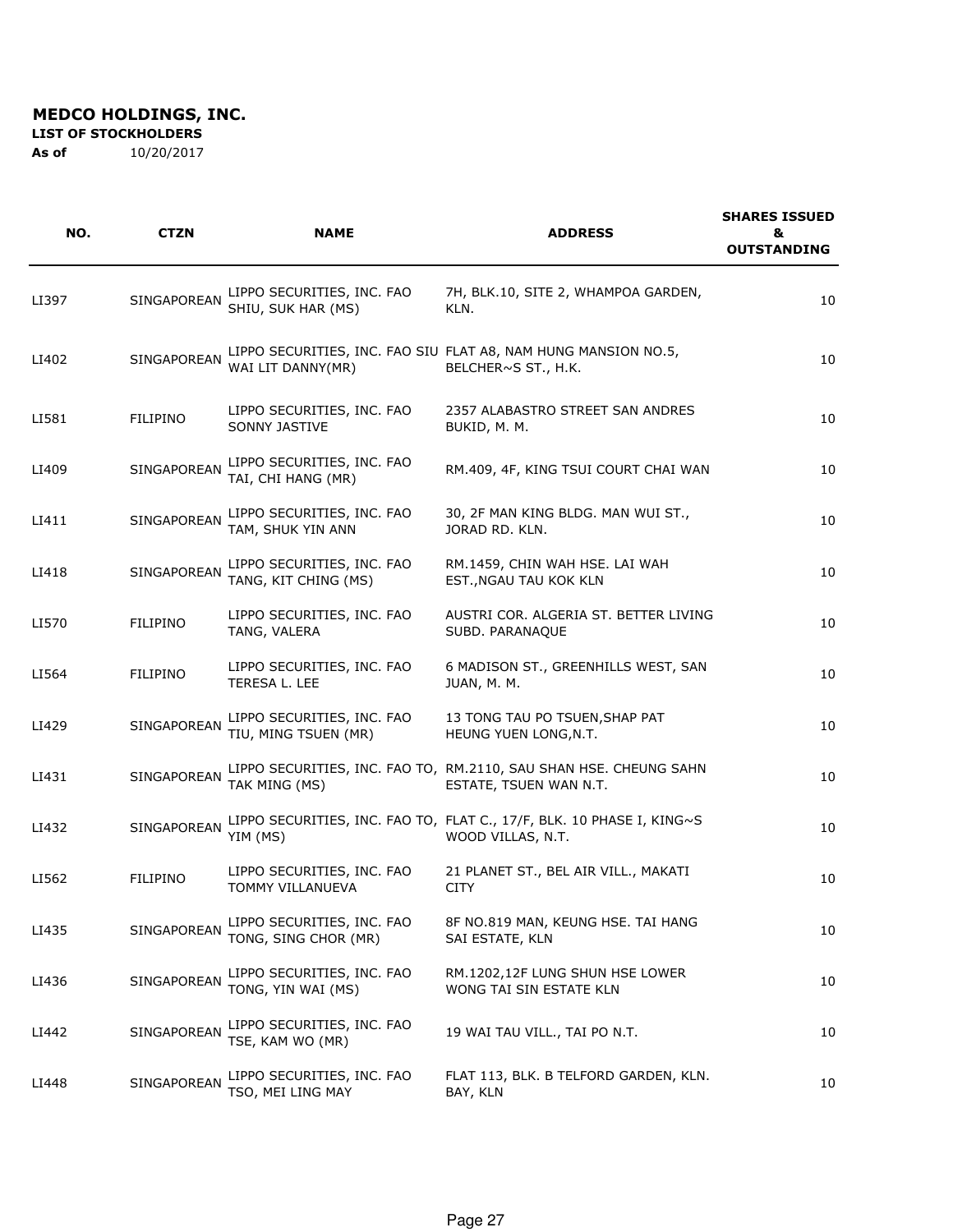**MEDCO HOLDINGS, INC.**

**LIST OF STOCKHOLDERS**

**As of** 10/20/2017

| NO. | CTZN | NAME | ADDRESS | SHARES ISSUED & OUTSTANDING |
|---|---|---|---|---|
| LI397 | SINGAPOREAN | LIPPO SECURITIES, INC. FAO SHIU, SUK HAR (MS) | 7H, BLK.10, SITE 2, WHAMPOA GARDEN, KLN. | 10 |
| LI402 | SINGAPOREAN | LIPPO SECURITIES, INC. FAO SIU WAI LIT DANNY(MR) | FLAT A8, NAM HUNG MANSION NO.5, BELCHER~S ST., H.K. | 10 |
| LI581 | FILIPINO | LIPPO SECURITIES, INC. FAO SONNY JASTIVE | 2357 ALABASTRO STREET SAN ANDRES BUKID, M. M. | 10 |
| LI409 | SINGAPOREAN | LIPPO SECURITIES, INC. FAO TAI, CHI HANG (MR) | RM.409, 4F, KING TSUI COURT CHAI WAN | 10 |
| LI411 | SINGAPOREAN | LIPPO SECURITIES, INC. FAO TAM, SHUK YIN ANN | 30, 2F MAN KING BLDG. MAN WUI ST., JORAD RD. KLN. | 10 |
| LI418 | SINGAPOREAN | LIPPO SECURITIES, INC. FAO TANG, KIT CHING (MS) | RM.1459, CHIN WAH HSE. LAI WAH EST.,NGAU TAU KOK KLN | 10 |
| LI570 | FILIPINO | LIPPO SECURITIES, INC. FAO TANG, VALERA | AUSTRI COR. ALGERIA ST. BETTER LIVING SUBD. PARANAQUE | 10 |
| LI564 | FILIPINO | LIPPO SECURITIES, INC. FAO TERESA L. LEE | 6 MADISON ST., GREENHILLS WEST, SAN JUAN, M. M. | 10 |
| LI429 | SINGAPOREAN | LIPPO SECURITIES, INC. FAO TIU, MING TSUEN (MR) | 13 TONG TAU PO TSUEN,SHAP PAT HEUNG YUEN LONG,N.T. | 10 |
| LI431 | SINGAPOREAN | LIPPO SECURITIES, INC. FAO TO, TAK MING (MS) | RM.2110, SAU SHAN HSE. CHEUNG SAHN ESTATE, TSUEN WAN N.T. | 10 |
| LI432 | SINGAPOREAN | LIPPO SECURITIES, INC. FAO TO, YIM (MS) | FLAT C., 17/F, BLK. 10 PHASE I, KING~S WOOD VILLAS, N.T. | 10 |
| LI562 | FILIPINO | LIPPO SECURITIES, INC. FAO TOMMY VILLANUEVA | 21 PLANET ST., BEL AIR VILL., MAKATI CITY | 10 |
| LI435 | SINGAPOREAN | LIPPO SECURITIES, INC. FAO TONG, SING CHOR (MR) | 8F NO.819 MAN, KEUNG HSE. TAI HANG SAI ESTATE, KLN | 10 |
| LI436 | SINGAPOREAN | LIPPO SECURITIES, INC. FAO TONG, YIN WAI (MS) | RM.1202,12F LUNG SHUN HSE LOWER WONG TAI SIN ESTATE KLN | 10 |
| LI442 | SINGAPOREAN | LIPPO SECURITIES, INC. FAO TSE, KAM WO (MR) | 19 WAI TAU VILL., TAI PO N.T. | 10 |
| LI448 | SINGAPOREAN | LIPPO SECURITIES, INC. FAO TSO, MEI LING MAY | FLAT 113, BLK. B TELFORD GARDEN, KLN. BAY, KLN | 10 |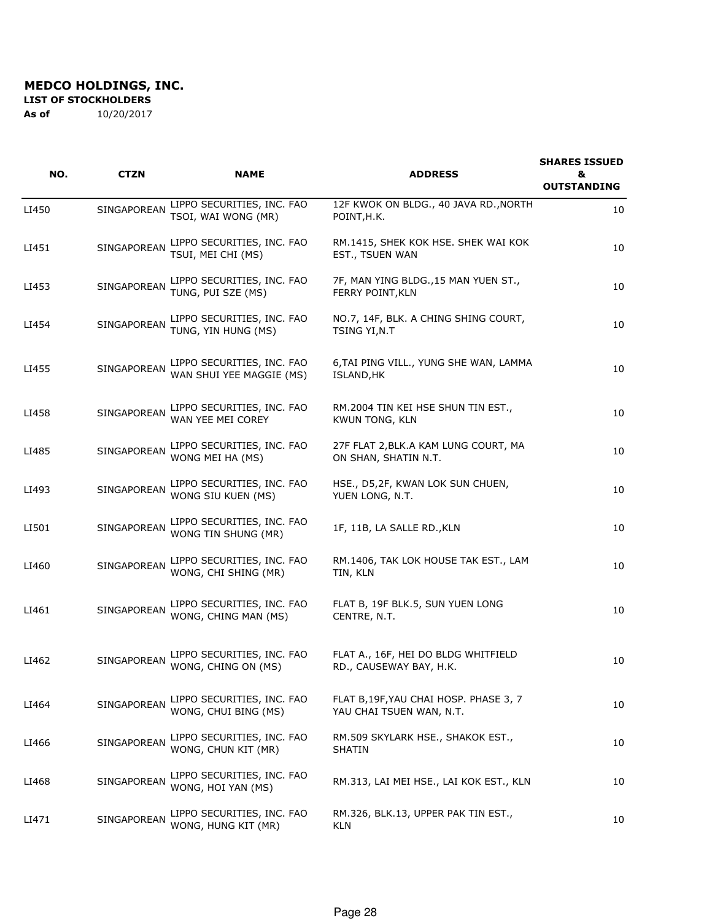**MEDCO HOLDINGS, INC.**
**LIST OF STOCKHOLDERS**
**As of** 10/20/2017

| NO. | CTZN | NAME | ADDRESS | SHARES ISSUED & OUTSTANDING |
|---|---|---|---|---|
| LI450 | SINGAPOREAN | LIPPO SECURITIES, INC. FAO TSOI, WAI WONG (MR) | 12F KWOK ON BLDG., 40 JAVA RD.,NORTH POINT,H.K. | 10 |
| LI451 | SINGAPOREAN | LIPPO SECURITIES, INC. FAO TSUI, MEI CHI (MS) | RM.1415, SHEK KOK HSE. SHEK WAI KOK EST., TSUEN WAN | 10 |
| LI453 | SINGAPOREAN | LIPPO SECURITIES, INC. FAO TUNG, PUI SZE (MS) | 7F, MAN YING BLDG.,15 MAN YUEN ST., FERRY POINT,KLN | 10 |
| LI454 | SINGAPOREAN | LIPPO SECURITIES, INC. FAO TUNG, YIN HUNG (MS) | NO.7, 14F, BLK. A CHING SHING COURT, TSING YI,N.T | 10 |
| LI455 | SINGAPOREAN | LIPPO SECURITIES, INC. FAO WAN SHUI YEE MAGGIE (MS) | 6,TAI PING VILL., YUNG SHE WAN, LAMMA ISLAND,HK | 10 |
| LI458 | SINGAPOREAN | LIPPO SECURITIES, INC. FAO WAN YEE MEI COREY | RM.2004 TIN KEI HSE SHUN TIN EST., KWUN TONG, KLN | 10 |
| LI485 | SINGAPOREAN | LIPPO SECURITIES, INC. FAO WONG MEI HA (MS) | 27F FLAT 2,BLK.A KAM LUNG COURT, MA ON SHAN, SHATIN N.T. | 10 |
| LI493 | SINGAPOREAN | LIPPO SECURITIES, INC. FAO WONG SIU KUEN (MS) | HSE., D5,2F, KWAN LOK SUN CHUEN, YUEN LONG, N.T. | 10 |
| LI501 | SINGAPOREAN | LIPPO SECURITIES, INC. FAO WONG TIN SHUNG (MR) | 1F, 11B, LA SALLE RD.,KLN | 10 |
| LI460 | SINGAPOREAN | LIPPO SECURITIES, INC. FAO WONG, CHI SHING (MR) | RM.1406, TAK LOK HOUSE TAK EST., LAM TIN, KLN | 10 |
| LI461 | SINGAPOREAN | LIPPO SECURITIES, INC. FAO WONG, CHING MAN (MS) | FLAT B, 19F BLK.5, SUN YUEN LONG CENTRE, N.T. | 10 |
| LI462 | SINGAPOREAN | LIPPO SECURITIES, INC. FAO WONG, CHING ON (MS) | FLAT A., 16F, HEI DO BLDG WHITFIELD RD., CAUSEWAY BAY, H.K. | 10 |
| LI464 | SINGAPOREAN | LIPPO SECURITIES, INC. FAO WONG, CHUI BING (MS) | FLAT B,19F,YAU CHAI HOSP. PHASE 3, 7 YAU CHAI TSUEN WAN, N.T. | 10 |
| LI466 | SINGAPOREAN | LIPPO SECURITIES, INC. FAO WONG, CHUN KIT (MR) | RM.509 SKYLARK HSE., SHAKOK EST., SHATIN | 10 |
| LI468 | SINGAPOREAN | LIPPO SECURITIES, INC. FAO WONG, HOI YAN (MS) | RM.313, LAI MEI HSE., LAI KOK EST., KLN | 10 |
| LI471 | SINGAPOREAN | LIPPO SECURITIES, INC. FAO WONG, HUNG KIT (MR) | RM.326, BLK.13, UPPER PAK TIN EST., KLN | 10 |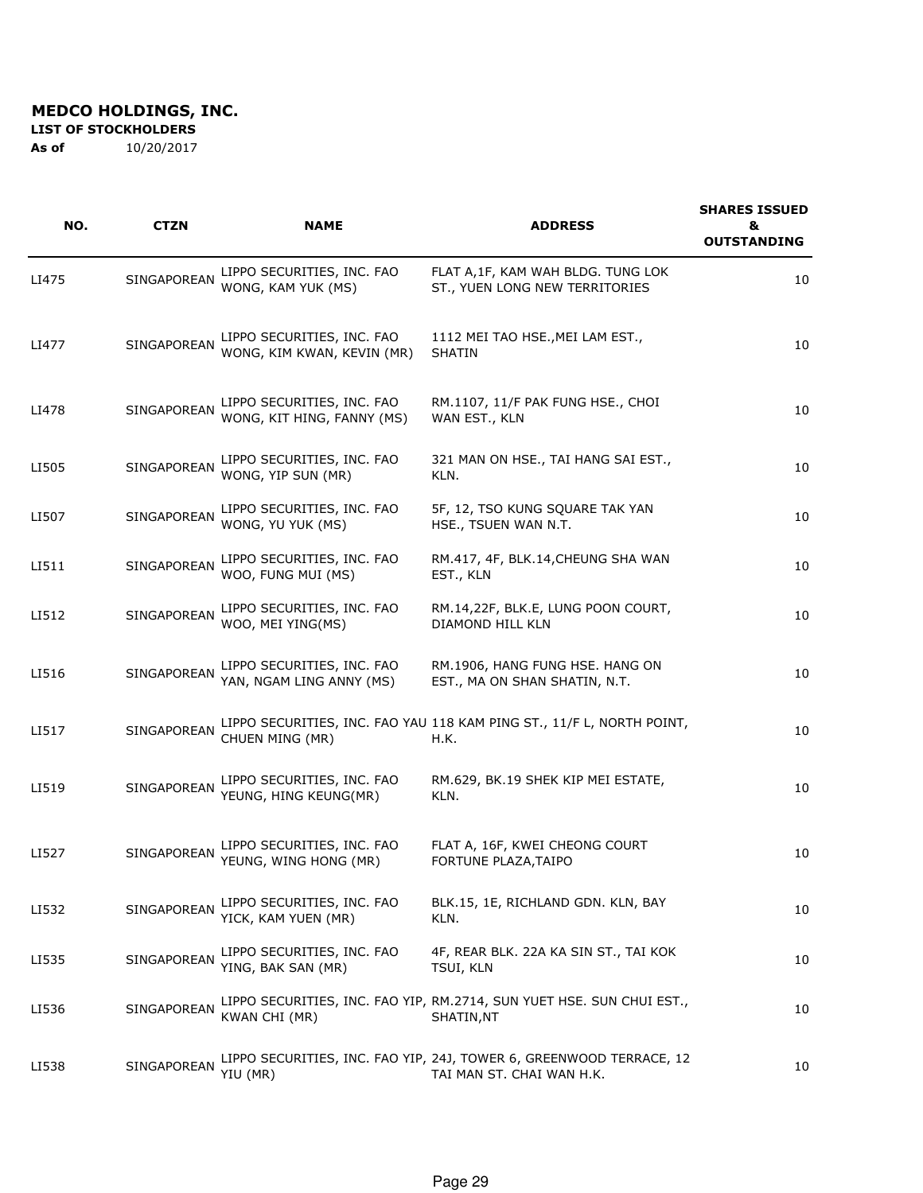**MEDCO HOLDINGS, INC.**

**LIST OF STOCKHOLDERS**

**As of** 10/20/2017

| NO. | CTZN | NAME | ADDRESS | SHARES ISSUED & OUTSTANDING |
|---|---|---|---|---|
| LI475 | SINGAPOREAN | LIPPO SECURITIES, INC. FAO WONG, KAM YUK (MS) | FLAT A,1F, KAM WAH BLDG. TUNG LOK ST., YUEN LONG NEW TERRITORIES | 10 |
| LI477 | SINGAPOREAN | LIPPO SECURITIES, INC. FAO WONG, KIM KWAN, KEVIN (MR) | 1112 MEI TAO HSE.,MEI LAM EST., SHATIN | 10 |
| LI478 | SINGAPOREAN | LIPPO SECURITIES, INC. FAO WONG, KIT HING, FANNY (MS) | RM.1107, 11/F PAK FUNG HSE., CHOI WAN EST., KLN | 10 |
| LI505 | SINGAPOREAN | LIPPO SECURITIES, INC. FAO WONG, YIP SUN (MR) | 321 MAN ON HSE., TAI HANG SAI EST., KLN. | 10 |
| LI507 | SINGAPOREAN | LIPPO SECURITIES, INC. FAO WONG, YU YUK (MS) | 5F, 12, TSO KUNG SQUARE TAK YAN HSE., TSUEN WAN N.T. | 10 |
| LI511 | SINGAPOREAN | LIPPO SECURITIES, INC. FAO WOO, FUNG MUI (MS) | RM.417, 4F, BLK.14,CHEUNG SHA WAN EST., KLN | 10 |
| LI512 | SINGAPOREAN | LIPPO SECURITIES, INC. FAO WOO, MEI YING(MS) | RM.14,22F, BLK.E, LUNG POON COURT, DIAMOND HILL KLN | 10 |
| LI516 | SINGAPOREAN | LIPPO SECURITIES, INC. FAO YAN, NGAM LING ANNY (MS) | RM.1906, HANG FUNG HSE. HANG ON EST., MA ON SHAN SHATIN, N.T. | 10 |
| LI517 | SINGAPOREAN | LIPPO SECURITIES, INC. FAO YAU CHUEN MING (MR) | 118 KAM PING ST., 11/F L, NORTH POINT, H.K. | 10 |
| LI519 | SINGAPOREAN | LIPPO SECURITIES, INC. FAO YEUNG, HING KEUNG(MR) | RM.629, BK.19 SHEK KIP MEI ESTATE, KLN. | 10 |
| LI527 | SINGAPOREAN | LIPPO SECURITIES, INC. FAO YEUNG, WING HONG (MR) | FLAT A, 16F, KWEI CHEONG COURT FORTUNE PLAZA,TAIPO | 10 |
| LI532 | SINGAPOREAN | LIPPO SECURITIES, INC. FAO YICK, KAM YUEN (MR) | BLK.15, 1E, RICHLAND GDN. KLN, BAY KLN. | 10 |
| LI535 | SINGAPOREAN | LIPPO SECURITIES, INC. FAO YING, BAK SAN (MR) | 4F, REAR BLK. 22A KA SIN ST., TAI KOK TSUI, KLN | 10 |
| LI536 | SINGAPOREAN | LIPPO SECURITIES, INC. FAO YIP, KWAN CHI (MR) | RM.2714, SUN YUET HSE. SUN CHUI EST., SHATIN,NT | 10 |
| LI538 | SINGAPOREAN | LIPPO SECURITIES, INC. FAO YIP, YIU (MR) | 24J, TOWER 6, GREENWOOD TERRACE, 12 TAI MAN ST. CHAI WAN H.K. | 10 |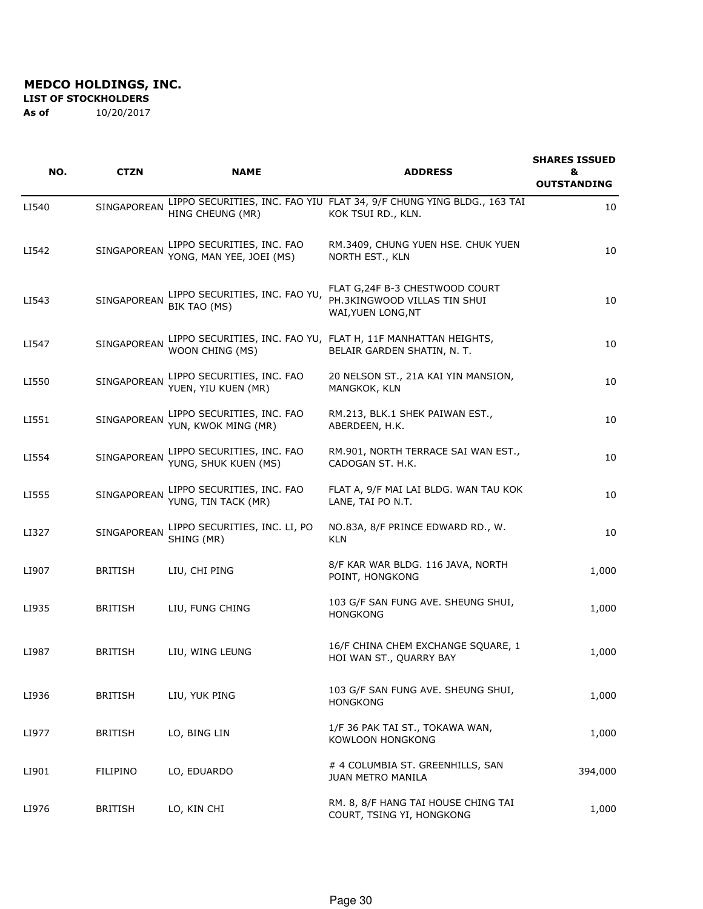**MEDCO HOLDINGS, INC.**

**LIST OF STOCKHOLDERS**

**As of** 10/20/2017

| NO. | CTZN | NAME | ADDRESS | SHARES ISSUED & OUTSTANDING |
|---|---|---|---|---|
| LI540 | SINGAPOREAN | LIPPO SECURITIES, INC. FAO YIU HING CHEUNG (MR) | FLAT 34, 9/F CHUNG YING BLDG., 163 TAI KOK TSUI RD., KLN. | 10 |
| LI542 | SINGAPOREAN | LIPPO SECURITIES, INC. FAO YONG, MAN YEE, JOEI (MS) | RM.3409, CHUNG YUEN HSE. CHUK YUEN NORTH EST., KLN | 10 |
| LI543 | SINGAPOREAN | LIPPO SECURITIES, INC. FAO YU, BIK TAO (MS) | FLAT G,24F B-3 CHESTWOOD COURT PH.3KINGWOOD VILLAS TIN SHUI WAI,YUEN LONG,NT | 10 |
| LI547 | SINGAPOREAN | LIPPO SECURITIES, INC. FAO YU, WOON CHING (MS) | FLAT H, 11F MANHATTAN HEIGHTS, BELAIR GARDEN SHATIN, N. T. | 10 |
| LI550 | SINGAPOREAN | LIPPO SECURITIES, INC. FAO YUEN, YIU KUEN (MR) | 20 NELSON ST., 21A KAI YIN MANSION, MANGKOK, KLN | 10 |
| LI551 | SINGAPOREAN | LIPPO SECURITIES, INC. FAO YUN, KWOK MING (MR) | RM.213, BLK.1 SHEK PAIWAN EST., ABERDEEN, H.K. | 10 |
| LI554 | SINGAPOREAN | LIPPO SECURITIES, INC. FAO YUNG, SHUK KUEN (MS) | RM.901, NORTH TERRACE SAI WAN EST., CADOGAN ST. H.K. | 10 |
| LI555 | SINGAPOREAN | LIPPO SECURITIES, INC. FAO YUNG, TIN TACK (MR) | FLAT A, 9/F MAI LAI BLDG. WAN TAU KOK LANE, TAI PO N.T. | 10 |
| LI327 | SINGAPOREAN | LIPPO SECURITIES, INC. LI, PO SHING (MR) | NO.83A, 8/F PRINCE EDWARD RD., W. KLN | 10 |
| LI907 | BRITISH | LIU, CHI PING | 8/F KAR WAR BLDG. 116 JAVA, NORTH POINT, HONGKONG | 1,000 |
| LI935 | BRITISH | LIU, FUNG CHING | 103 G/F SAN FUNG AVE. SHEUNG SHUI, HONGKONG | 1,000 |
| LI987 | BRITISH | LIU, WING LEUNG | 16/F CHINA CHEM EXCHANGE SQUARE, 1 HOI WAN ST., QUARRY BAY | 1,000 |
| LI936 | BRITISH | LIU, YUK PING | 103 G/F SAN FUNG AVE. SHEUNG SHUI, HONGKONG | 1,000 |
| LI977 | BRITISH | LO, BING LIN | 1/F 36 PAK TAI ST., TOKAWA WAN, KOWLOON HONGKONG | 1,000 |
| LI901 | FILIPINO | LO, EDUARDO | # 4 COLUMBIA ST. GREENHILLS, SAN JUAN METRO MANILA | 394,000 |
| LI976 | BRITISH | LO, KIN CHI | RM. 8, 8/F HANG TAI HOUSE CHING TAI COURT, TSING YI, HONGKONG | 1,000 |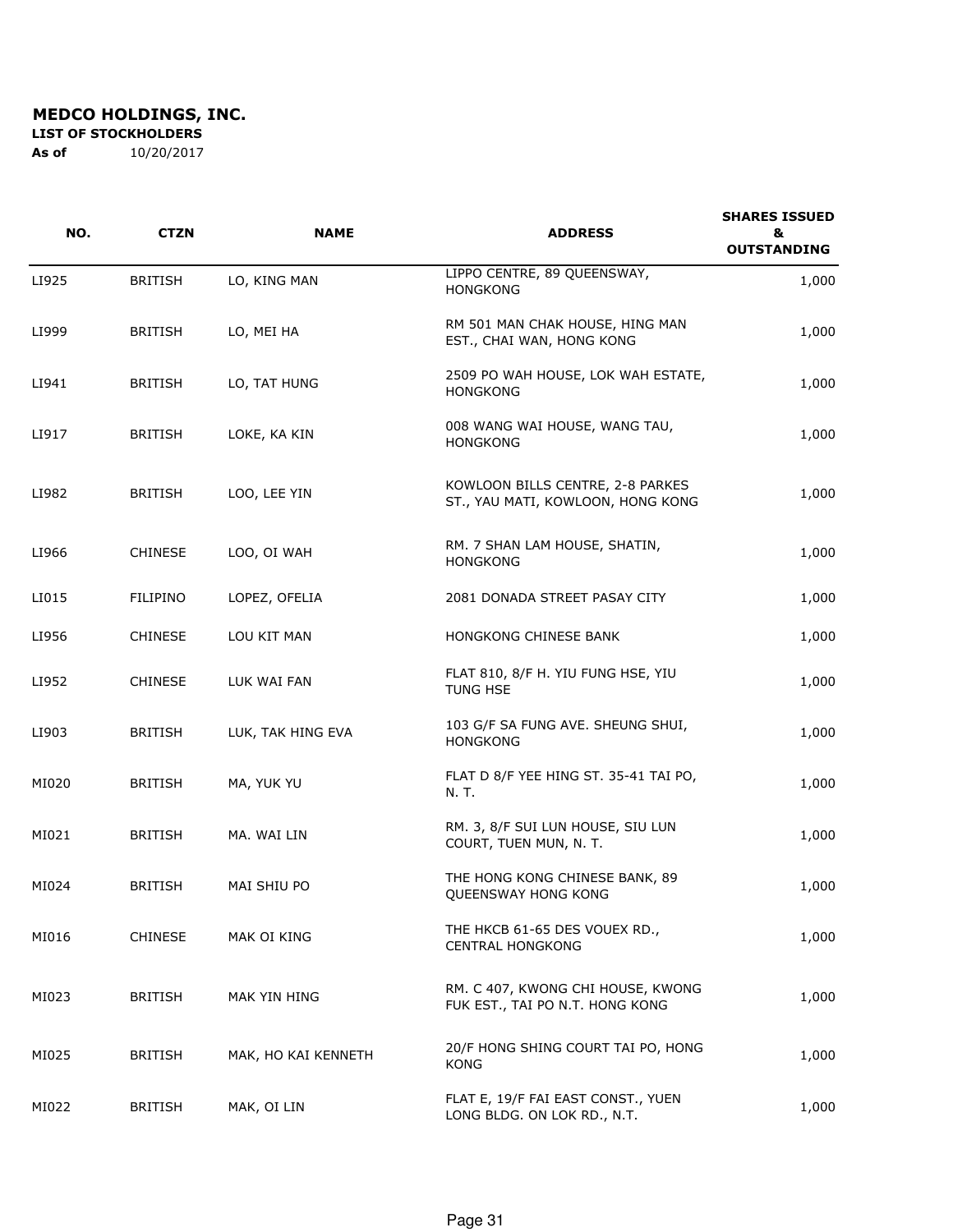**MEDCO HOLDINGS, INC.**

**LIST OF STOCKHOLDERS**

**As of** 10/20/2017

| NO. | CTZN | NAME | ADDRESS | SHARES ISSUED & OUTSTANDING |
|---|---|---|---|---|
| LI925 | BRITISH | LO, KING MAN | LIPPO CENTRE, 89 QUEENSWAY, HONGKONG | 1,000 |
| LI999 | BRITISH | LO, MEI HA | RM 501 MAN CHAK HOUSE, HING MAN EST., CHAI WAN, HONG KONG | 1,000 |
| LI941 | BRITISH | LO, TAT HUNG | 2509 PO WAH HOUSE, LOK WAH ESTATE, HONGKONG | 1,000 |
| LI917 | BRITISH | LOKE, KA KIN | 008 WANG WAI HOUSE, WANG TAU, HONGKONG | 1,000 |
| LI982 | BRITISH | LOO, LEE YIN | KOWLOON BILLS CENTRE, 2-8 PARKES ST., YAU MATI, KOWLOON, HONG KONG | 1,000 |
| LI966 | CHINESE | LOO, OI WAH | RM. 7 SHAN LAM HOUSE, SHATIN, HONGKONG | 1,000 |
| LI015 | FILIPINO | LOPEZ, OFELIA | 2081 DONADA STREET PASAY CITY | 1,000 |
| LI956 | CHINESE | LOU KIT MAN | HONGKONG CHINESE BANK | 1,000 |
| LI952 | CHINESE | LUK WAI FAN | FLAT 810, 8/F H. YIU FUNG HSE, YIU TUNG HSE | 1,000 |
| LI903 | BRITISH | LUK, TAK HING EVA | 103 G/F SA FUNG AVE. SHEUNG SHUI, HONGKONG | 1,000 |
| MI020 | BRITISH | MA, YUK YU | FLAT D 8/F YEE HING ST. 35-41 TAI PO, N. T. | 1,000 |
| MI021 | BRITISH | MA. WAI LIN | RM. 3, 8/F SUI LUN HOUSE, SIU LUN COURT, TUEN MUN, N. T. | 1,000 |
| MI024 | BRITISH | MAI SHIU PO | THE HONG KONG CHINESE BANK, 89 QUEENSWAY HONG KONG | 1,000 |
| MI016 | CHINESE | MAK OI KING | THE HKCB 61-65 DES VOUEX RD., CENTRAL HONGKONG | 1,000 |
| MI023 | BRITISH | MAK YIN HING | RM. C 407, KWONG CHI HOUSE, KWONG FUK EST., TAI PO N.T. HONG KONG | 1,000 |
| MI025 | BRITISH | MAK, HO KAI KENNETH | 20/F HONG SHING COURT TAI PO, HONG KONG | 1,000 |
| MI022 | BRITISH | MAK, OI LIN | FLAT E, 19/F FAI EAST CONST., YUEN LONG BLDG. ON LOK RD., N.T. | 1,000 |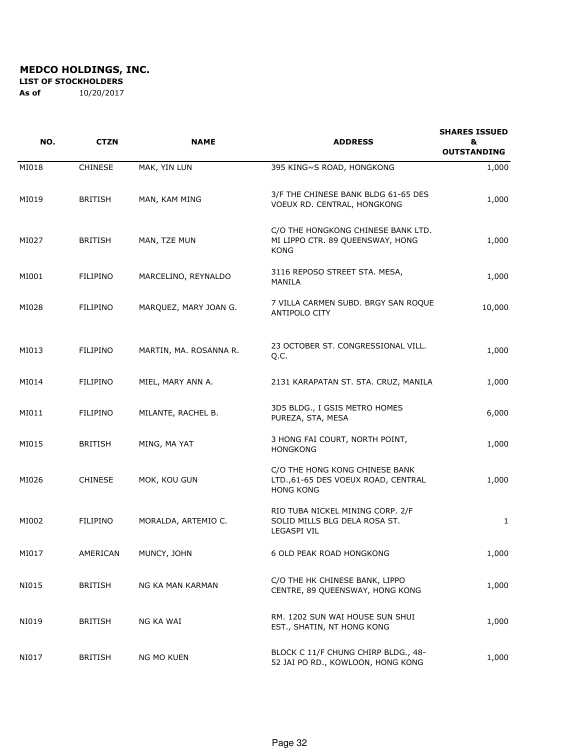**MEDCO HOLDINGS, INC.**

**LIST OF STOCKHOLDERS**

**As of** 10/20/2017

| NO. | CTZN | NAME | ADDRESS | SHARES ISSUED & OUTSTANDING |
|---|---|---|---|---|
| MI018 | CHINESE | MAK, YIN LUN | 395 KING~S ROAD, HONGKONG | 1,000 |
| MI019 | BRITISH | MAN, KAM MING | 3/F THE CHINESE BANK BLDG 61-65 DES VOEUX RD. CENTRAL, HONGKONG | 1,000 |
| MI027 | BRITISH | MAN, TZE MUN | C/O THE HONGKONG CHINESE BANK LTD. MI LIPPO CTR. 89 QUEENSWAY, HONG KONG | 1,000 |
| MI001 | FILIPINO | MARCELINO, REYNALDO | 3116 REPOSO STREET STA. MESA, MANILA | 1,000 |
| MI028 | FILIPINO | MARQUEZ, MARY JOAN G. | 7 VILLA CARMEN SUBD. BRGY SAN ROQUE ANTIPOLO CITY | 10,000 |
| MI013 | FILIPINO | MARTIN, MA. ROSANNA R. | 23 OCTOBER ST. CONGRESSIONAL VILL. Q.C. | 1,000 |
| MI014 | FILIPINO | MIEL, MARY ANN A. | 2131 KARAPATAN ST. STA. CRUZ, MANILA | 1,000 |
| MI011 | FILIPINO | MILANTE, RACHEL B. | 3D5 BLDG., I GSIS METRO HOMES PUREZA, STA, MESA | 6,000 |
| MI015 | BRITISH | MING, MA YAT | 3 HONG FAI COURT, NORTH POINT, HONGKONG | 1,000 |
| MI026 | CHINESE | MOK, KOU GUN | C/O THE HONG KONG CHINESE BANK LTD.,61-65 DES VOEUX ROAD, CENTRAL HONG KONG | 1,000 |
| MI002 | FILIPINO | MORALDA, ARTEMIO C. | RIO TUBA NICKEL MINING CORP. 2/F SOLID MILLS BLG DELA ROSA ST. LEGASPI VIL | 1 |
| MI017 | AMERICAN | MUNCY, JOHN | 6 OLD PEAK ROAD HONGKONG | 1,000 |
| NI015 | BRITISH | NG KA MAN KARMAN | C/O THE HK CHINESE BANK, LIPPO CENTRE, 89 QUEENSWAY, HONG KONG | 1,000 |
| NI019 | BRITISH | NG KA WAI | RM. 1202 SUN WAI HOUSE SUN SHUI EST., SHATIN, NT HONG KONG | 1,000 |
| NI017 | BRITISH | NG MO KUEN | BLOCK C 11/F CHUNG CHIRP BLDG., 48-52 JAI PO RD., KOWLOON, HONG KONG | 1,000 |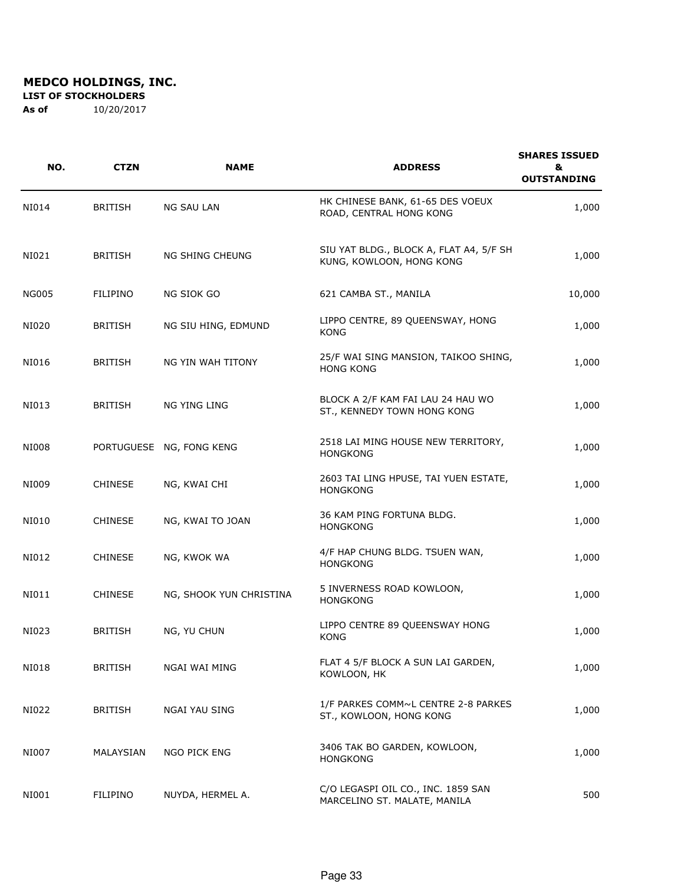**MEDCO HOLDINGS, INC.**

**LIST OF STOCKHOLDERS**

**As of** 10/20/2017

| NO. | CTZN | NAME | ADDRESS | SHARES ISSUED & OUTSTANDING |
|---|---|---|---|---|
| NI014 | BRITISH | NG SAU LAN | HK CHINESE BANK, 61-65 DES VOEUX ROAD, CENTRAL HONG KONG | 1,000 |
| NI021 | BRITISH | NG SHING CHEUNG | SIU YAT BLDG., BLOCK A, FLAT A4, 5/F SH KUNG, KOWLOON, HONG KONG | 1,000 |
| NG005 | FILIPINO | NG SIOK GO | 621 CAMBA ST., MANILA | 10,000 |
| NI020 | BRITISH | NG SIU HING, EDMUND | LIPPO CENTRE, 89 QUEENSWAY, HONG KONG | 1,000 |
| NI016 | BRITISH | NG YIN WAH TITONY | 25/F WAI SING MANSION, TAIKOO SHING, HONG KONG | 1,000 |
| NI013 | BRITISH | NG YING LING | BLOCK A 2/F KAM FAI LAU 24 HAU WO ST., KENNEDY TOWN HONG KONG | 1,000 |
| NI008 | PORTUGUESE | NG, FONG KENG | 2518 LAI MING HOUSE NEW TERRITORY, HONGKONG | 1,000 |
| NI009 | CHINESE | NG, KWAI CHI | 2603 TAI LING HPUSE, TAI YUEN ESTATE, HONGKONG | 1,000 |
| NI010 | CHINESE | NG, KWAI TO JOAN | 36 KAM PING FORTUNA BLDG. HONGKONG | 1,000 |
| NI012 | CHINESE | NG, KWOK WA | 4/F HAP CHUNG BLDG. TSUEN WAN, HONGKONG | 1,000 |
| NI011 | CHINESE | NG, SHOOK YUN CHRISTINA | 5 INVERNESS ROAD KOWLOON, HONGKONG | 1,000 |
| NI023 | BRITISH | NG, YU CHUN | LIPPO CENTRE 89 QUEENSWAY HONG KONG | 1,000 |
| NI018 | BRITISH | NGAI WAI MING | FLAT 4 5/F BLOCK A SUN LAI GARDEN, KOWLOON, HK | 1,000 |
| NI022 | BRITISH | NGAI YAU SING | 1/F PARKES COMM~L CENTRE 2-8 PARKES ST., KOWLOON, HONG KONG | 1,000 |
| NI007 | MALAYSIAN | NGO PICK ENG | 3406 TAK BO GARDEN, KOWLOON, HONGKONG | 1,000 |
| NI001 | FILIPINO | NUYDA, HERMEL A. | C/O LEGASPI OIL CO., INC. 1859 SAN MARCELINO ST. MALATE, MANILA | 500 |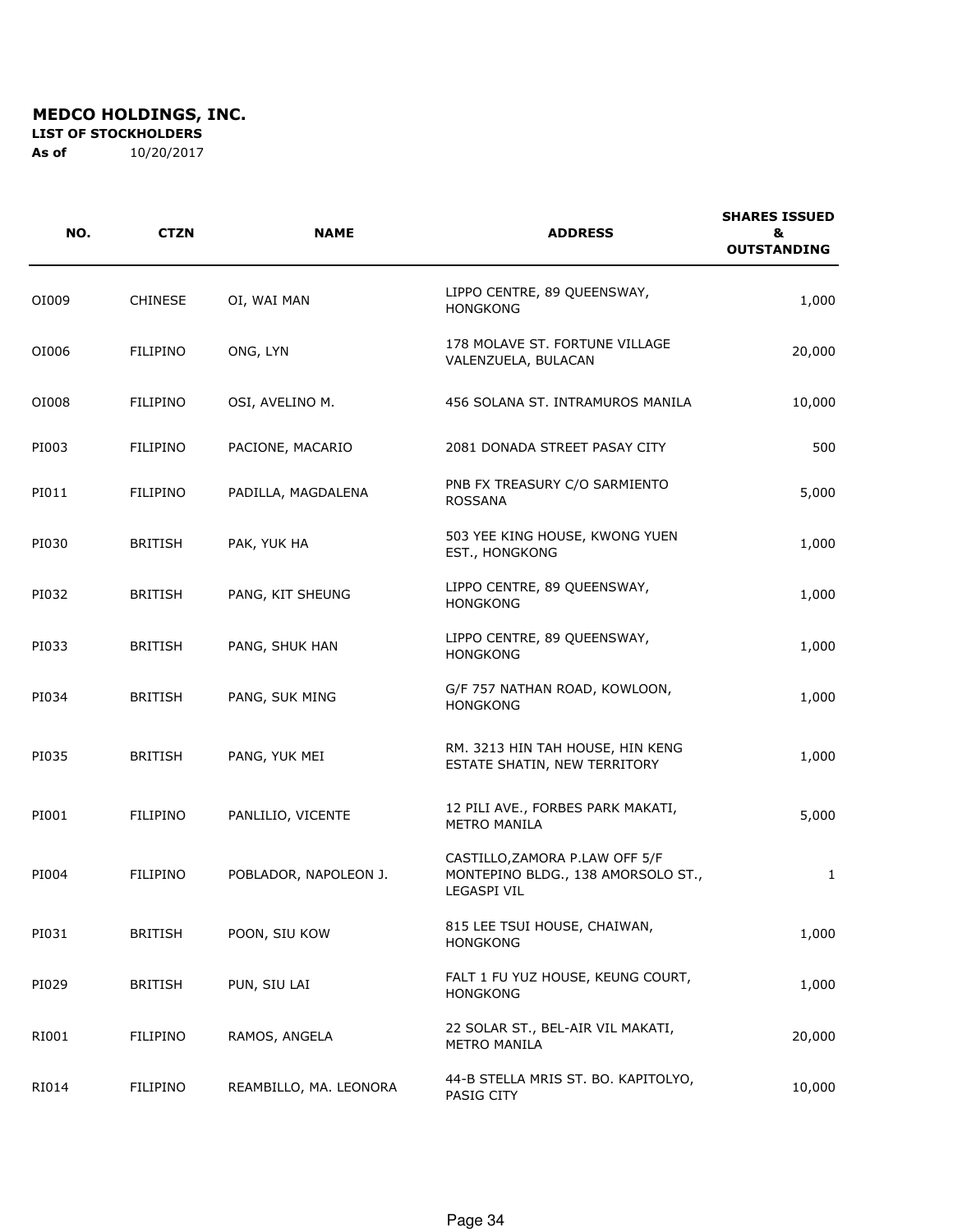**MEDCO HOLDINGS, INC.**

**LIST OF STOCKHOLDERS**

**As of** 10/20/2017

| NO. | CTZN | NAME | ADDRESS | SHARES ISSUED & OUTSTANDING |
|---|---|---|---|---:|
| OI009 | CHINESE | OI, WAI MAN | LIPPO CENTRE, 89 QUEENSWAY, HONGKONG | 1,000 |
| OI006 | FILIPINO | ONG, LYN | 178 MOLAVE ST. FORTUNE VILLAGE VALENZUELA, BULACAN | 20,000 |
| OI008 | FILIPINO | OSI, AVELINO M. | 456 SOLANA ST. INTRAMUROS MANILA | 10,000 |
| PI003 | FILIPINO | PACIONE, MACARIO | 2081 DONADA STREET PASAY CITY | 500 |
| PI011 | FILIPINO | PADILLA, MAGDALENA | PNB FX TREASURY C/O SARMIENTO ROSSANA | 5,000 |
| PI030 | BRITISH | PAK, YUK HA | 503 YEE KING HOUSE, KWONG YUEN EST., HONGKONG | 1,000 |
| PI032 | BRITISH | PANG, KIT SHEUNG | LIPPO CENTRE, 89 QUEENSWAY, HONGKONG | 1,000 |
| PI033 | BRITISH | PANG, SHUK HAN | LIPPO CENTRE, 89 QUEENSWAY, HONGKONG | 1,000 |
| PI034 | BRITISH | PANG, SUK MING | G/F 757 NATHAN ROAD, KOWLOON, HONGKONG | 1,000 |
| PI035 | BRITISH | PANG, YUK MEI | RM. 3213 HIN TAH HOUSE, HIN KENG ESTATE SHATIN, NEW TERRITORY | 1,000 |
| PI001 | FILIPINO | PANLILIO, VICENTE | 12 PILI AVE., FORBES PARK MAKATI, METRO MANILA | 5,000 |
| PI004 | FILIPINO | POBLADOR, NAPOLEON J. | CASTILLO,ZAMORA P.LAW OFF 5/F MONTEPINO BLDG., 138 AMORSOLO ST., LEGASPI VIL | 1 |
| PI031 | BRITISH | POON, SIU KOW | 815 LEE TSUI HOUSE, CHAIWAN, HONGKONG | 1,000 |
| PI029 | BRITISH | PUN, SIU LAI | FALT 1 FU YUZ HOUSE, KEUNG COURT, HONGKONG | 1,000 |
| RI001 | FILIPINO | RAMOS, ANGELA | 22 SOLAR ST., BEL-AIR VIL MAKATI, METRO MANILA | 20,000 |
| RI014 | FILIPINO | REAMBILLO, MA. LEONORA | 44-B STELLA MRIS ST. BO. KAPITOLYO, PASIG CITY | 10,000 |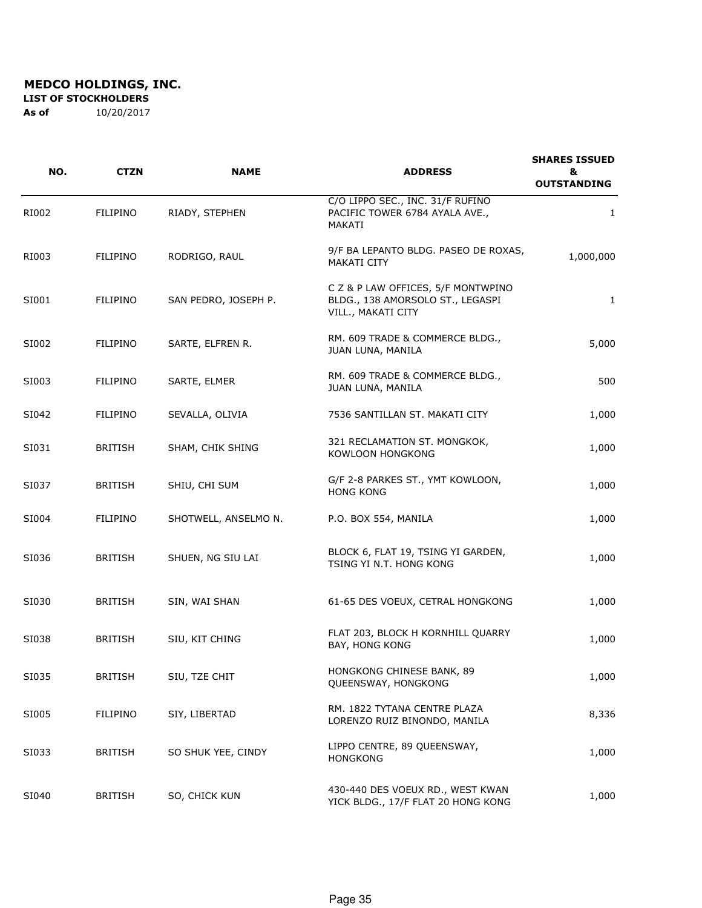**MEDCO HOLDINGS, INC.**

**LIST OF STOCKHOLDERS**

**As of** 10/20/2017

| NO. | CTZN | NAME | ADDRESS | SHARES ISSUED & OUTSTANDING |
|---|---|---|---|---|
| RI002 | FILIPINO | RIADY, STEPHEN | C/O LIPPO SEC., INC. 31/F RUFINO PACIFIC TOWER 6784 AYALA AVE., MAKATI | 1 |
| RI003 | FILIPINO | RODRIGO, RAUL | 9/F BA LEPANTO BLDG. PASEO DE ROXAS, MAKATI CITY | 1,000,000 |
| SI001 | FILIPINO | SAN PEDRO, JOSEPH P. | C Z & P LAW OFFICES, 5/F MONTWPINO BLDG., 138 AMORSOLO ST., LEGASPI VILL., MAKATI CITY | 1 |
| SI002 | FILIPINO | SARTE, ELFREN R. | RM. 609 TRADE & COMMERCE BLDG., JUAN LUNA, MANILA | 5,000 |
| SI003 | FILIPINO | SARTE, ELMER | RM. 609 TRADE & COMMERCE BLDG., JUAN LUNA, MANILA | 500 |
| SI042 | FILIPINO | SEVALLA, OLIVIA | 7536 SANTILLAN ST. MAKATI CITY | 1,000 |
| SI031 | BRITISH | SHAM, CHIK SHING | 321 RECLAMATION ST. MONGKOK, KOWLOON HONGKONG | 1,000 |
| SI037 | BRITISH | SHIU, CHI SUM | G/F 2-8 PARKES ST., YMT KOWLOON, HONG KONG | 1,000 |
| SI004 | FILIPINO | SHOTWELL, ANSELMO N. | P.O. BOX 554, MANILA | 1,000 |
| SI036 | BRITISH | SHUEN, NG SIU LAI | BLOCK 6, FLAT 19, TSING YI GARDEN, TSING YI N.T. HONG KONG | 1,000 |
| SI030 | BRITISH | SIN, WAI SHAN | 61-65 DES VOEUX, CETRAL HONGKONG | 1,000 |
| SI038 | BRITISH | SIU, KIT CHING | FLAT 203, BLOCK H KORNHILL QUARRY BAY, HONG KONG | 1,000 |
| SI035 | BRITISH | SIU, TZE CHIT | HONGKONG CHINESE BANK, 89 QUEENSWAY, HONGKONG | 1,000 |
| SI005 | FILIPINO | SIY, LIBERTAD | RM. 1822 TYTANA CENTRE PLAZA LORENZO RUIZ BINONDO, MANILA | 8,336 |
| SI033 | BRITISH | SO SHUK YEE, CINDY | LIPPO CENTRE, 89 QUEENSWAY, HONGKONG | 1,000 |
| SI040 | BRITISH | SO, CHICK KUN | 430-440 DES VOEUX RD., WEST KWAN YICK BLDG., 17/F FLAT 20 HONG KONG | 1,000 |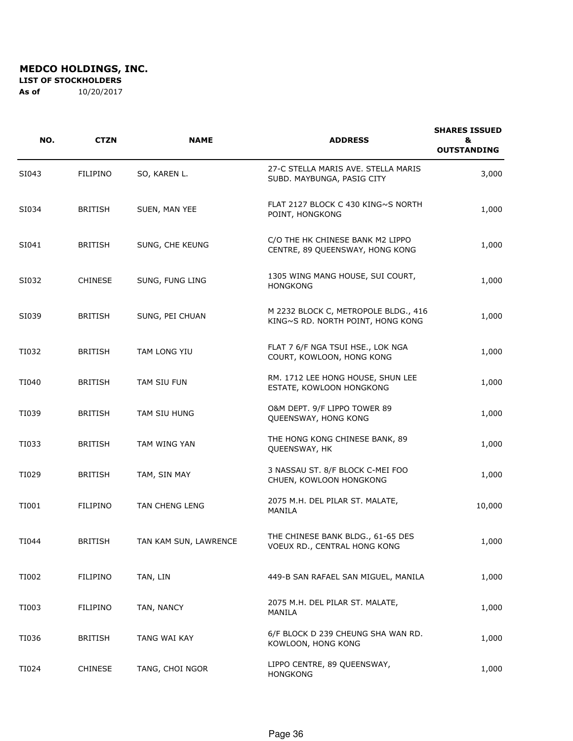**MEDCO HOLDINGS, INC.**

**LIST OF STOCKHOLDERS**

**As of** 10/20/2017

| NO. | CTZN | NAME | ADDRESS | SHARES ISSUED & OUTSTANDING |
|---|---|---|---|---|
| SI043 | FILIPINO | SO, KAREN L. | 27-C STELLA MARIS AVE. STELLA MARIS SUBD. MAYBUNGA, PASIG CITY | 3,000 |
| SI034 | BRITISH | SUEN, MAN YEE | FLAT 2127 BLOCK C 430 KING~S NORTH POINT, HONGKONG | 1,000 |
| SI041 | BRITISH | SUNG, CHE KEUNG | C/O THE HK CHINESE BANK M2 LIPPO CENTRE, 89 QUEENSWAY, HONG KONG | 1,000 |
| SI032 | CHINESE | SUNG, FUNG LING | 1305 WING MANG HOUSE, SUI COURT, HONGKONG | 1,000 |
| SI039 | BRITISH | SUNG, PEI CHUAN | M 2232 BLOCK C, METROPOLE BLDG., 416 KING~S RD. NORTH POINT, HONG KONG | 1,000 |
| TI032 | BRITISH | TAM LONG YIU | FLAT 7 6/F NGA TSUI HSE., LOK NGA COURT, KOWLOON, HONG KONG | 1,000 |
| TI040 | BRITISH | TAM SIU FUN | RM. 1712 LEE HONG HOUSE, SHUN LEE ESTATE, KOWLOON HONGKONG | 1,000 |
| TI039 | BRITISH | TAM SIU HUNG | O&M DEPT. 9/F LIPPO TOWER 89 QUEENSWAY, HONG KONG | 1,000 |
| TI033 | BRITISH | TAM WING YAN | THE HONG KONG CHINESE BANK, 89 QUEENSWAY, HK | 1,000 |
| TI029 | BRITISH | TAM, SIN MAY | 3 NASSAU ST. 8/F BLOCK C-MEI FOO CHUEN, KOWLOON HONGKONG | 1,000 |
| TI001 | FILIPINO | TAN CHENG LENG | 2075 M.H. DEL PILAR ST. MALATE, MANILA | 10,000 |
| TI044 | BRITISH | TAN KAM SUN, LAWRENCE | THE CHINESE BANK BLDG., 61-65 DES VOEUX RD., CENTRAL HONG KONG | 1,000 |
| TI002 | FILIPINO | TAN, LIN | 449-B SAN RAFAEL SAN MIGUEL, MANILA | 1,000 |
| TI003 | FILIPINO | TAN, NANCY | 2075 M.H. DEL PILAR ST. MALATE, MANILA | 1,000 |
| TI036 | BRITISH | TANG WAI KAY | 6/F BLOCK D 239 CHEUNG SHA WAN RD. KOWLOON, HONG KONG | 1,000 |
| TI024 | CHINESE | TANG, CHOI NGOR | LIPPO CENTRE, 89 QUEENSWAY, HONGKONG | 1,000 |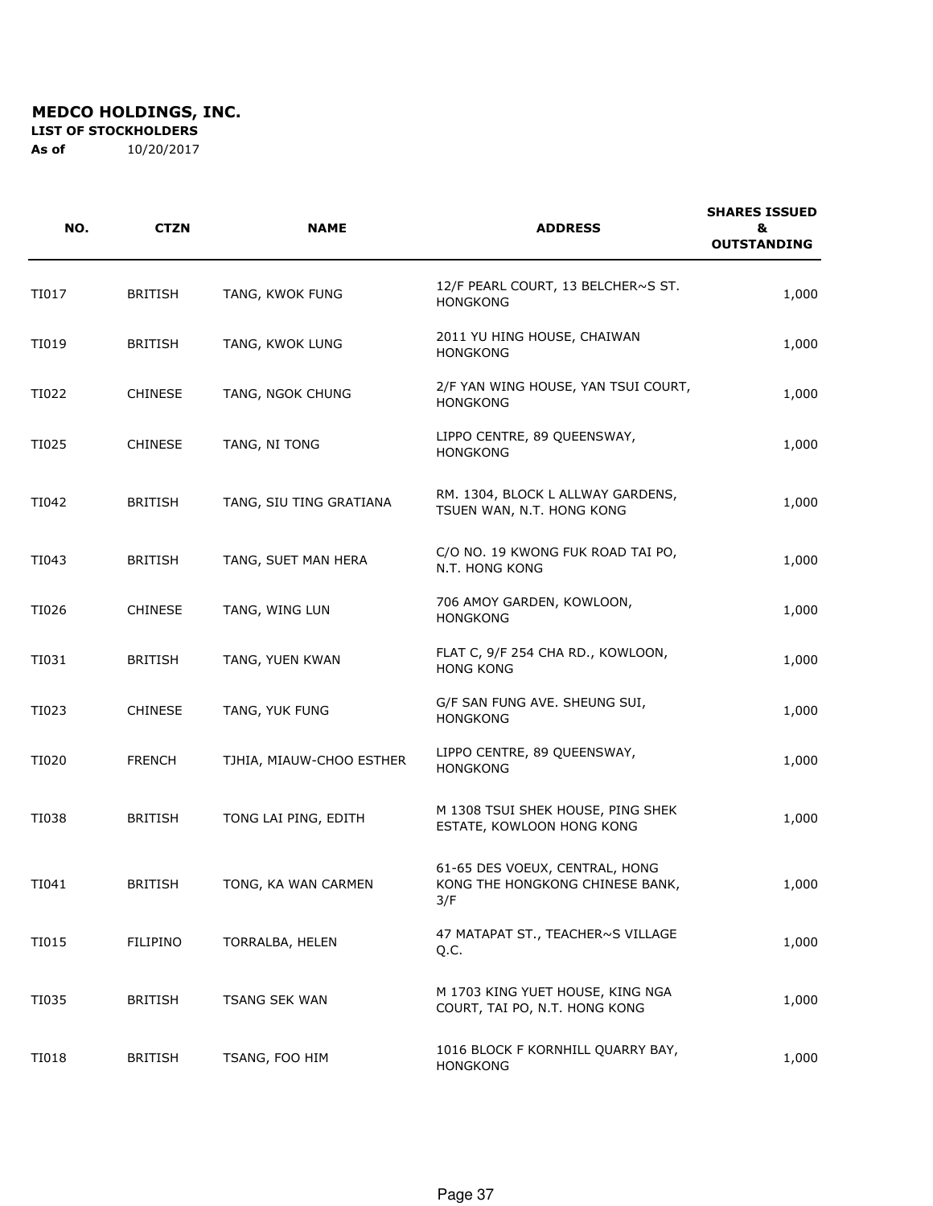**MEDCO HOLDINGS, INC.**

**LIST OF STOCKHOLDERS**

**As of** 10/20/2017

| NO. | CTZN | NAME | ADDRESS | SHARES ISSUED & OUTSTANDING |
|---|---|---|---|---|
| TI017 | BRITISH | TANG, KWOK FUNG | 12/F PEARL COURT, 13 BELCHER~S ST. HONGKONG | 1,000 |
| TI019 | BRITISH | TANG, KWOK LUNG | 2011 YU HING HOUSE, CHAIWAN HONGKONG | 1,000 |
| TI022 | CHINESE | TANG, NGOK CHUNG | 2/F YAN WING HOUSE, YAN TSUI COURT, HONGKONG | 1,000 |
| TI025 | CHINESE | TANG, NI TONG | LIPPO CENTRE, 89 QUEENSWAY, HONGKONG | 1,000 |
| TI042 | BRITISH | TANG, SIU TING GRATIANA | RM. 1304, BLOCK L ALLWAY GARDENS, TSUEN WAN, N.T. HONG KONG | 1,000 |
| TI043 | BRITISH | TANG, SUET MAN HERA | C/O NO. 19 KWONG FUK ROAD TAI PO, N.T. HONG KONG | 1,000 |
| TI026 | CHINESE | TANG, WING LUN | 706 AMOY GARDEN, KOWLOON, HONGKONG | 1,000 |
| TI031 | BRITISH | TANG, YUEN KWAN | FLAT C, 9/F 254 CHA RD., KOWLOON, HONG KONG | 1,000 |
| TI023 | CHINESE | TANG, YUK FUNG | G/F SAN FUNG AVE. SHEUNG SUI, HONGKONG | 1,000 |
| TI020 | FRENCH | TJHIA, MIAUW-CHOO ESTHER | LIPPO CENTRE, 89 QUEENSWAY, HONGKONG | 1,000 |
| TI038 | BRITISH | TONG LAI PING, EDITH | M 1308 TSUI SHEK HOUSE, PING SHEK ESTATE, KOWLOON HONG KONG | 1,000 |
| TI041 | BRITISH | TONG, KA WAN CARMEN | 61-65 DES VOEUX, CENTRAL, HONG KONG THE HONGKONG CHINESE BANK, 3/F | 1,000 |
| TI015 | FILIPINO | TORRALBA, HELEN | 47 MATAPAT ST., TEACHER~S VILLAGE Q.C. | 1,000 |
| TI035 | BRITISH | TSANG SEK WAN | M 1703 KING YUET HOUSE, KING NGA COURT, TAI PO, N.T. HONG KONG | 1,000 |
| TI018 | BRITISH | TSANG, FOO HIM | 1016 BLOCK F KORNHILL QUARRY BAY, HONGKONG | 1,000 |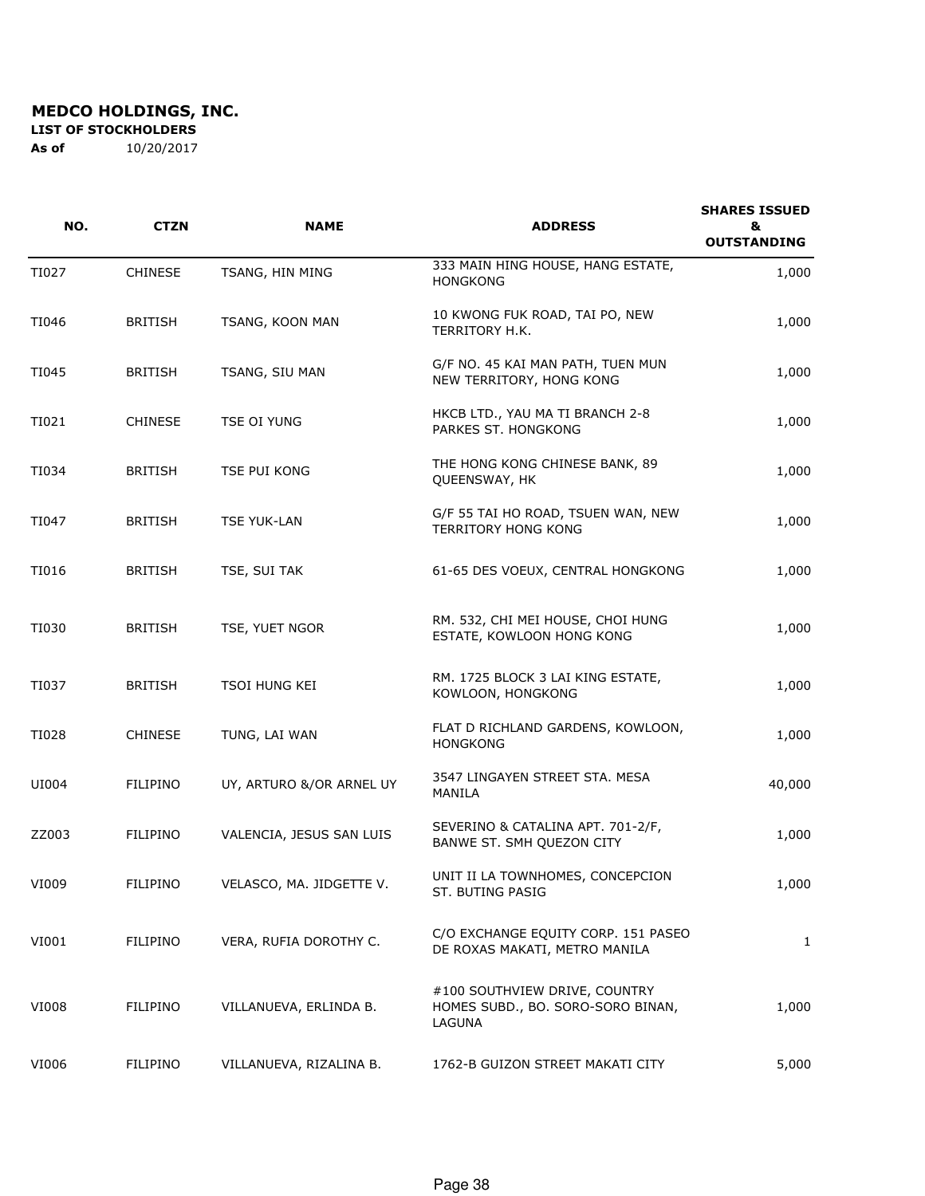**MEDCO HOLDINGS, INC.**

**LIST OF STOCKHOLDERS**

**As of** 10/20/2017

| NO. | CTZN | NAME | ADDRESS | SHARES ISSUED & OUTSTANDING |
|---|---|---|---|---|
| TI027 | CHINESE | TSANG, HIN MING | 333 MAIN HING HOUSE, HANG ESTATE, HONGKONG | 1,000 |
| TI046 | BRITISH | TSANG, KOON MAN | 10 KWONG FUK ROAD, TAI PO, NEW TERRITORY H.K. | 1,000 |
| TI045 | BRITISH | TSANG, SIU MAN | G/F NO. 45 KAI MAN PATH, TUEN MUN NEW TERRITORY, HONG KONG | 1,000 |
| TI021 | CHINESE | TSE OI YUNG | HKCB LTD., YAU MA TI BRANCH 2-8 PARKES ST. HONGKONG | 1,000 |
| TI034 | BRITISH | TSE PUI KONG | THE HONG KONG CHINESE BANK, 89 QUEENSWAY, HK | 1,000 |
| TI047 | BRITISH | TSE YUK-LAN | G/F 55 TAI HO ROAD, TSUEN WAN, NEW TERRITORY HONG KONG | 1,000 |
| TI016 | BRITISH | TSE, SUI TAK | 61-65 DES VOEUX, CENTRAL HONGKONG | 1,000 |
| TI030 | BRITISH | TSE, YUET NGOR | RM. 532, CHI MEI HOUSE, CHOI HUNG ESTATE, KOWLOON HONG KONG | 1,000 |
| TI037 | BRITISH | TSOI HUNG KEI | RM. 1725 BLOCK 3 LAI KING ESTATE, KOWLOON, HONGKONG | 1,000 |
| TI028 | CHINESE | TUNG, LAI WAN | FLAT D RICHLAND GARDENS, KOWLOON, HONGKONG | 1,000 |
| UI004 | FILIPINO | UY, ARTURO &/OR ARNEL UY | 3547 LINGAYEN STREET STA. MESA MANILA | 40,000 |
| ZZ003 | FILIPINO | VALENCIA, JESUS SAN LUIS | SEVERINO & CATALINA APT. 701-2/F, BANWE ST. SMH QUEZON CITY | 1,000 |
| VI009 | FILIPINO | VELASCO, MA. JIDGETTE V. | UNIT II LA TOWNHOMES, CONCEPCION ST. BUTING PASIG | 1,000 |
| VI001 | FILIPINO | VERA, RUFIA DOROTHY C. | C/O EXCHANGE EQUITY CORP. 151 PASEO DE ROXAS MAKATI, METRO MANILA | 1 |
| VI008 | FILIPINO | VILLANUEVA, ERLINDA B. | #100 SOUTHVIEW DRIVE, COUNTRY HOMES SUBD., BO. SORO-SORO BINAN, LAGUNA | 1,000 |
| VI006 | FILIPINO | VILLANUEVA, RIZALINA B. | 1762-B GUIZON STREET MAKATI CITY | 5,000 |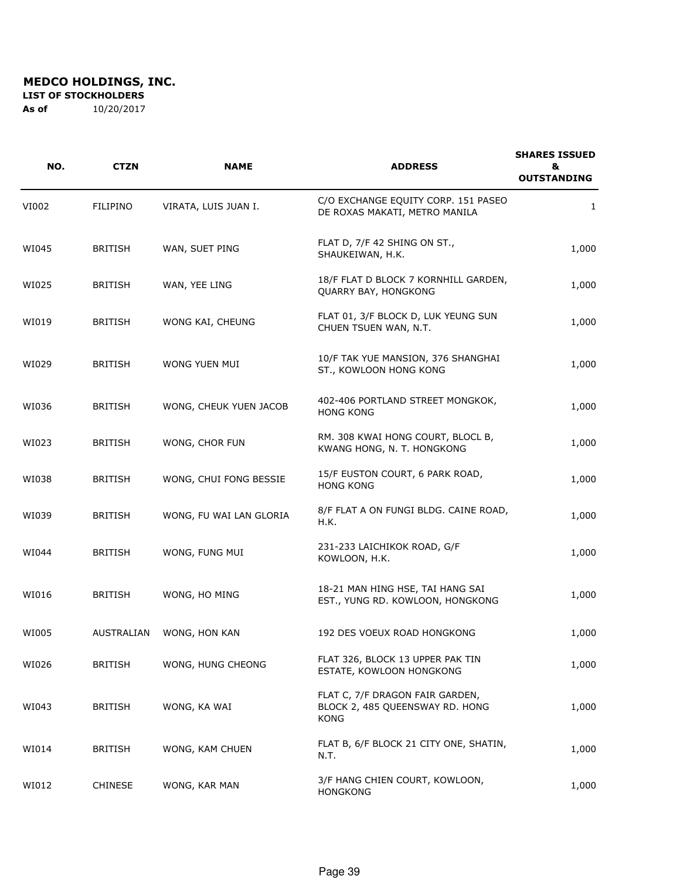**MEDCO HOLDINGS, INC.**

**LIST OF STOCKHOLDERS**

**As of** 10/20/2017

| NO. | CTZN | NAME | ADDRESS | SHARES ISSUED & OUTSTANDING |
|---|---|---|---|---|
| VI002 | FILIPINO | VIRATA, LUIS JUAN I. | C/O EXCHANGE EQUITY CORP. 151 PASEO DE ROXAS MAKATI, METRO MANILA | 1 |
| WI045 | BRITISH | WAN, SUET PING | FLAT D, 7/F 42 SHING ON ST., SHAUKEIWAN, H.K. | 1,000 |
| WI025 | BRITISH | WAN, YEE LING | 18/F FLAT D BLOCK 7 KORNHILL GARDEN, QUARRY BAY, HONGKONG | 1,000 |
| WI019 | BRITISH | WONG KAI, CHEUNG | FLAT 01, 3/F BLOCK D, LUK YEUNG SUN CHUEN TSUEN WAN, N.T. | 1,000 |
| WI029 | BRITISH | WONG YUEN MUI | 10/F TAK YUE MANSION, 376 SHANGHAI ST., KOWLOON HONG KONG | 1,000 |
| WI036 | BRITISH | WONG, CHEUK YUEN JACOB | 402-406 PORTLAND STREET MONGKOK, HONG KONG | 1,000 |
| WI023 | BRITISH | WONG, CHOR FUN | RM. 308 KWAI HONG COURT, BLOCL B, KWANG HONG, N. T. HONGKONG | 1,000 |
| WI038 | BRITISH | WONG, CHUI FONG BESSIE | 15/F EUSTON COURT, 6 PARK ROAD, HONG KONG | 1,000 |
| WI039 | BRITISH | WONG, FU WAI LAN GLORIA | 8/F FLAT A ON FUNGI BLDG. CAINE ROAD, H.K. | 1,000 |
| WI044 | BRITISH | WONG, FUNG MUI | 231-233 LAICHIKOK ROAD, G/F KOWLOON, H.K. | 1,000 |
| WI016 | BRITISH | WONG, HO MING | 18-21 MAN HING HSE, TAI HANG SAI EST., YUNG RD. KOWLOON, HONGKONG | 1,000 |
| WI005 | AUSTRALIAN | WONG, HON KAN | 192 DES VOEUX ROAD HONGKONG | 1,000 |
| WI026 | BRITISH | WONG, HUNG CHEONG | FLAT 326, BLOCK 13 UPPER PAK TIN ESTATE, KOWLOON HONGKONG | 1,000 |
| WI043 | BRITISH | WONG, KA WAI | FLAT C, 7/F DRAGON FAIR GARDEN, BLOCK 2, 485 QUEENSWAY RD. HONG KONG | 1,000 |
| WI014 | BRITISH | WONG, KAM CHUEN | FLAT B, 6/F BLOCK 21 CITY ONE, SHATIN, N.T. | 1,000 |
| WI012 | CHINESE | WONG, KAR MAN | 3/F HANG CHIEN COURT, KOWLOON, HONGKONG | 1,000 |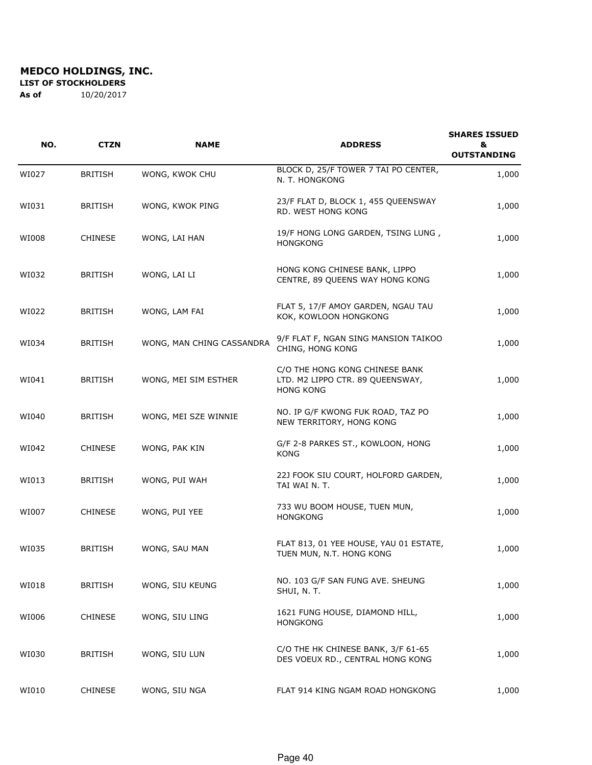**MEDCO HOLDINGS, INC.**

**LIST OF STOCKHOLDERS**

**As of** 10/20/2017

| NO. | CTZN | NAME | ADDRESS | SHARES ISSUED & OUTSTANDING |
|---|---|---|---|---|
| WI027 | BRITISH | WONG, KWOK CHU | BLOCK D, 25/F TOWER 7 TAI PO CENTER, N. T. HONGKONG | 1,000 |
| WI031 | BRITISH | WONG, KWOK PING | 23/F FLAT D, BLOCK 1, 455 QUEENSWAY RD. WEST HONG KONG | 1,000 |
| WI008 | CHINESE | WONG, LAI HAN | 19/F HONG LONG GARDEN, TSING LUNG , HONGKONG | 1,000 |
| WI032 | BRITISH | WONG, LAI LI | HONG KONG CHINESE BANK, LIPPO CENTRE, 89 QUEENS WAY HONG KONG | 1,000 |
| WI022 | BRITISH | WONG, LAM FAI | FLAT 5, 17/F AMOY GARDEN, NGAU TAU KOK, KOWLOON HONGKONG | 1,000 |
| WI034 | BRITISH | WONG, MAN CHING CASSANDRA | 9/F FLAT F, NGAN SING MANSION TAIKOO CHING, HONG KONG | 1,000 |
| WI041 | BRITISH | WONG, MEI SIM ESTHER | C/O THE HONG KONG CHINESE BANK LTD. M2 LIPPO CTR. 89 QUEENSWAY, HONG KONG | 1,000 |
| WI040 | BRITISH | WONG, MEI SZE WINNIE | NO. IP G/F KWONG FUK ROAD, TAZ PO NEW TERRITORY, HONG KONG | 1,000 |
| WI042 | CHINESE | WONG, PAK KIN | G/F 2-8 PARKES ST., KOWLOON, HONG KONG | 1,000 |
| WI013 | BRITISH | WONG, PUI WAH | 22J FOOK SIU COURT, HOLFORD GARDEN, TAI WAI N. T. | 1,000 |
| WI007 | CHINESE | WONG, PUI YEE | 733 WU BOOM HOUSE, TUEN MUN, HONGKONG | 1,000 |
| WI035 | BRITISH | WONG, SAU MAN | FLAT 813, 01 YEE HOUSE, YAU 01 ESTATE, TUEN MUN, N.T. HONG KONG | 1,000 |
| WI018 | BRITISH | WONG, SIU KEUNG | NO. 103 G/F SAN FUNG AVE. SHEUNG SHUI, N. T. | 1,000 |
| WI006 | CHINESE | WONG, SIU LING | 1621 FUNG HOUSE, DIAMOND HILL, HONGKONG | 1,000 |
| WI030 | BRITISH | WONG, SIU LUN | C/O THE HK CHINESE BANK, 3/F 61-65 DES VOEUX RD., CENTRAL HONG KONG | 1,000 |
| WI010 | CHINESE | WONG, SIU NGA | FLAT 914 KING NGAM ROAD HONGKONG | 1,000 |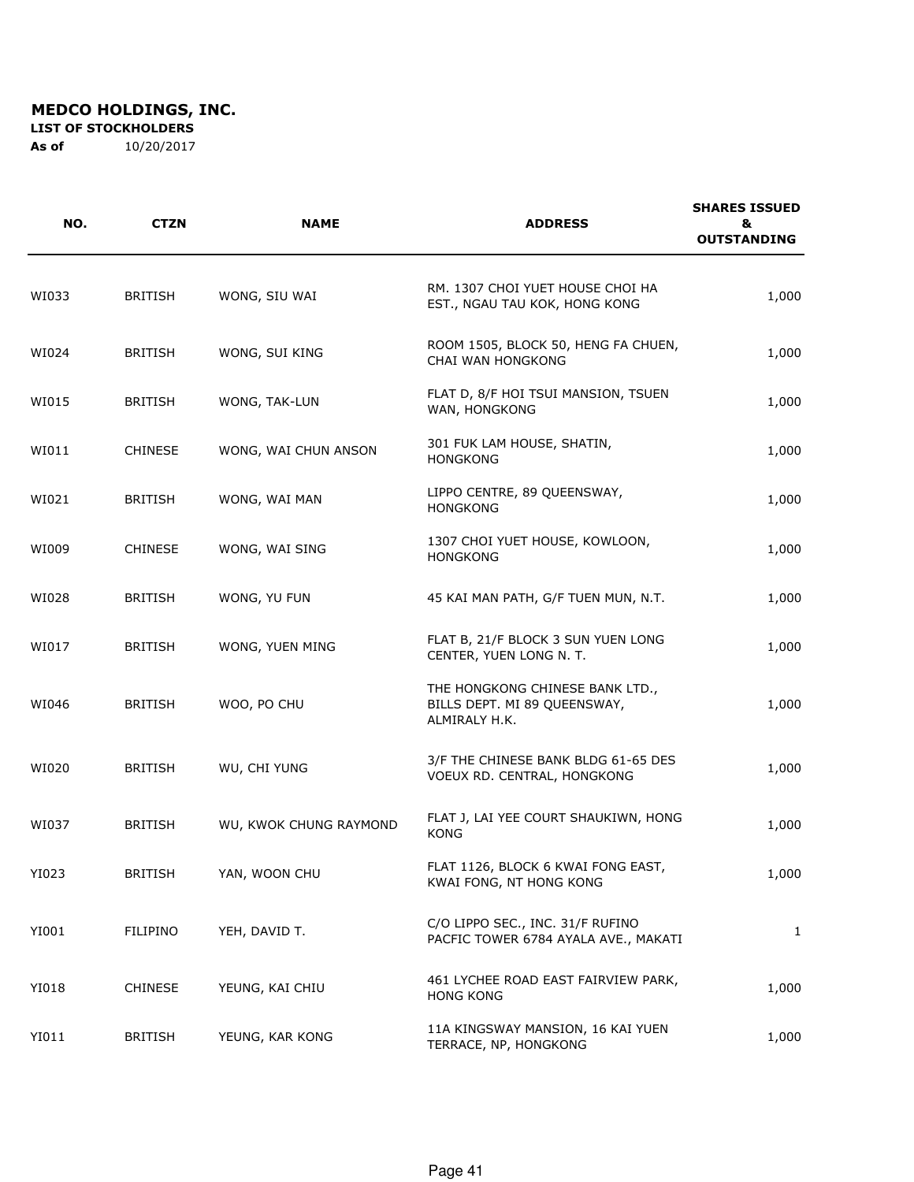**MEDCO HOLDINGS, INC.**

**LIST OF STOCKHOLDERS**

**As of** 10/20/2017

| NO. | CTZN | NAME | ADDRESS | SHARES ISSUED & OUTSTANDING |
|---|---|---|---|---|
| WI033 | BRITISH | WONG, SIU WAI | RM. 1307 CHOI YUET HOUSE CHOI HA EST., NGAU TAU KOK, HONG KONG | 1,000 |
| WI024 | BRITISH | WONG, SUI KING | ROOM 1505, BLOCK 50, HENG FA CHUEN, CHAI WAN HONGKONG | 1,000 |
| WI015 | BRITISH | WONG, TAK-LUN | FLAT D, 8/F HOI TSUI MANSION, TSUEN WAN, HONGKONG | 1,000 |
| WI011 | CHINESE | WONG, WAI CHUN ANSON | 301 FUK LAM HOUSE, SHATIN, HONGKONG | 1,000 |
| WI021 | BRITISH | WONG, WAI MAN | LIPPO CENTRE, 89 QUEENSWAY, HONGKONG | 1,000 |
| WI009 | CHINESE | WONG, WAI SING | 1307 CHOI YUET HOUSE, KOWLOON, HONGKONG | 1,000 |
| WI028 | BRITISH | WONG, YU FUN | 45 KAI MAN PATH, G/F TUEN MUN, N.T. | 1,000 |
| WI017 | BRITISH | WONG, YUEN MING | FLAT B, 21/F BLOCK 3 SUN YUEN LONG CENTER, YUEN LONG N. T. | 1,000 |
| WI046 | BRITISH | WOO, PO CHU | THE HONGKONG CHINESE BANK LTD., BILLS DEPT. MI 89 QUEENSWAY, ALMIRALY H.K. | 1,000 |
| WI020 | BRITISH | WU, CHI YUNG | 3/F THE CHINESE BANK BLDG 61-65 DES VOEUX RD. CENTRAL, HONGKONG | 1,000 |
| WI037 | BRITISH | WU, KWOK CHUNG RAYMOND | FLAT J, LAI YEE COURT SHAUKIWN, HONG KONG | 1,000 |
| YI023 | BRITISH | YAN, WOON CHU | FLAT 1126, BLOCK 6 KWAI FONG EAST, KWAI FONG, NT HONG KONG | 1,000 |
| YI001 | FILIPINO | YEH, DAVID T. | C/O LIPPO SEC., INC. 31/F RUFINO PACFIC TOWER 6784 AYALA AVE., MAKATI | 1 |
| YI018 | CHINESE | YEUNG, KAI CHIU | 461 LYCHEE ROAD EAST FAIRVIEW PARK, HONG KONG | 1,000 |
| YI011 | BRITISH | YEUNG, KAR KONG | 11A KINGSWAY MANSION, 16 KAI YUEN TERRACE, NP, HONGKONG | 1,000 |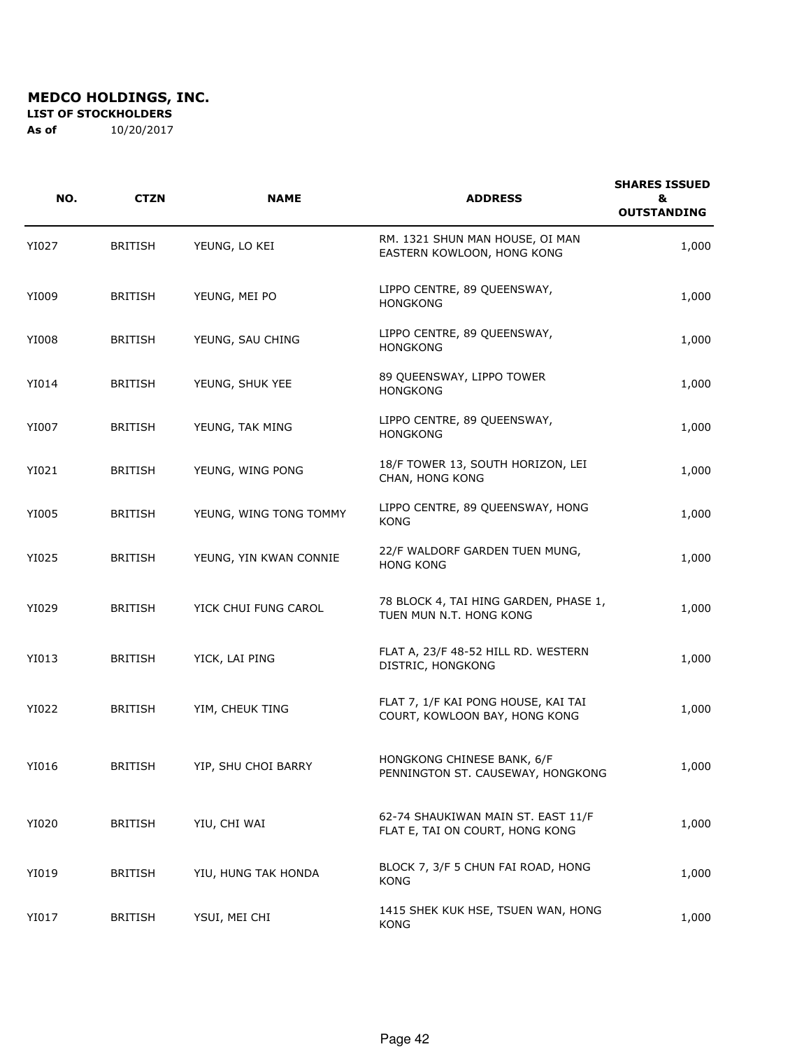**MEDCO HOLDINGS, INC.**
**LIST OF STOCKHOLDERS**
**As of** 10/20/2017

| NO. | CTZN | NAME | ADDRESS | SHARES ISSUED & OUTSTANDING |
|---|---|---|---|---|
| YI027 | BRITISH | YEUNG, LO KEI | RM. 1321 SHUN MAN HOUSE, OI MAN EASTERN KOWLOON, HONG KONG | 1,000 |
| YI009 | BRITISH | YEUNG, MEI PO | LIPPO CENTRE, 89 QUEENSWAY, HONGKONG | 1,000 |
| YI008 | BRITISH | YEUNG, SAU CHING | LIPPO CENTRE, 89 QUEENSWAY, HONGKONG | 1,000 |
| YI014 | BRITISH | YEUNG, SHUK YEE | 89 QUEENSWAY, LIPPO TOWER HONGKONG | 1,000 |
| YI007 | BRITISH | YEUNG, TAK MING | LIPPO CENTRE, 89 QUEENSWAY, HONGKONG | 1,000 |
| YI021 | BRITISH | YEUNG, WING PONG | 18/F TOWER 13, SOUTH HORIZON, LEI CHAN, HONG KONG | 1,000 |
| YI005 | BRITISH | YEUNG, WING TONG TOMMY | LIPPO CENTRE, 89 QUEENSWAY, HONG KONG | 1,000 |
| YI025 | BRITISH | YEUNG, YIN KWAN CONNIE | 22/F WALDORF GARDEN TUEN MUNG, HONG KONG | 1,000 |
| YI029 | BRITISH | YICK CHUI FUNG CAROL | 78 BLOCK 4, TAI HING GARDEN, PHASE 1, TUEN MUN N.T. HONG KONG | 1,000 |
| YI013 | BRITISH | YICK, LAI PING | FLAT A, 23/F 48-52 HILL RD. WESTERN DISTRIC, HONGKONG | 1,000 |
| YI022 | BRITISH | YIM, CHEUK TING | FLAT 7, 1/F KAI PONG HOUSE, KAI TAI COURT, KOWLOON BAY, HONG KONG | 1,000 |
| YI016 | BRITISH | YIP, SHU CHOI BARRY | HONGKONG CHINESE BANK, 6/F PENNINGTON ST. CAUSEWAY, HONGKONG | 1,000 |
| YI020 | BRITISH | YIU, CHI WAI | 62-74 SHAUKIWAN MAIN ST. EAST 11/F FLAT E, TAI ON COURT, HONG KONG | 1,000 |
| YI019 | BRITISH | YIU, HUNG TAK HONDA | BLOCK 7, 3/F 5 CHUN FAI ROAD, HONG KONG | 1,000 |
| YI017 | BRITISH | YSUI, MEI CHI | 1415 SHEK KUK HSE, TSUEN WAN, HONG KONG | 1,000 |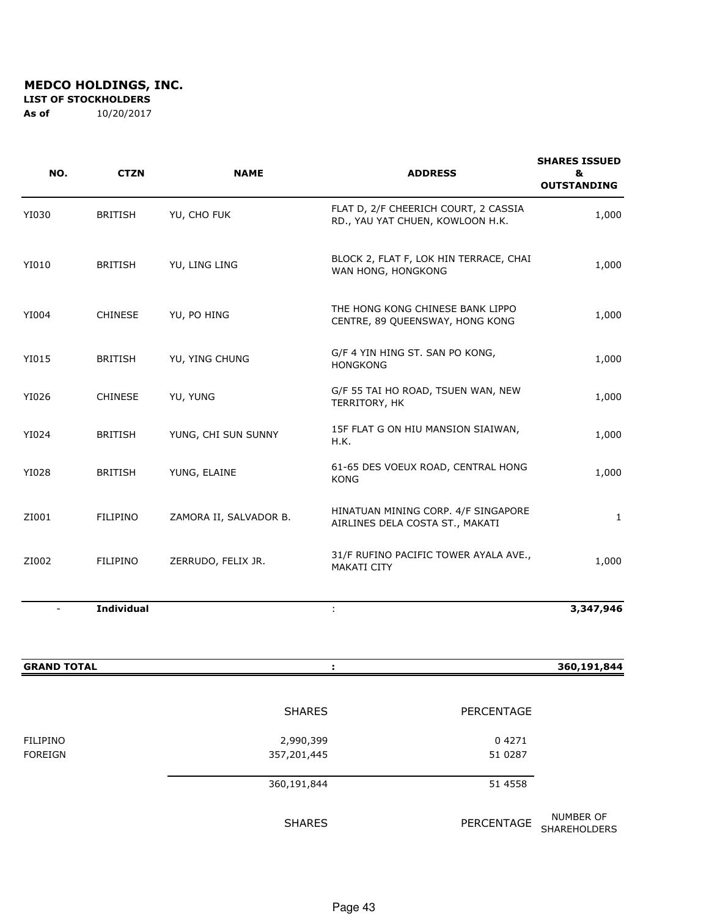**MEDCO HOLDINGS, INC.**

**LIST OF STOCKHOLDERS**

**As of** 10/20/2017

| NO. | CTZN | NAME | ADDRESS | SHARES ISSUED & OUTSTANDING |
|---|---|---|---|---|
| YI030 | BRITISH | YU, CHO FUK | FLAT D, 2/F CHEERICH COURT, 2 CASSIA RD., YAU YAT CHUEN, KOWLOON H.K. | 1,000 |
| YI010 | BRITISH | YU, LING LING | BLOCK 2, FLAT F, LOK HIN TERRACE, CHAI WAN HONG, HONGKONG | 1,000 |
| YI004 | CHINESE | YU, PO HING | THE HONG KONG CHINESE BANK LIPPO CENTRE, 89 QUEENSWAY, HONG KONG | 1,000 |
| YI015 | BRITISH | YU, YING CHUNG | G/F 4 YIN HING ST. SAN PO KONG, HONGKONG | 1,000 |
| YI026 | CHINESE | YU, YUNG | G/F 55 TAI HO ROAD, TSUEN WAN, NEW TERRITORY, HK | 1,000 |
| YI024 | BRITISH | YUNG, CHI SUN SUNNY | 15F FLAT G ON HIU MANSION SIAIWAN, H.K. | 1,000 |
| YI028 | BRITISH | YUNG, ELAINE | 61-65 DES VOEUX ROAD, CENTRAL HONG KONG | 1,000 |
| ZI001 | FILIPINO | ZAMORA II, SALVADOR B. | HINATUAN MINING CORP. 4/F SINGAPORE AIRLINES DELA COSTA ST., MAKATI | 1 |
| ZI002 | FILIPINO | ZERRUDO, FELIX JR. | 31/F RUFINO PACIFIC TOWER AYALA AVE., MAKATI CITY | 1,000 |
| - | **Individual** | | : | **3,347,946** |
| **GRAND TOTAL** | | | **:** | **360,191,844** |

| | SHARES | PERCENTAGE | |
|---|---|---|---|
| FILIPINO | 2,990,399 | 0 4271 | |
| FOREIGN | 357,201,445 | 51 0287 | |
| | 360,191,844 | 51 4558 | |
| | SHARES | PERCENTAGE | NUMBER OF SHAREHOLDERS |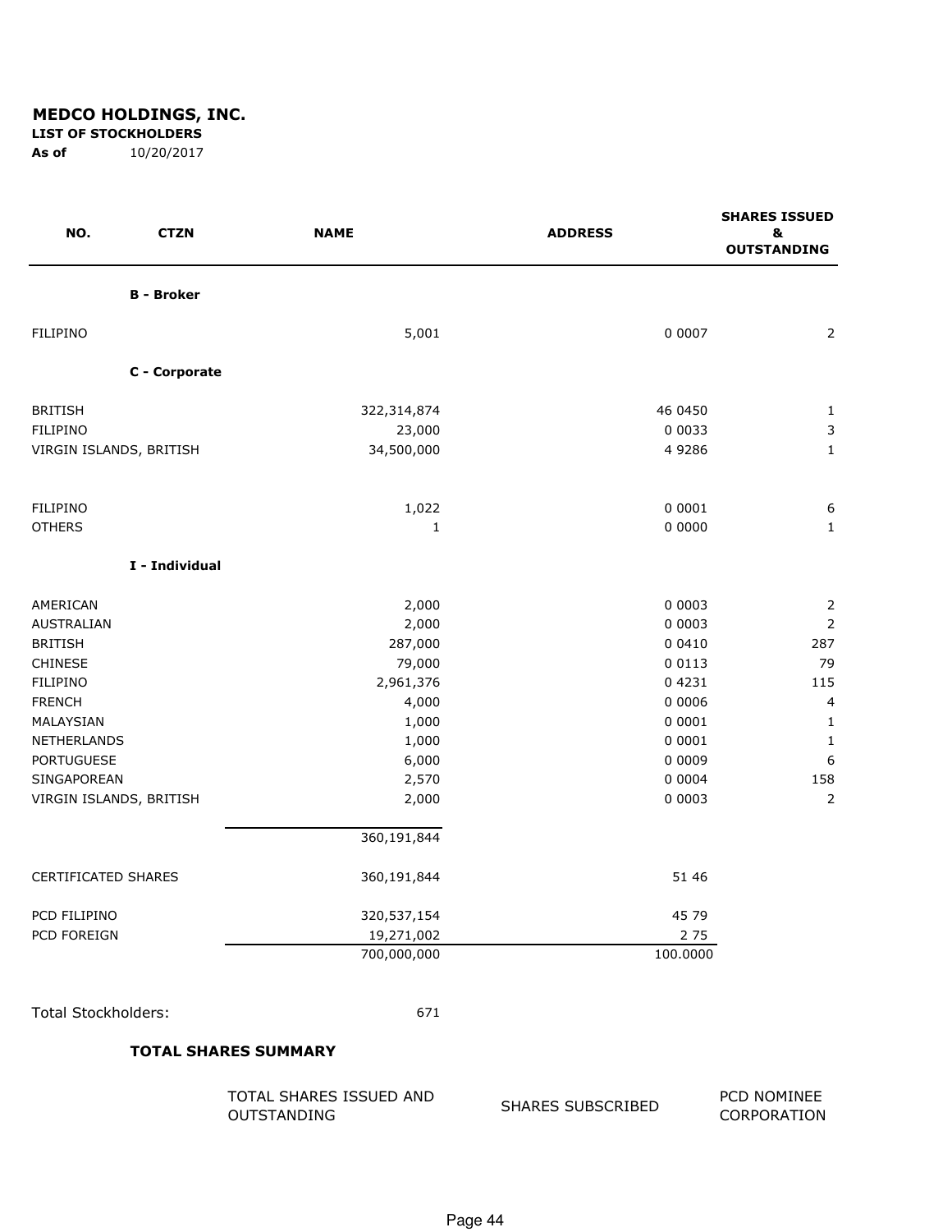## MEDCO HOLDINGS, INC.

**LIST OF STOCKHOLDERS**

**As of** 10/20/2017

| NO. | CTZN | NAME | ADDRESS | SHARES ISSUED & OUTSTANDING |
|---|---|---|---|---|
| | **B - Broker** | | | |
| FILIPINO | | 5,001 | 0 0007 | 2 |
| | **C - Corporate** | | | |
| BRITISH | | 322,314,874 | 46 0450 | 1 |
| FILIPINO | | 23,000 | 0 0033 | 3 |
| VIRGIN ISLANDS, BRITISH | | 34,500,000 | 4 9286 | 1 |
| FILIPINO | | 1,022 | 0 0001 | 6 |
| OTHERS | | 1 | 0 0000 | 1 |
| | **I - Individual** | | | |
| AMERICAN | | 2,000 | 0 0003 | 2 |
| AUSTRALIAN | | 2,000 | 0 0003 | 2 |
| BRITISH | | 287,000 | 0 0410 | 287 |
| CHINESE | | 79,000 | 0 0113 | 79 |
| FILIPINO | | 2,961,376 | 0 4231 | 115 |
| FRENCH | | 4,000 | 0 0006 | 4 |
| MALAYSIAN | | 1,000 | 0 0001 | 1 |
| NETHERLANDS | | 1,000 | 0 0001 | 1 |
| PORTUGUESE | | 6,000 | 0 0009 | 6 |
| SINGAPOREAN | | 2,570 | 0 0004 | 158 |
| VIRGIN ISLANDS, BRITISH | | 2,000 | 0 0003 | 2 |
| | | 360,191,844 | | |
| CERTIFICATED SHARES | | 360,191,844 | 51 46 | |
| PCD FILIPINO | | 320,537,154 | 45 79 | |
| PCD FOREIGN | | 19,271,002 | 2 75 | |
| | | 700,000,000 | 100.0000 | |

Total Stockholders: 671

**TOTAL SHARES SUMMARY**

| TOTAL SHARES ISSUED AND OUTSTANDING | SHARES SUBSCRIBED | PCD NOMINEE CORPORATION |
|---|---|---|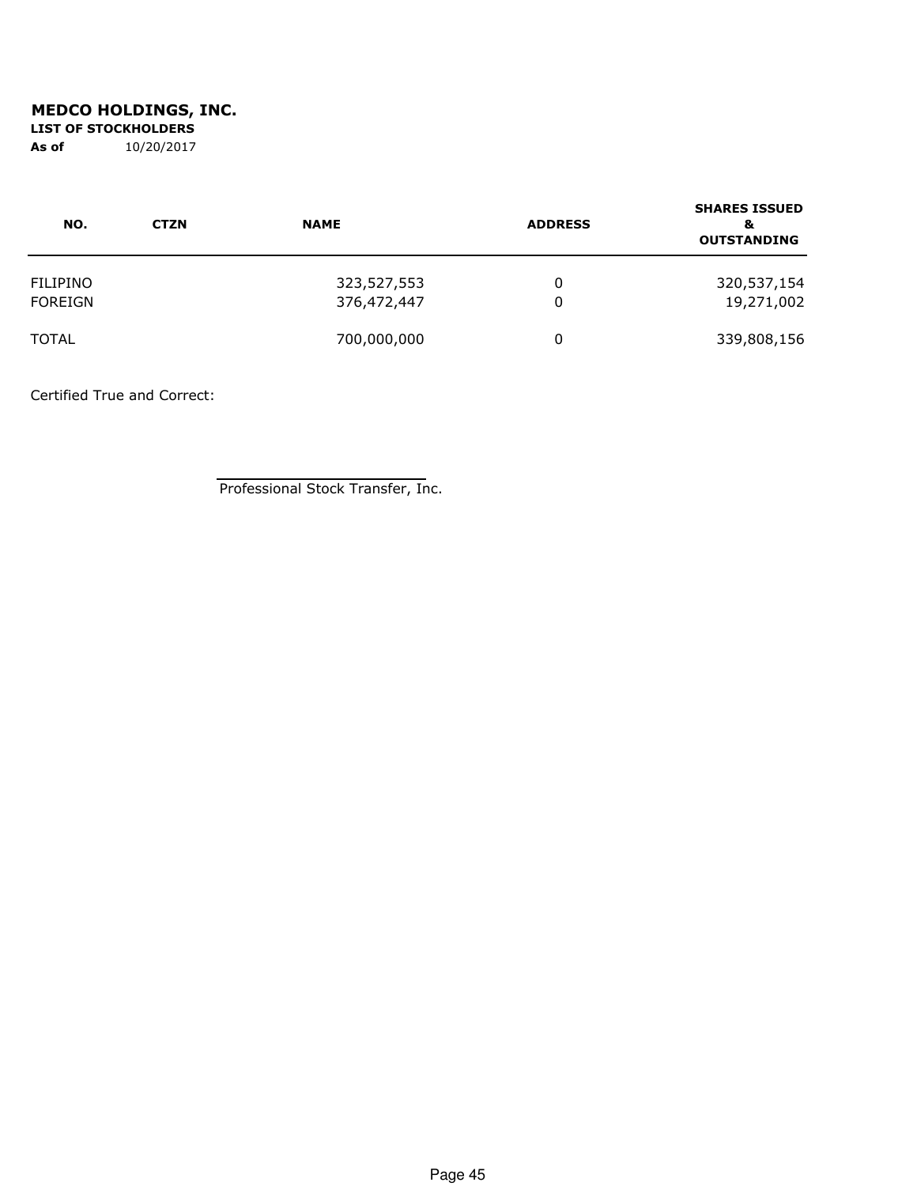**MEDCO HOLDINGS, INC.**
**LIST OF STOCKHOLDERS**
**As of** 10/20/2017

| NO. | CTZN | NAME | ADDRESS | SHARES ISSUED & OUTSTANDING |
|---|---|---|---|---|
| FILIPINO | | 323,527,553 | 0 | 320,537,154 |
| FOREIGN | | 376,472,447 | 0 | 19,271,002 |
| TOTAL | | 700,000,000 | 0 | 339,808,156 |

Certified True and Correct:

Professional Stock Transfer, Inc.